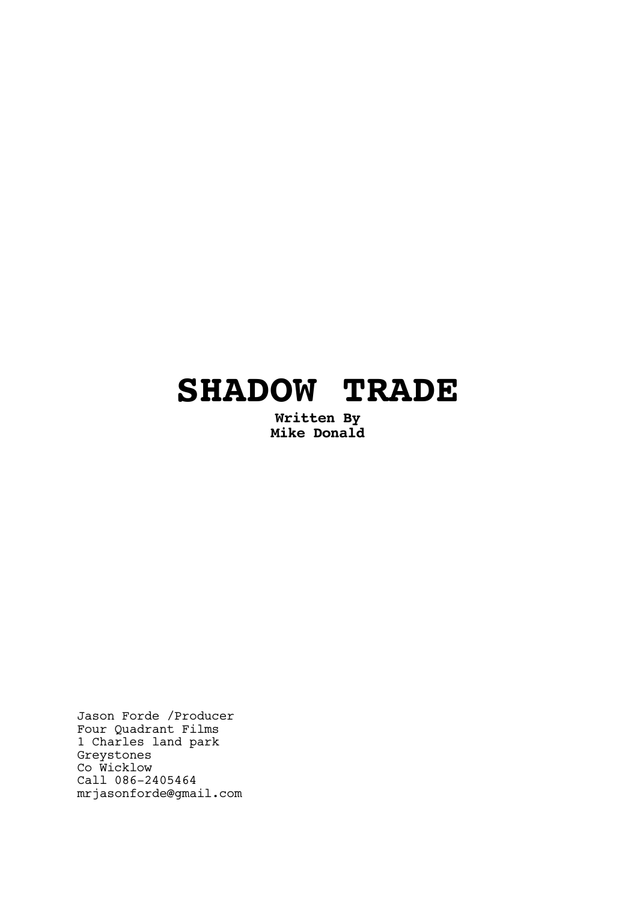# SHADOW TRADE

**Written By**
**Mike Donald**

Jason Forde /Producer
Four Quadrant Films
1 Charles land park
Greystones
Co Wicklow
Call 086-2405464
mrjasonforde@gmail.com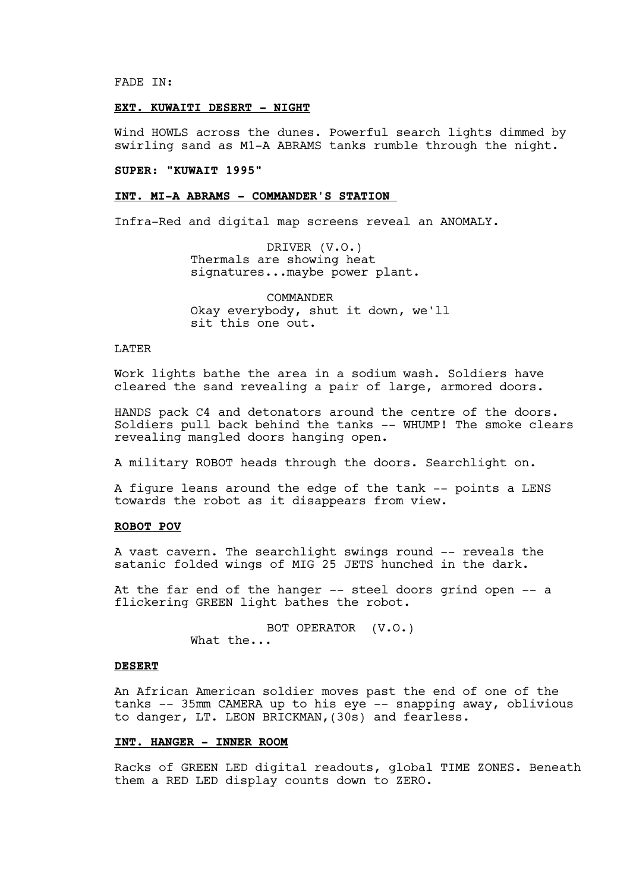FADE IN:

**EXT. KUWAITI DESERT - NIGHT**

Wind HOWLS across the dunes. Powerful search lights dimmed by swirling sand as M1-A ABRAMS tanks rumble through the night.

**SUPER: "KUWAIT 1995"**

**INT. MI-A ABRAMS - COMMANDER'S STATION**

Infra-Red and digital map screens reveal an ANOMALY.

DRIVER (V.O.)
Thermals are showing heat signatures...maybe power plant.

COMMANDER
Okay everybody, shut it down, we'll sit this one out.

LATER

Work lights bathe the area in a sodium wash. Soldiers have cleared the sand revealing a pair of large, armored doors.

HANDS pack C4 and detonators around the centre of the doors. Soldiers pull back behind the tanks -- WHUMP! The smoke clears revealing mangled doors hanging open.

A military ROBOT heads through the doors. Searchlight on.

A figure leans around the edge of the tank -- points a LENS towards the robot as it disappears from view.

**ROBOT POV**

A vast cavern. The searchlight swings round -- reveals the satanic folded wings of MIG 25 JETS hunched in the dark.

At the far end of the hanger -- steel doors grind open -- a flickering GREEN light bathes the robot.

BOT OPERATOR (V.O.)
What the...

**DESERT**

An African American soldier moves past the end of one of the tanks -- 35mm CAMERA up to his eye -- snapping away, oblivious to danger, LT. LEON BRICKMAN,(30s) and fearless.

**INT. HANGER - INNER ROOM**

Racks of GREEN LED digital readouts, global TIME ZONES. Beneath them a RED LED display counts down to ZERO.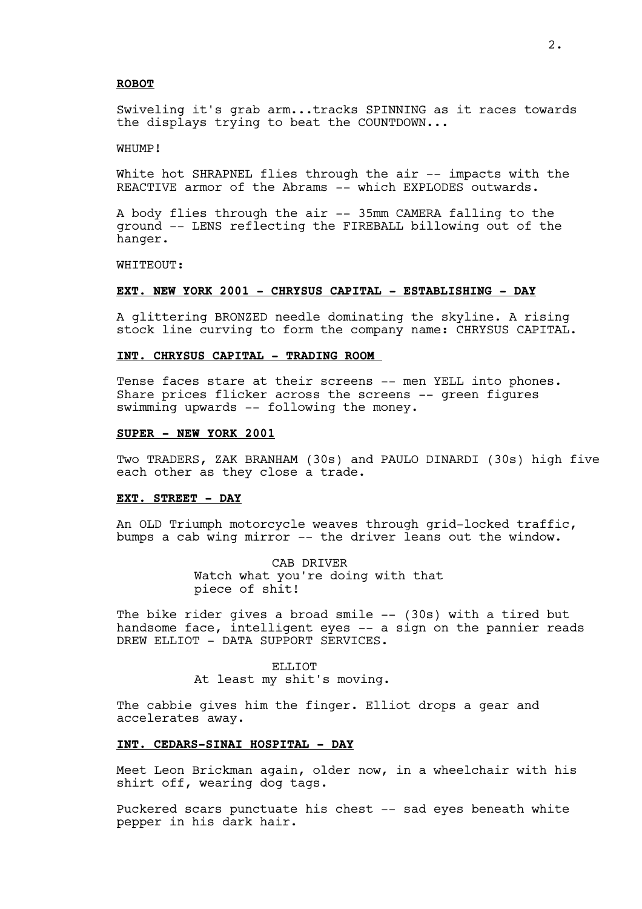**ROBOT**

Swiveling it's grab arm...tracks SPINNING as it races towards the displays trying to beat the COUNTDOWN...

WHUMP!

White hot SHRAPNEL flies through the air -- impacts with the REACTIVE armor of the Abrams -- which EXPLODES outwards.

A body flies through the air -- 35mm CAMERA falling to the ground -- LENS reflecting the FIREBALL billowing out of the hanger.

WHITEOUT:

**EXT. NEW YORK 2001 - CHRYSUS CAPITAL - ESTABLISHING - DAY**

A glittering BRONZED needle dominating the skyline. A rising stock line curving to form the company name: CHRYSUS CAPITAL.

**INT. CHRYSUS CAPITAL - TRADING ROOM**

Tense faces stare at their screens -- men YELL into phones. Share prices flicker across the screens -- green figures swimming upwards -- following the money.

**SUPER - NEW YORK 2001**

Two TRADERS, ZAK BRANHAM (30s) and PAULO DINARDI (30s) high five each other as they close a trade.

**EXT. STREET - DAY**

An OLD Triumph motorcycle weaves through grid-locked traffic, bumps a cab wing mirror -- the driver leans out the window.

CAB DRIVER
Watch what you're doing with that piece of shit!

The bike rider gives a broad smile -- (30s) with a tired but handsome face, intelligent eyes -- a sign on the pannier reads DREW ELLIOT - DATA SUPPORT SERVICES.

ELLIOT
At least my shit's moving.

The cabbie gives him the finger. Elliot drops a gear and accelerates away.

**INT. CEDARS-SINAI HOSPITAL - DAY**

Meet Leon Brickman again, older now, in a wheelchair with his shirt off, wearing dog tags.

Puckered scars punctuate his chest -- sad eyes beneath white pepper in his dark hair.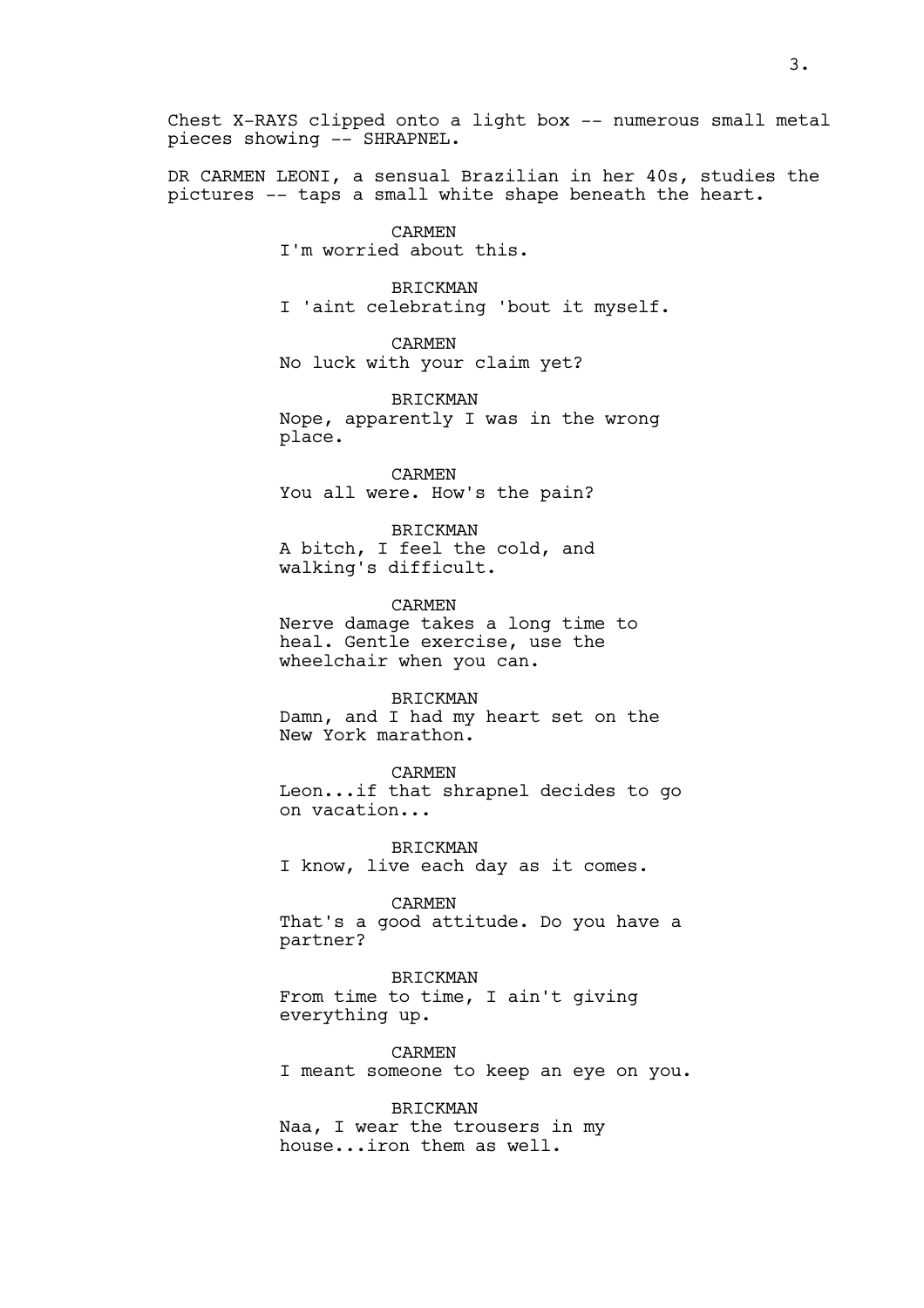Chest X-RAYS clipped onto a light box -- numerous small metal pieces showing -- SHRAPNEL.

DR CARMEN LEONI, a sensual Brazilian in her 40s, studies the pictures -- taps a small white shape beneath the heart.

CARMEN
I'm worried about this.

BRICKMAN
I 'aint celebrating 'bout it myself.

CARMEN
No luck with your claim yet?

BRICKMAN
Nope, apparently I was in the wrong place.

CARMEN
You all were. How's the pain?

BRICKMAN
A bitch, I feel the cold, and walking's difficult.

CARMEN
Nerve damage takes a long time to heal. Gentle exercise, use the wheelchair when you can.

BRICKMAN
Damn, and I had my heart set on the New York marathon.

CARMEN
Leon...if that shrapnel decides to go on vacation...

BRICKMAN
I know, live each day as it comes.

CARMEN
That's a good attitude. Do you have a partner?

BRICKMAN
From time to time, I ain't giving everything up.

CARMEN
I meant someone to keep an eye on you.

BRICKMAN
Naa, I wear the trousers in my house...iron them as well.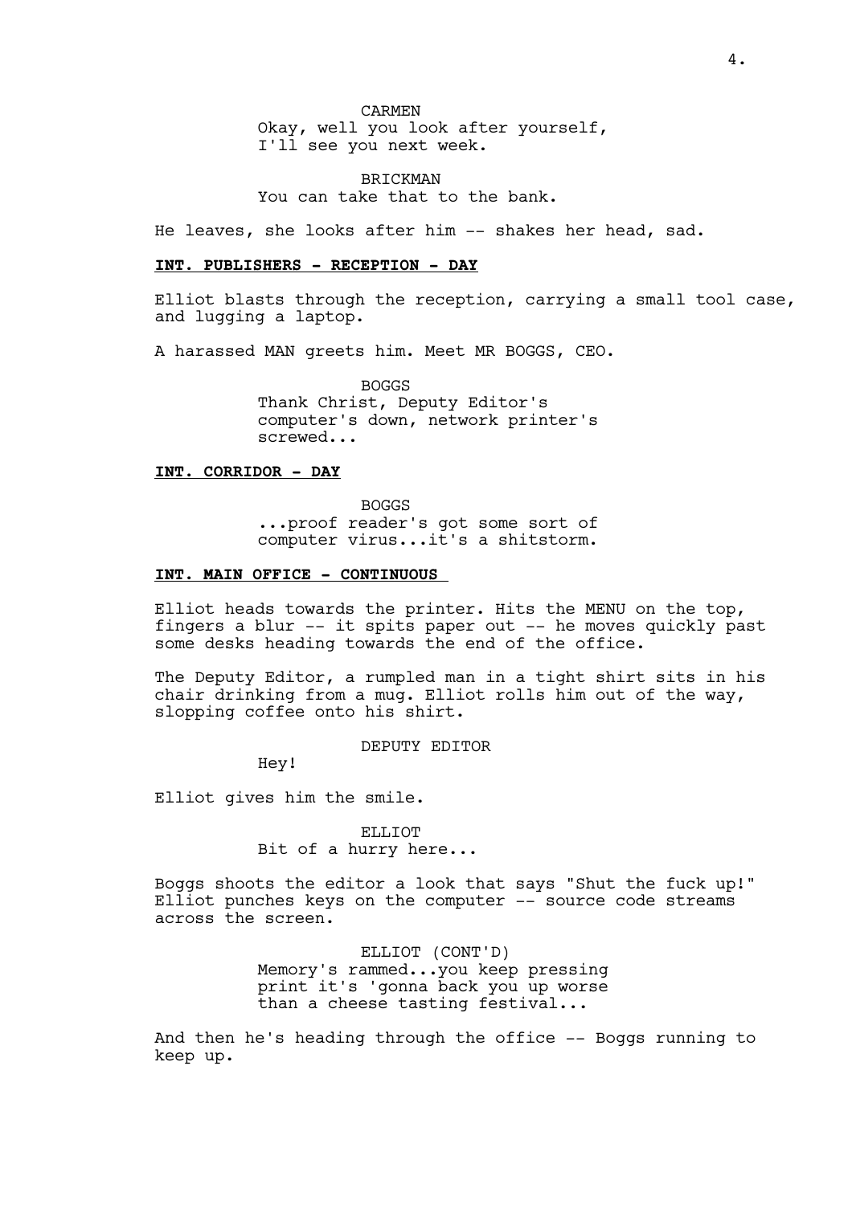CARMEN
Okay, well you look after yourself, I'll see you next week.

BRICKMAN
You can take that to the bank.

He leaves, she looks after him -- shakes her head, sad.

**INT. PUBLISHERS - RECEPTION - DAY**

Elliot blasts through the reception, carrying a small tool case, and lugging a laptop.

A harassed MAN greets him. Meet MR BOGGS, CEO.

BOGGS
Thank Christ, Deputy Editor's computer's down, network printer's screwed...

**INT. CORRIDOR - DAY**

BOGGS
...proof reader's got some sort of computer virus...it's a shitstorm.

**INT. MAIN OFFICE - CONTINUOUS**

Elliot heads towards the printer. Hits the MENU on the top, fingers a blur -- it spits paper out -- he moves quickly past some desks heading towards the end of the office.

The Deputy Editor, a rumpled man in a tight shirt sits in his chair drinking from a mug. Elliot rolls him out of the way, slopping coffee onto his shirt.

DEPUTY EDITOR
Hey!

Elliot gives him the smile.

ELLIOT
Bit of a hurry here...

Boggs shoots the editor a look that says "Shut the fuck up!" Elliot punches keys on the computer -- source code streams across the screen.

ELLIOT (CONT'D)
Memory's rammed...you keep pressing print it's 'gonna back you up worse than a cheese tasting festival...

And then he's heading through the office -- Boggs running to keep up.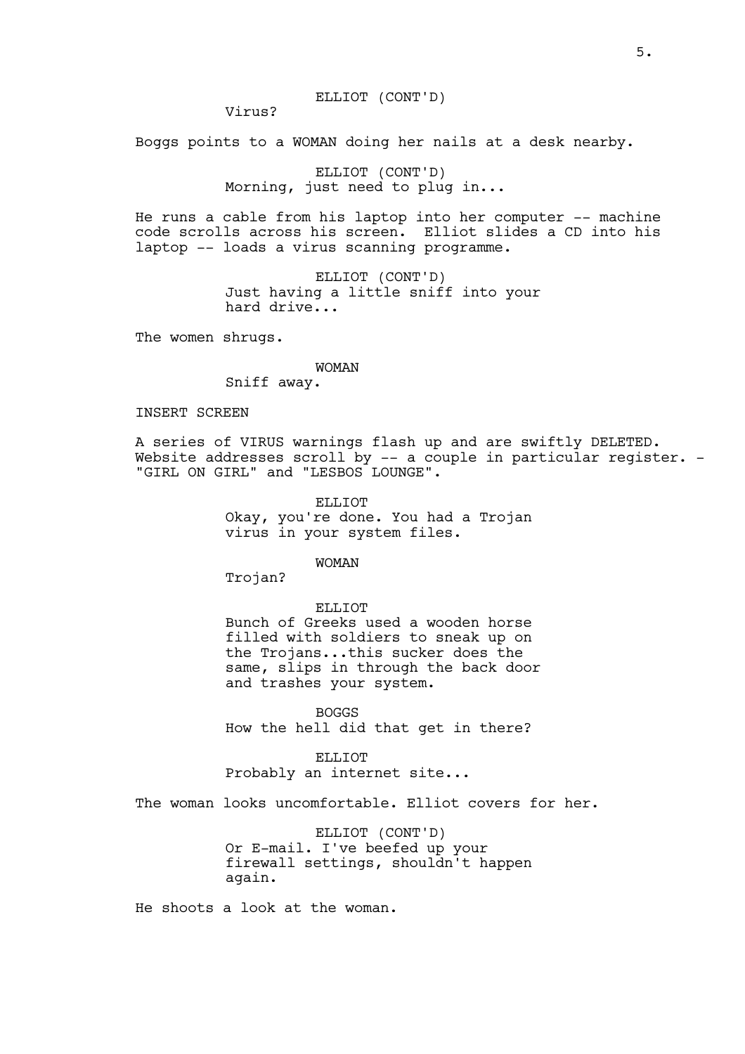ELLIOT (CONT'D)
Virus?

Boggs points to a WOMAN doing her nails at a desk nearby.

ELLIOT (CONT'D)
Morning, just need to plug in...

He runs a cable from his laptop into her computer -- machine code scrolls across his screen. Elliot slides a CD into his laptop -- loads a virus scanning programme.

ELLIOT (CONT'D)
Just having a little sniff into your hard drive...

The women shrugs.

WOMAN
Sniff away.

INSERT SCREEN

A series of VIRUS warnings flash up and are swiftly DELETED. Website addresses scroll by -- a couple in particular register. - "GIRL ON GIRL" and "LESBOS LOUNGE".

ELLIOT
Okay, you're done. You had a Trojan virus in your system files.

WOMAN
Trojan?

ELLIOT
Bunch of Greeks used a wooden horse filled with soldiers to sneak up on the Trojans...this sucker does the same, slips in through the back door and trashes your system.

BOGGS
How the hell did that get in there?

ELLIOT
Probably an internet site...

The woman looks uncomfortable. Elliot covers for her.

ELLIOT (CONT'D)
Or E-mail. I've beefed up your firewall settings, shouldn't happen again.

He shoots a look at the woman.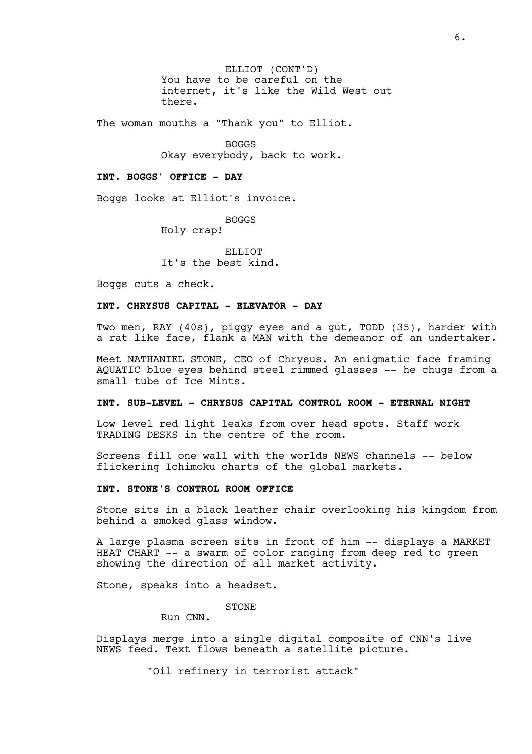ELLIOT (CONT'D)
You have to be careful on the internet, it's like the Wild West out there.

The woman mouths a "Thank you" to Elliot.

BOGGS
Okay everybody, back to work.

**INT. BOGGS' OFFICE - DAY**

Boggs looks at Elliot's invoice.

BOGGS
Holy crap!

ELLIOT
It's the best kind.

Boggs cuts a check.

**INT. CHRYSUS CAPITAL - ELEVATOR - DAY**

Two men, RAY (40s), piggy eyes and a gut, TODD (35), harder with a rat like face, flank a MAN with the demeanor of an undertaker.

Meet NATHANIEL STONE, CEO of Chrysus. An enigmatic face framing AQUATIC blue eyes behind steel rimmed glasses -- he chugs from a small tube of Ice Mints.

**INT. SUB-LEVEL - CHRYSUS CAPITAL CONTROL ROOM - ETERNAL NIGHT**

Low level red light leaks from over head spots. Staff work TRADING DESKS in the centre of the room.

Screens fill one wall with the worlds NEWS channels -- below flickering Ichimoku charts of the global markets.

**INT. STONE'S CONTROL ROOM OFFICE**

Stone sits in a black leather chair overlooking his kingdom from behind a smoked glass window.

A large plasma screen sits in front of him -- displays a MARKET HEAT CHART -- a swarm of color ranging from deep red to green showing the direction of all market activity.

Stone, speaks into a headset.

STONE
Run CNN.

Displays merge into a single digital composite of CNN's live NEWS feed. Text flows beneath a satellite picture.

"Oil refinery in terrorist attack"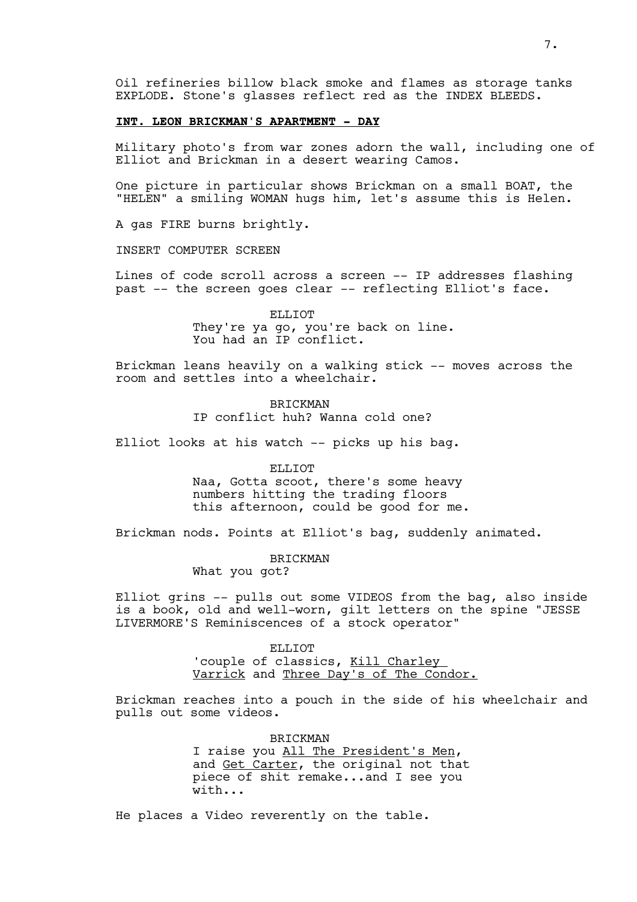Oil refineries billow black smoke and flames as storage tanks EXPLODE. Stone's glasses reflect red as the INDEX BLEEDS.

**INT. LEON BRICKMAN'S APARTMENT - DAY**

Military photo's from war zones adorn the wall, including one of Elliot and Brickman in a desert wearing Camos.

One picture in particular shows Brickman on a small BOAT, the "HELEN" a smiling WOMAN hugs him, let's assume this is Helen.

A gas FIRE burns brightly.

INSERT COMPUTER SCREEN

Lines of code scroll across a screen -- IP addresses flashing past -- the screen goes clear -- reflecting Elliot's face.

ELLIOT
They're ya go, you're back on line. You had an IP conflict.

Brickman leans heavily on a walking stick -- moves across the room and settles into a wheelchair.

BRICKMAN
IP conflict huh? Wanna cold one?

Elliot looks at his watch -- picks up his bag.

ELLIOT
Naa, Gotta scoot, there's some heavy numbers hitting the trading floors this afternoon, could be good for me.

Brickman nods. Points at Elliot's bag, suddenly animated.

BRICKMAN
What you got?

Elliot grins -- pulls out some VIDEOS from the bag, also inside is a book, old and well-worn, gilt letters on the spine "JESSE LIVERMORE'S Reminiscences of a stock operator"

ELLIOT
'couple of classics, Kill Charley Varrick and Three Day's of The Condor.

Brickman reaches into a pouch in the side of his wheelchair and pulls out some videos.

BRICKMAN
I raise you All The President's Men, and Get Carter, the original not that piece of shit remake...and I see you with...

He places a Video reverently on the table.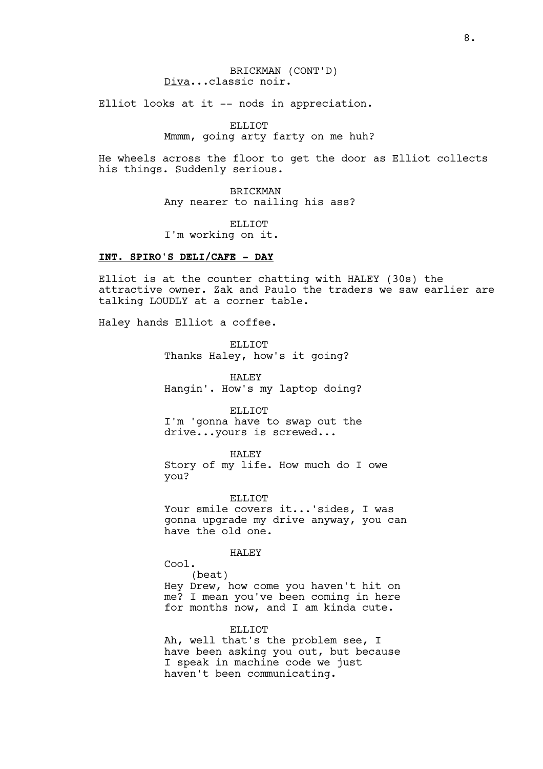BRICKMAN (CONT'D)
Diva...classic noir.

Elliot looks at it -- nods in appreciation.

ELLIOT
Mmmm, going arty farty on me huh?

He wheels across the floor to get the door as Elliot collects his things. Suddenly serious.

BRICKMAN
Any nearer to nailing his ass?

ELLIOT
I'm working on it.

**INT. SPIRO'S DELI/CAFE - DAY**

Elliot is at the counter chatting with HALEY (30s) the attractive owner. Zak and Paulo the traders we saw earlier are talking LOUDLY at a corner table.

Haley hands Elliot a coffee.

ELLIOT
Thanks Haley, how's it going?

HALEY
Hangin'. How's my laptop doing?

ELLIOT
I'm 'gonna have to swap out the drive...yours is screwed...

HALEY
Story of my life. How much do I owe you?

ELLIOT
Your smile covers it...'sides, I was gonna upgrade my drive anyway, you can have the old one.

HALEY
Cool.
(beat)
Hey Drew, how come you haven't hit on me? I mean you've been coming in here for months now, and I am kinda cute.

ELLIOT
Ah, well that's the problem see, I have been asking you out, but because I speak in machine code we just haven't been communicating.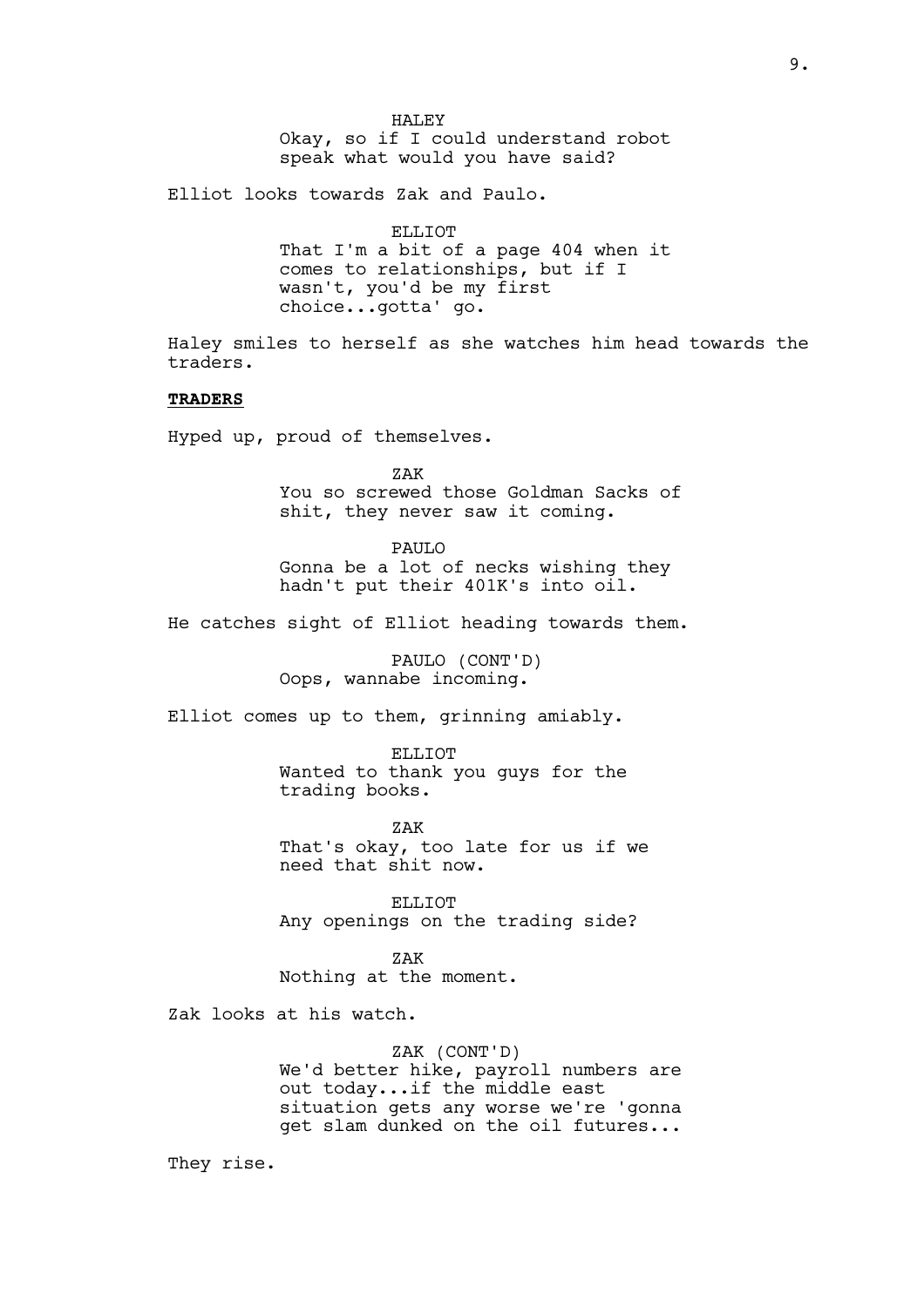HALEY
Okay, so if I could understand robot speak what would you have said?

Elliot looks towards Zak and Paulo.

ELLIOT
That I'm a bit of a page 404 when it comes to relationships, but if I wasn't, you'd be my first choice...gotta' go.

Haley smiles to herself as she watches him head towards the traders.

**TRADERS**

Hyped up, proud of themselves.

ZAK
You so screwed those Goldman Sacks of shit, they never saw it coming.

PAULO
Gonna be a lot of necks wishing they hadn't put their 401K's into oil.

He catches sight of Elliot heading towards them.

PAULO (CONT'D)
Oops, wannabe incoming.

Elliot comes up to them, grinning amiably.

ELLIOT
Wanted to thank you guys for the trading books.

ZAK
That's okay, too late for us if we need that shit now.

ELLIOT
Any openings on the trading side?

ZAK
Nothing at the moment.

Zak looks at his watch.

ZAK (CONT'D)
We'd better hike, payroll numbers are out today...if the middle east situation gets any worse we're 'gonna get slam dunked on the oil futures...

They rise.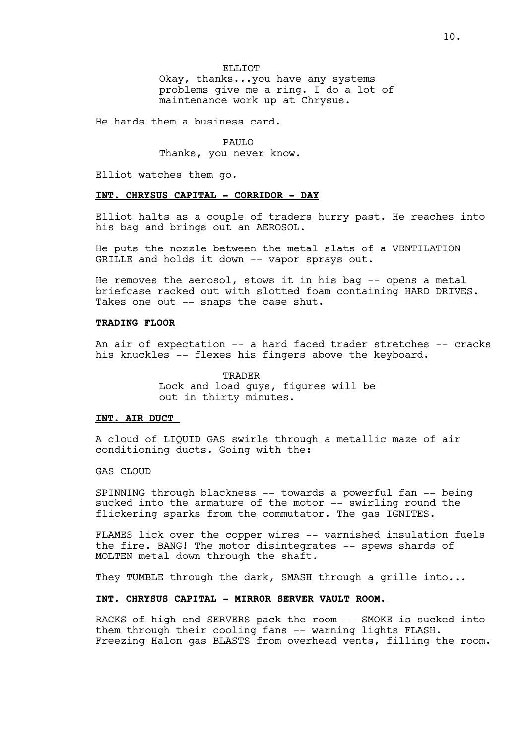ELLIOT
Okay, thanks...you have any systems problems give me a ring. I do a lot of maintenance work up at Chrysus.

He hands them a business card.

PAULO
Thanks, you never know.

Elliot watches them go.

**INT. CHRYSUS CAPITAL - CORRIDOR - DAY**

Elliot halts as a couple of traders hurry past. He reaches into his bag and brings out an AEROSOL.

He puts the nozzle between the metal slats of a VENTILATION GRILLE and holds it down -- vapor sprays out.

He removes the aerosol, stows it in his bag -- opens a metal briefcase racked out with slotted foam containing HARD DRIVES. Takes one out -- snaps the case shut.

**TRADING FLOOR**

An air of expectation -- a hard faced trader stretches -- cracks his knuckles -- flexes his fingers above the keyboard.

TRADER
Lock and load guys, figures will be out in thirty minutes.

**INT. AIR DUCT**

A cloud of LIQUID GAS swirls through a metallic maze of air conditioning ducts. Going with the:

GAS CLOUD

SPINNING through blackness -- towards a powerful fan -- being sucked into the armature of the motor -- swirling round the flickering sparks from the commutator. The gas IGNITES.

FLAMES lick over the copper wires -- varnished insulation fuels the fire. BANG! The motor disintegrates -- spews shards of MOLTEN metal down through the shaft.

They TUMBLE through the dark, SMASH through a grille into...

**INT. CHRYSUS CAPITAL - MIRROR SERVER VAULT ROOM.**

RACKS of high end SERVERS pack the room -- SMOKE is sucked into them through their cooling fans -- warning lights FLASH. Freezing Halon gas BLASTS from overhead vents, filling the room.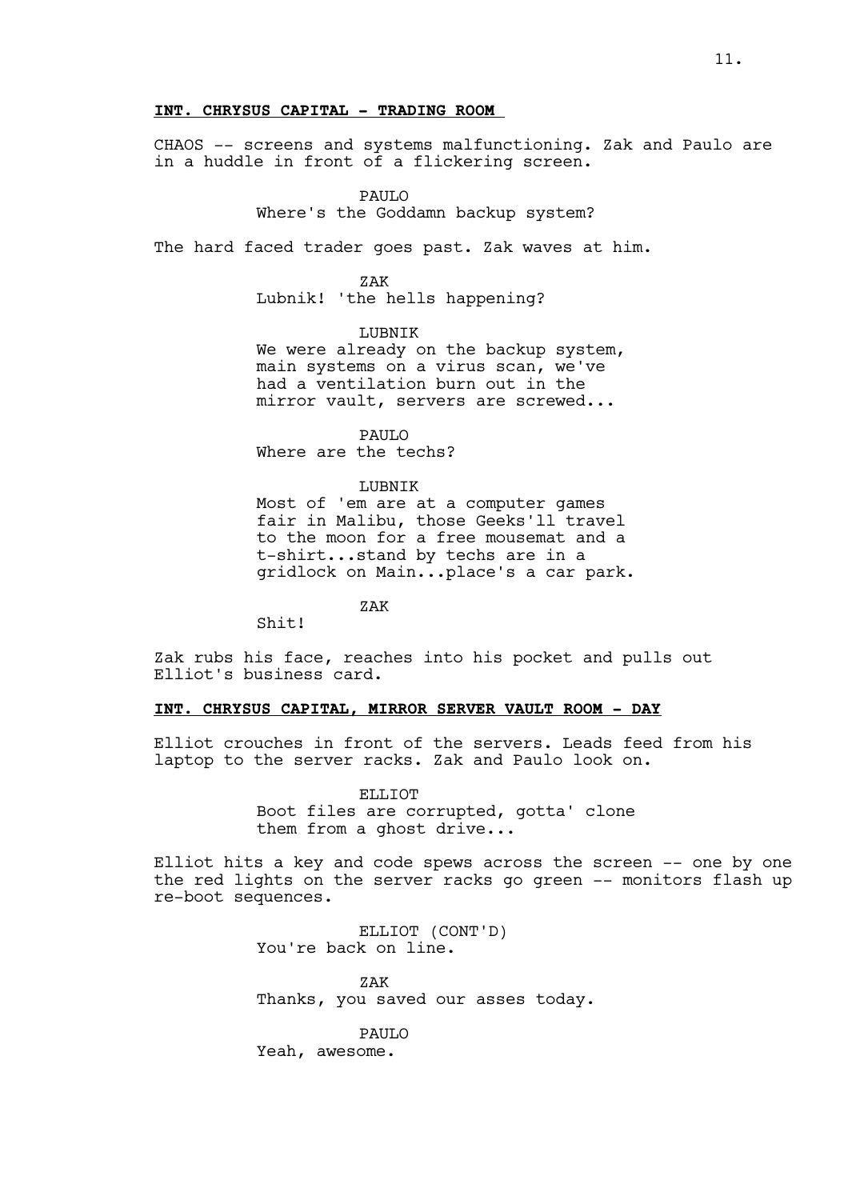**INT. CHRYSUS CAPITAL - TRADING ROOM**

CHAOS -- screens and systems malfunctioning. Zak and Paulo are in a huddle in front of a flickering screen.

PAULO
Where's the Goddamn backup system?

The hard faced trader goes past. Zak waves at him.

ZAK
Lubnik! 'the hells happening?

LUBNIK
We were already on the backup system, main systems on a virus scan, we've had a ventilation burn out in the mirror vault, servers are screwed...

PAULO
Where are the techs?

LUBNIK
Most of 'em are at a computer games fair in Malibu, those Geeks'll travel to the moon for a free mousemat and a t-shirt...stand by techs are in a gridlock on Main...place's a car park.

ZAK
Shit!

Zak rubs his face, reaches into his pocket and pulls out Elliot's business card.

**INT. CHRYSUS CAPITAL, MIRROR SERVER VAULT ROOM - DAY**

Elliot crouches in front of the servers. Leads feed from his laptop to the server racks. Zak and Paulo look on.

ELLIOT
Boot files are corrupted, gotta' clone them from a ghost drive...

Elliot hits a key and code spews across the screen -- one by one the red lights on the server racks go green -- monitors flash up re-boot sequences.

ELLIOT (CONT'D)
You're back on line.

ZAK
Thanks, you saved our asses today.

PAULO
Yeah, awesome.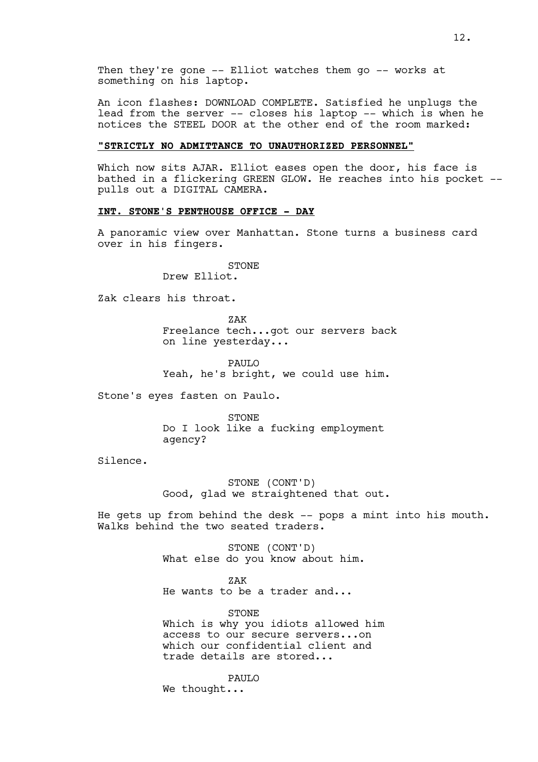Then they're gone -- Elliot watches them go -- works at something on his laptop.

An icon flashes: DOWNLOAD COMPLETE. Satisfied he unplugs the lead from the server -- closes his laptop -- which is when he notices the STEEL DOOR at the other end of the room marked:

**"STRICTLY NO ADMITTANCE TO UNAUTHORIZED PERSONNEL"**

Which now sits AJAR. Elliot eases open the door, his face is bathed in a flickering GREEN GLOW. He reaches into his pocket -- pulls out a DIGITAL CAMERA.

**INT. STONE'S PENTHOUSE OFFICE - DAY**

A panoramic view over Manhattan. Stone turns a business card over in his fingers.

STONE
Drew Elliot.

Zak clears his throat.

ZAK
Freelance tech...got our servers back on line yesterday...

PAULO
Yeah, he's bright, we could use him.

Stone's eyes fasten on Paulo.

STONE
Do I look like a fucking employment agency?

Silence.

STONE (CONT'D)
Good, glad we straightened that out.

He gets up from behind the desk -- pops a mint into his mouth. Walks behind the two seated traders.

STONE (CONT'D)
What else do you know about him.

ZAK
He wants to be a trader and...

STONE
Which is why you idiots allowed him access to our secure servers...on which our confidential client and trade details are stored...

PAULO
We thought...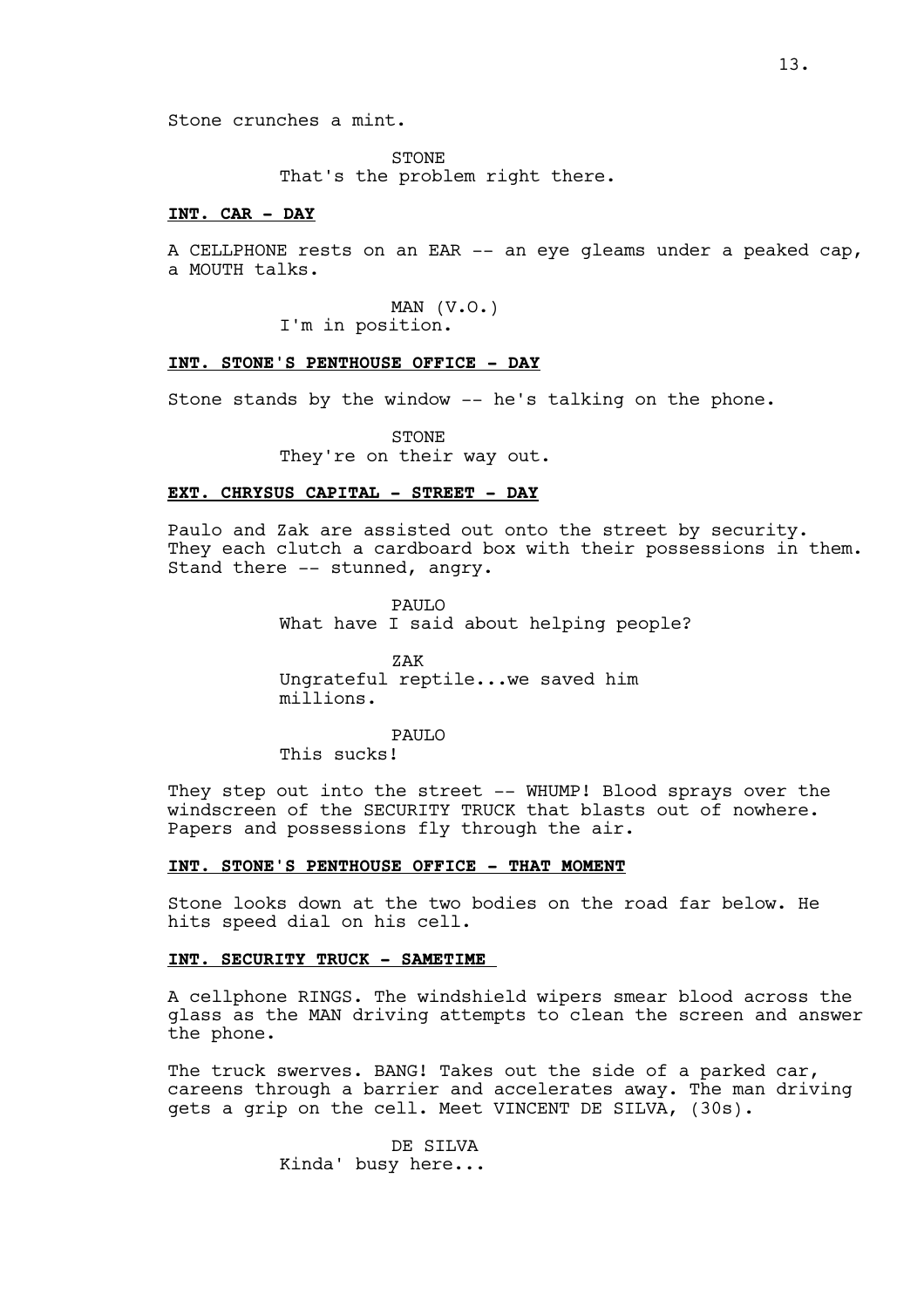Stone crunches a mint.

STONE
That's the problem right there.

**INT. CAR - DAY**

A CELLPHONE rests on an EAR -- an eye gleams under a peaked cap, a MOUTH talks.

MAN (V.O.)
I'm in position.

**INT. STONE'S PENTHOUSE OFFICE - DAY**

Stone stands by the window -- he's talking on the phone.

STONE
They're on their way out.

**EXT. CHRYSUS CAPITAL - STREET - DAY**

Paulo and Zak are assisted out onto the street by security. They each clutch a cardboard box with their possessions in them. Stand there -- stunned, angry.

PAULO
What have I said about helping people?

ZAK
Ungrateful reptile...we saved him millions.

PAULO
This sucks!

They step out into the street -- WHUMP! Blood sprays over the windscreen of the SECURITY TRUCK that blasts out of nowhere. Papers and possessions fly through the air.

**INT. STONE'S PENTHOUSE OFFICE - THAT MOMENT**

Stone looks down at the two bodies on the road far below. He hits speed dial on his cell.

**INT. SECURITY TRUCK - SAMETIME**

A cellphone RINGS. The windshield wipers smear blood across the glass as the MAN driving attempts to clean the screen and answer the phone.

The truck swerves. BANG! Takes out the side of a parked car, careens through a barrier and accelerates away. The man driving gets a grip on the cell. Meet VINCENT DE SILVA, (30s).

DE SILVA
Kinda' busy here...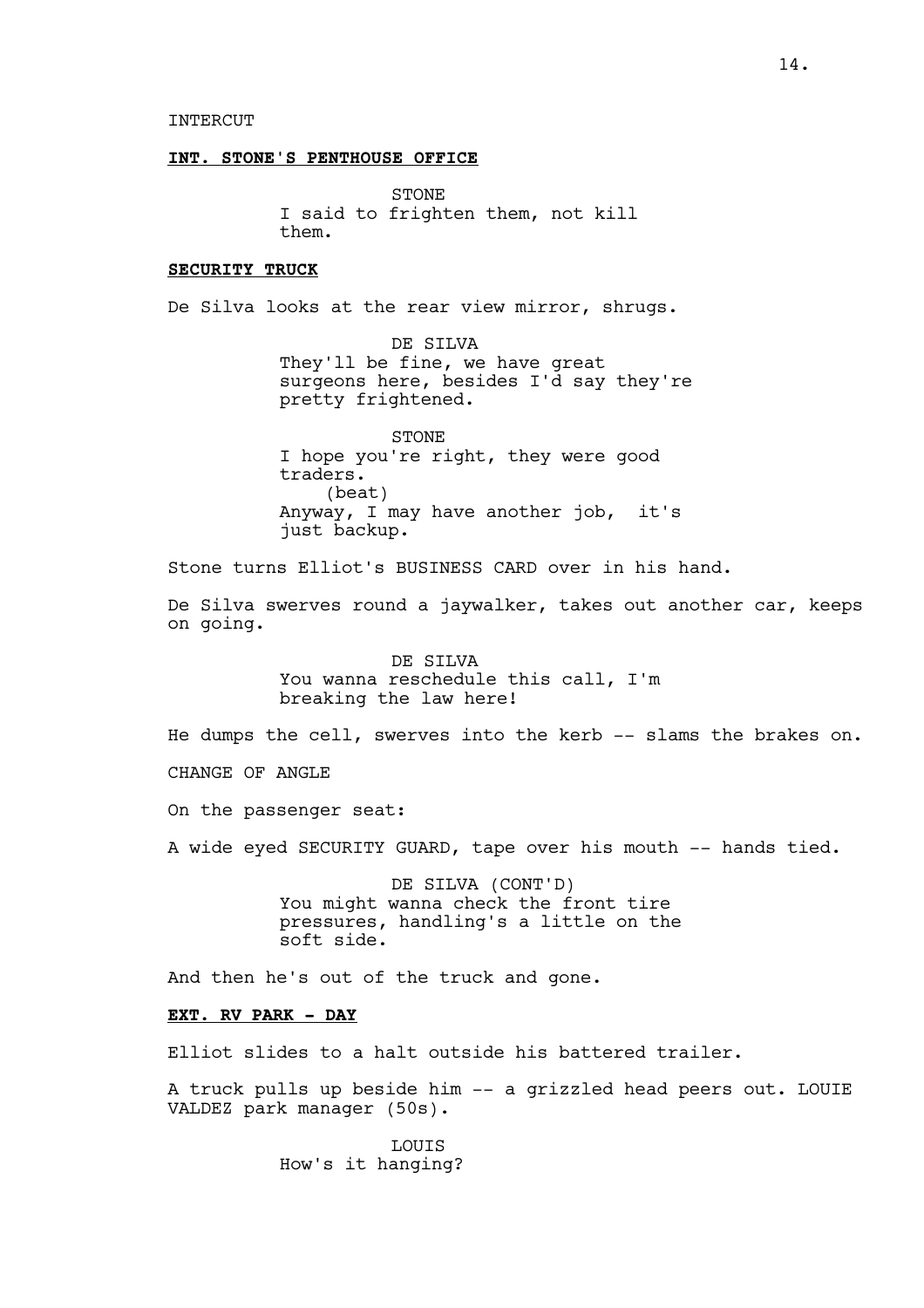INTERCUT

**INT. STONE'S PENTHOUSE OFFICE**

STONE
I said to frighten them, not kill them.

**SECURITY TRUCK**

De Silva looks at the rear view mirror, shrugs.

DE SILVA
They'll be fine, we have great surgeons here, besides I'd say they're pretty frightened.

STONE
I hope you're right, they were good traders.
(beat)
Anyway, I may have another job, it's just backup.

Stone turns Elliot's BUSINESS CARD over in his hand.

De Silva swerves round a jaywalker, takes out another car, keeps on going.

DE SILVA
You wanna reschedule this call, I'm breaking the law here!

He dumps the cell, swerves into the kerb -- slams the brakes on.

CHANGE OF ANGLE

On the passenger seat:

A wide eyed SECURITY GUARD, tape over his mouth -- hands tied.

DE SILVA (CONT'D)
You might wanna check the front tire pressures, handling's a little on the soft side.

And then he's out of the truck and gone.

**EXT. RV PARK - DAY**

Elliot slides to a halt outside his battered trailer.

A truck pulls up beside him -- a grizzled head peers out. LOUIE VALDEZ park manager (50s).

LOUIS
How's it hanging?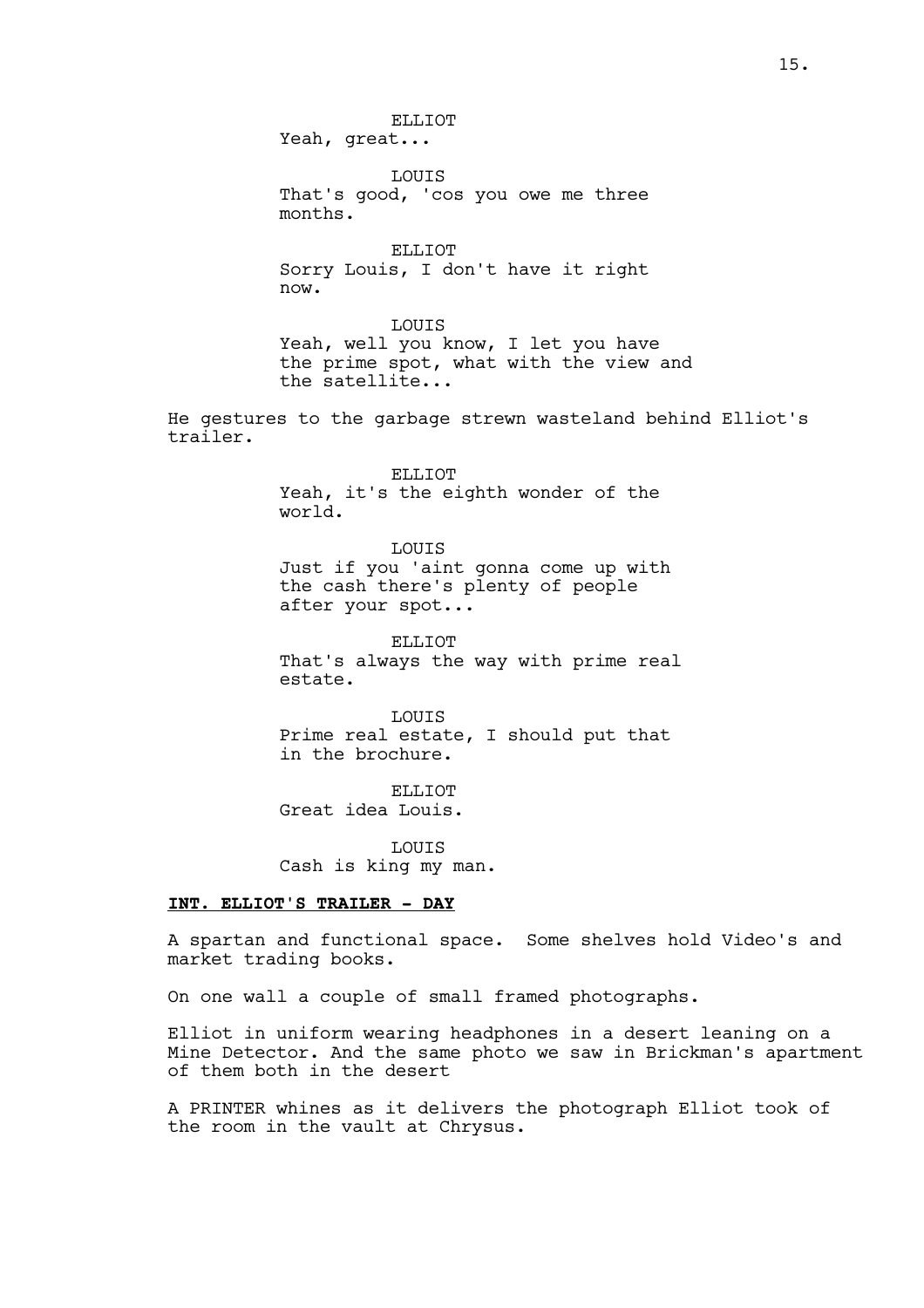ELLIOT
Yeah, great...

LOUIS
That's good, 'cos you owe me three months.

ELLIOT
Sorry Louis, I don't have it right now.

LOUIS
Yeah, well you know, I let you have the prime spot, what with the view and the satellite...

He gestures to the garbage strewn wasteland behind Elliot's trailer.

ELLIOT
Yeah, it's the eighth wonder of the world.

LOUIS
Just if you 'aint gonna come up with the cash there's plenty of people after your spot...

ELLIOT
That's always the way with prime real estate.

LOUIS
Prime real estate, I should put that in the brochure.

ELLIOT
Great idea Louis.

LOUIS
Cash is king my man.

**INT. ELLIOT'S TRAILER - DAY**

A spartan and functional space. Some shelves hold Video's and market trading books.

On one wall a couple of small framed photographs.

Elliot in uniform wearing headphones in a desert leaning on a Mine Detector. And the same photo we saw in Brickman's apartment of them both in the desert

A PRINTER whines as it delivers the photograph Elliot took of the room in the vault at Chrysus.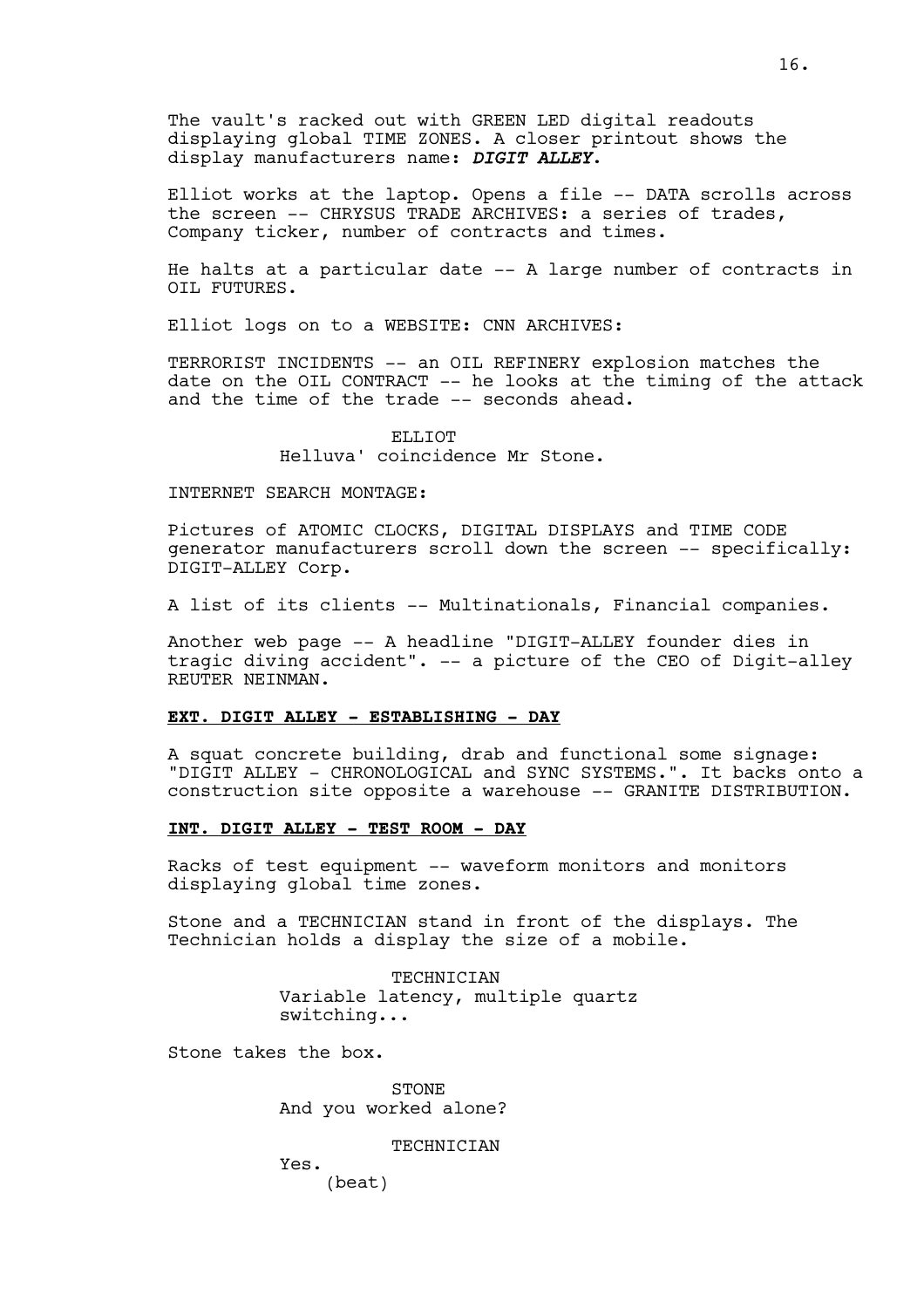The vault's racked out with GREEN LED digital readouts displaying global TIME ZONES. A closer printout shows the display manufacturers name: ***DIGIT ALLEY.***

Elliot works at the laptop. Opens a file -- DATA scrolls across the screen -- CHRYSUS TRADE ARCHIVES: a series of trades, Company ticker, number of contracts and times.

He halts at a particular date -- A large number of contracts in OIL FUTURES.

Elliot logs on to a WEBSITE: CNN ARCHIVES:

TERRORIST INCIDENTS -- an OIL REFINERY explosion matches the date on the OIL CONTRACT -- he looks at the timing of the attack and the time of the trade -- seconds ahead.

ELLIOT
Helluva' coincidence Mr Stone.

INTERNET SEARCH MONTAGE:

Pictures of ATOMIC CLOCKS, DIGITAL DISPLAYS and TIME CODE generator manufacturers scroll down the screen -- specifically: DIGIT-ALLEY Corp.

A list of its clients -- Multinationals, Financial companies.

Another web page -- A headline "DIGIT-ALLEY founder dies in tragic diving accident". -- a picture of the CEO of Digit-alley REUTER NEINMAN.

**EXT. DIGIT ALLEY - ESTABLISHING - DAY**

A squat concrete building, drab and functional some signage: "DIGIT ALLEY - CHRONOLOGICAL and SYNC SYSTEMS.". It backs onto a construction site opposite a warehouse -- GRANITE DISTRIBUTION.

**INT. DIGIT ALLEY - TEST ROOM - DAY**

Racks of test equipment -- waveform monitors and monitors displaying global time zones.

Stone and a TECHNICIAN stand in front of the displays. The Technician holds a display the size of a mobile.

TECHNICIAN
Variable latency, multiple quartz switching...

Stone takes the box.

STONE
And you worked alone?

TECHNICIAN
Yes.
(beat)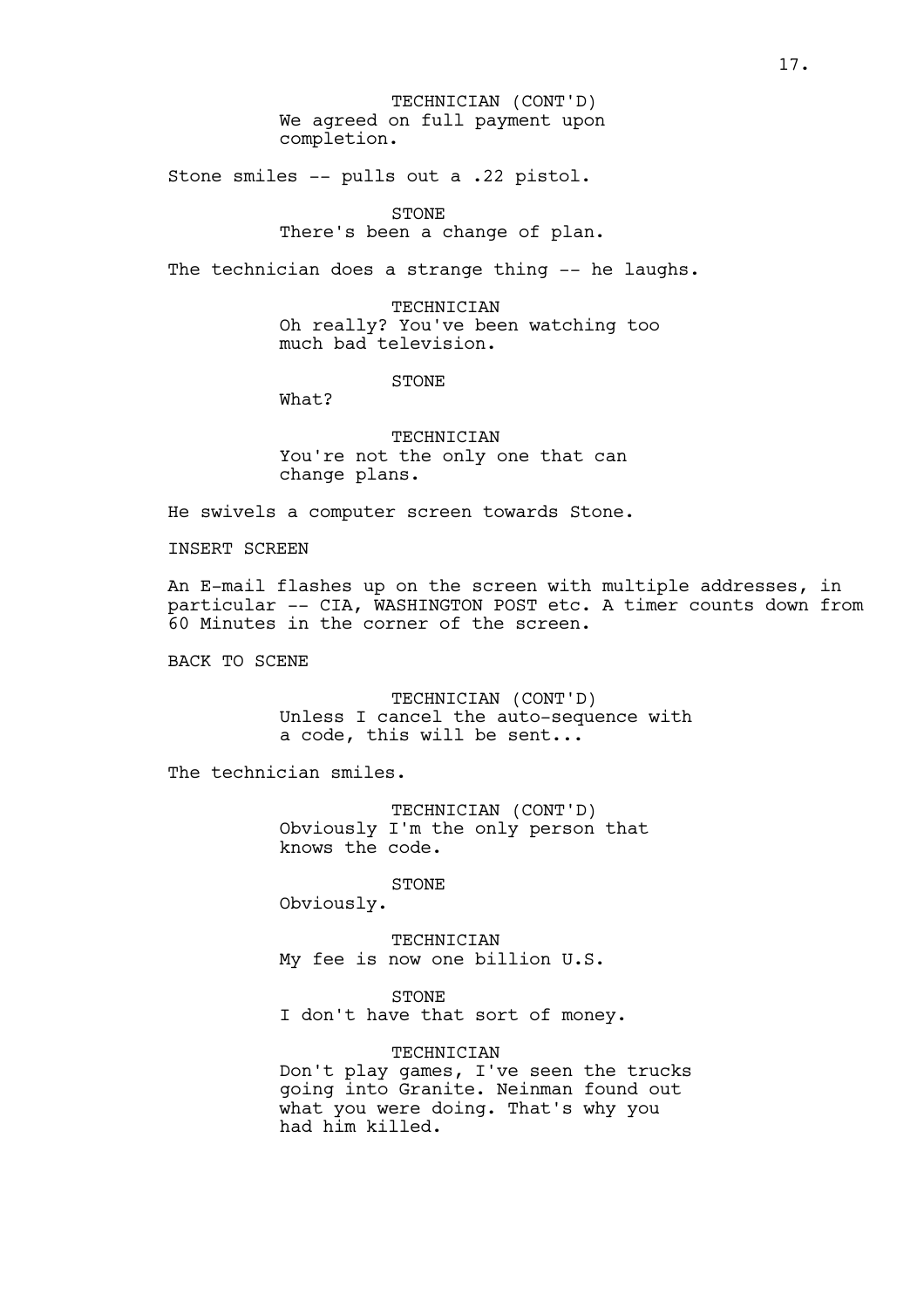TECHNICIAN (CONT'D)
We agreed on full payment upon completion.

Stone smiles -- pulls out a .22 pistol.

STONE
There's been a change of plan.

The technician does a strange thing -- he laughs.

TECHNICIAN
Oh really? You've been watching too much bad television.

STONE
What?

TECHNICIAN
You're not the only one that can change plans.

He swivels a computer screen towards Stone.

INSERT SCREEN

An E-mail flashes up on the screen with multiple addresses, in particular -- CIA, WASHINGTON POST etc. A timer counts down from 60 Minutes in the corner of the screen.

BACK TO SCENE

TECHNICIAN (CONT'D)
Unless I cancel the auto-sequence with a code, this will be sent...

The technician smiles.

TECHNICIAN (CONT'D)
Obviously I'm the only person that knows the code.

STONE
Obviously.

TECHNICIAN
My fee is now one billion U.S.

STONE
I don't have that sort of money.

TECHNICIAN
Don't play games, I've seen the trucks going into Granite. Neinman found out what you were doing. That's why you had him killed.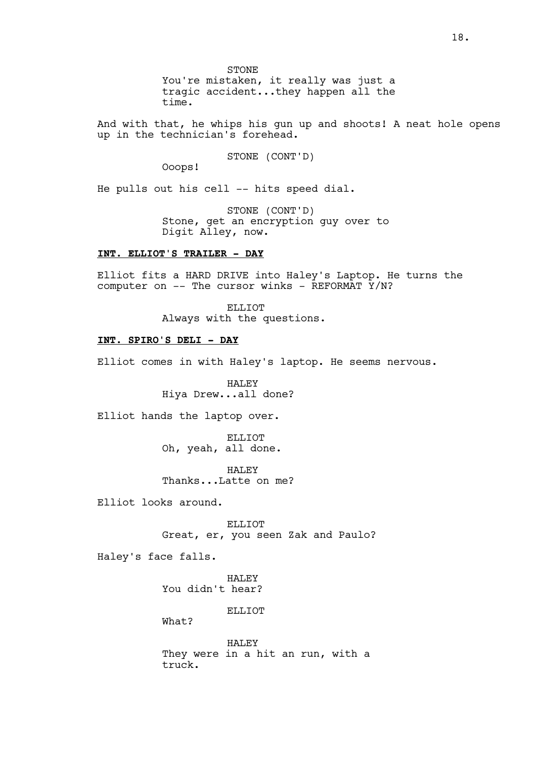STONE
You're mistaken, it really was just a tragic accident...they happen all the time.

And with that, he whips his gun up and shoots! A neat hole opens up in the technician's forehead.

STONE (CONT'D)
Ooops!

He pulls out his cell -- hits speed dial.

STONE (CONT'D)
Stone, get an encryption guy over to Digit Alley, now.

**INT. ELLIOT'S TRAILER - DAY**

Elliot fits a HARD DRIVE into Haley's Laptop. He turns the computer on -- The cursor winks - REFORMAT Y/N?

ELLIOT
Always with the questions.

**INT. SPIRO'S DELI - DAY**

Elliot comes in with Haley's laptop. He seems nervous.

HALEY
Hiya Drew...all done?

Elliot hands the laptop over.

ELLIOT
Oh, yeah, all done.

HALEY
Thanks...Latte on me?

Elliot looks around.

ELLIOT
Great, er, you seen Zak and Paulo?

Haley's face falls.

HALEY
You didn't hear?

ELLIOT
What?

HALEY
They were in a hit an run, with a truck.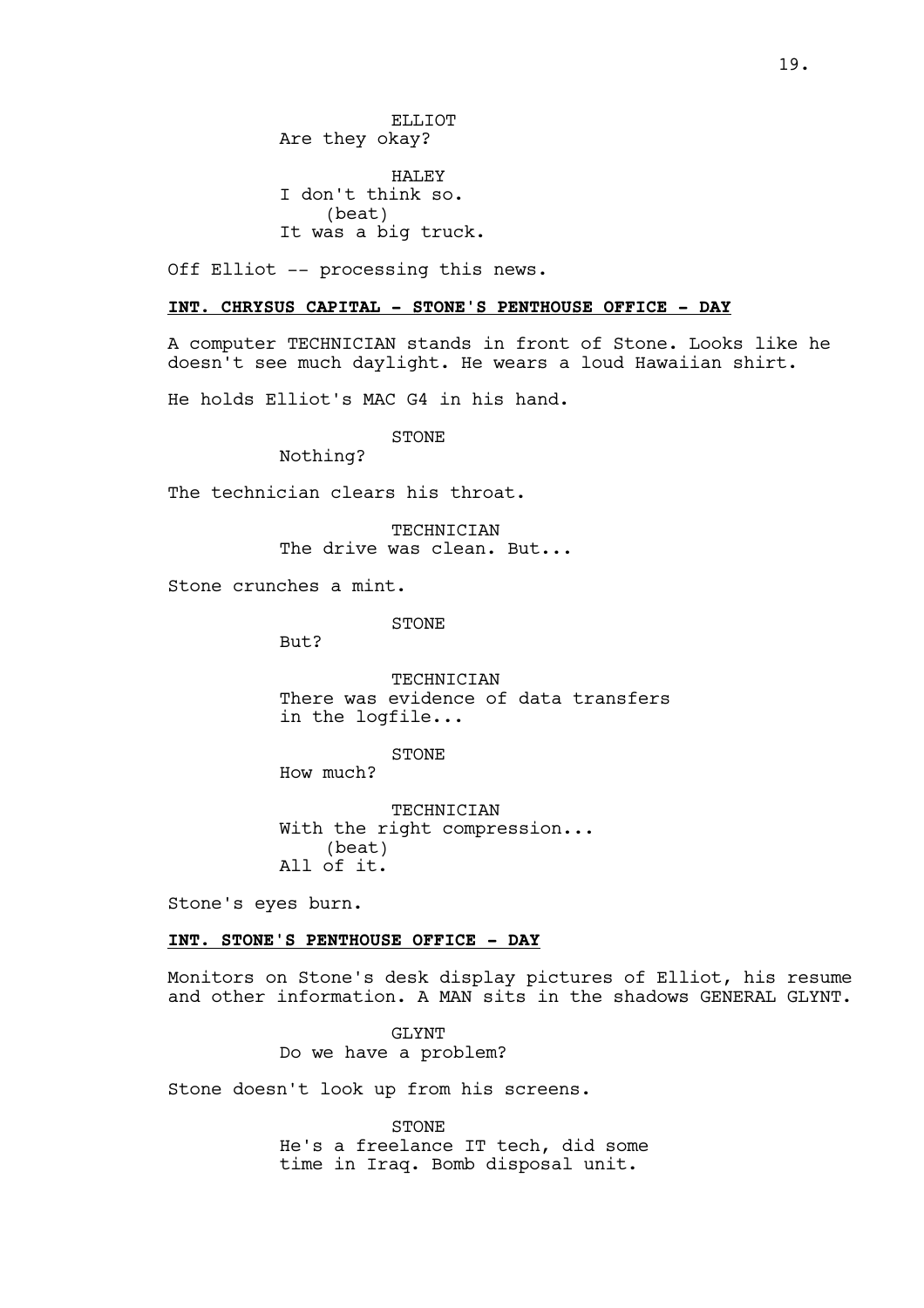ELLIOT
Are they okay?

HALEY
I don't think so.
(beat)
It was a big truck.

Off Elliot -- processing this news.

**INT. CHRYSUS CAPITAL - STONE'S PENTHOUSE OFFICE - DAY**

A computer TECHNICIAN stands in front of Stone. Looks like he doesn't see much daylight. He wears a loud Hawaiian shirt.

He holds Elliot's MAC G4 in his hand.

STONE
Nothing?

The technician clears his throat.

TECHNICIAN
The drive was clean. But...

Stone crunches a mint.

STONE
But?

TECHNICIAN
There was evidence of data transfers in the logfile...

STONE
How much?

TECHNICIAN
With the right compression...
(beat)
All of it.

Stone's eyes burn.

**INT. STONE'S PENTHOUSE OFFICE - DAY**

Monitors on Stone's desk display pictures of Elliot, his resume and other information. A MAN sits in the shadows GENERAL GLYNT.

GLYNT
Do we have a problem?

Stone doesn't look up from his screens.

STONE
He's a freelance IT tech, did some time in Iraq. Bomb disposal unit.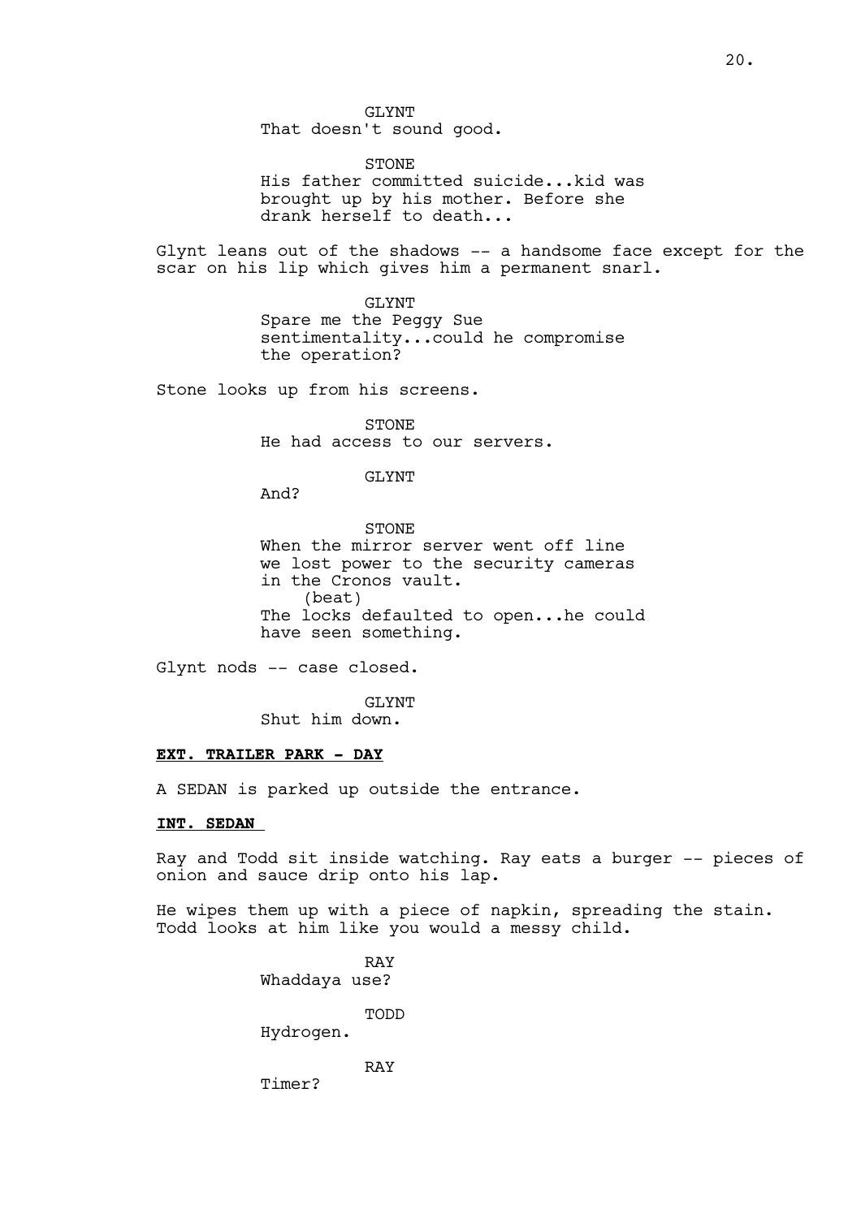GLYNT
That doesn't sound good.

STONE
His father committed suicide...kid was brought up by his mother. Before she drank herself to death...

Glynt leans out of the shadows -- a handsome face except for the scar on his lip which gives him a permanent snarl.

GLYNT
Spare me the Peggy Sue sentimentality...could he compromise the operation?

Stone looks up from his screens.

STONE
He had access to our servers.

GLYNT
And?

STONE
When the mirror server went off line we lost power to the security cameras in the Cronos vault.
(beat)
The locks defaulted to open...he could have seen something.

Glynt nods -- case closed.

GLYNT
Shut him down.

**EXT. TRAILER PARK - DAY**

A SEDAN is parked up outside the entrance.

**INT. SEDAN**

Ray and Todd sit inside watching. Ray eats a burger -- pieces of onion and sauce drip onto his lap.

He wipes them up with a piece of napkin, spreading the stain. Todd looks at him like you would a messy child.

RAY
Whaddaya use?

TODD
Hydrogen.

RAY
Timer?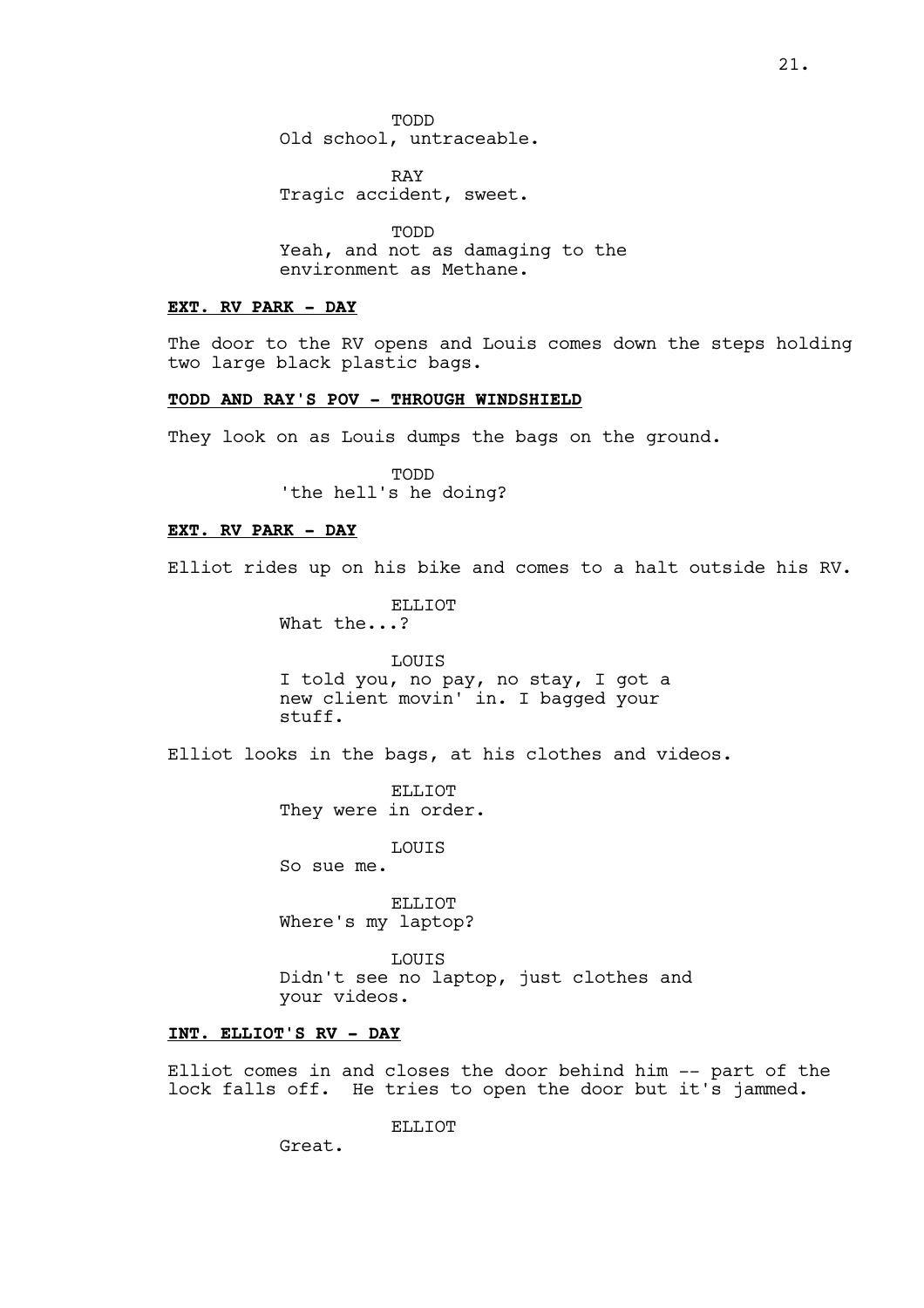TODD
Old school, untraceable.

RAY
Tragic accident, sweet.

TODD
Yeah, and not as damaging to the environment as Methane.

**EXT. RV PARK - DAY**

The door to the RV opens and Louis comes down the steps holding two large black plastic bags.

**TODD AND RAY'S POV - THROUGH WINDSHIELD**

They look on as Louis dumps the bags on the ground.

TODD
'the hell's he doing?

**EXT. RV PARK - DAY**

Elliot rides up on his bike and comes to a halt outside his RV.

ELLIOT
What the...?

LOUIS
I told you, no pay, no stay, I got a new client movin' in. I bagged your stuff.

Elliot looks in the bags, at his clothes and videos.

ELLIOT
They were in order.

LOUIS
So sue me.

ELLIOT
Where's my laptop?

LOUIS
Didn't see no laptop, just clothes and your videos.

**INT. ELLIOT'S RV - DAY**

Elliot comes in and closes the door behind him -- part of the lock falls off. He tries to open the door but it's jammed.

ELLIOT
Great.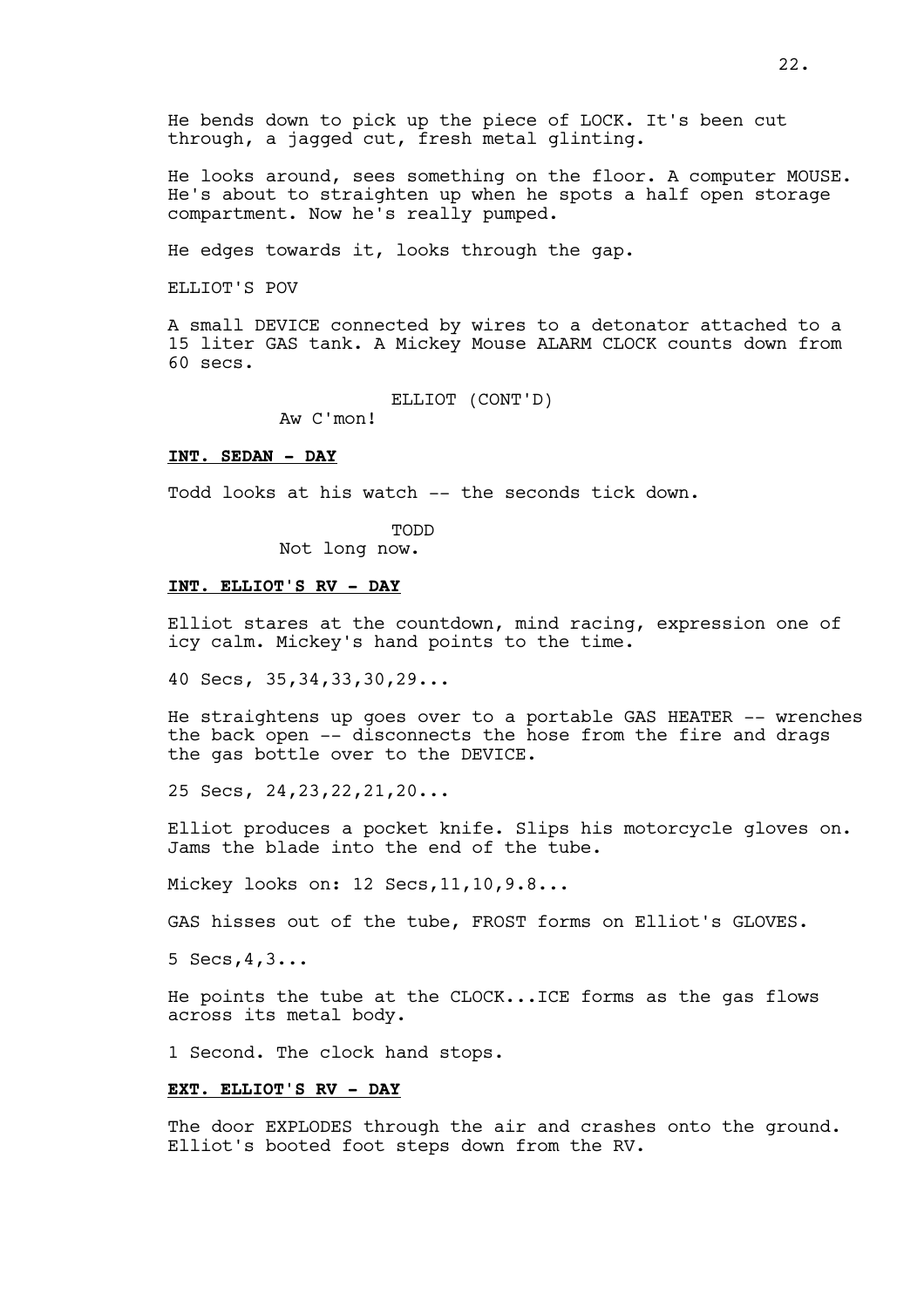He bends down to pick up the piece of LOCK. It's been cut through, a jagged cut, fresh metal glinting.

He looks around, sees something on the floor. A computer MOUSE. He's about to straighten up when he spots a half open storage compartment. Now he's really pumped.

He edges towards it, looks through the gap.

ELLIOT'S POV

A small DEVICE connected by wires to a detonator attached to a 15 liter GAS tank. A Mickey Mouse ALARM CLOCK counts down from 60 secs.

ELLIOT (CONT'D)
Aw C'mon!

**INT. SEDAN - DAY**

Todd looks at his watch -- the seconds tick down.

TODD
Not long now.

**INT. ELLIOT'S RV - DAY**

Elliot stares at the countdown, mind racing, expression one of icy calm. Mickey's hand points to the time.

40 Secs, 35,34,33,30,29...

He straightens up goes over to a portable GAS HEATER -- wrenches the back open -- disconnects the hose from the fire and drags the gas bottle over to the DEVICE.

25 Secs, 24,23,22,21,20...

Elliot produces a pocket knife. Slips his motorcycle gloves on. Jams the blade into the end of the tube.

Mickey looks on: 12 Secs,11,10,9.8...

GAS hisses out of the tube, FROST forms on Elliot's GLOVES.

5 Secs,4,3...

He points the tube at the CLOCK...ICE forms as the gas flows across its metal body.

1 Second. The clock hand stops.

**EXT. ELLIOT'S RV - DAY**

The door EXPLODES through the air and crashes onto the ground. Elliot's booted foot steps down from the RV.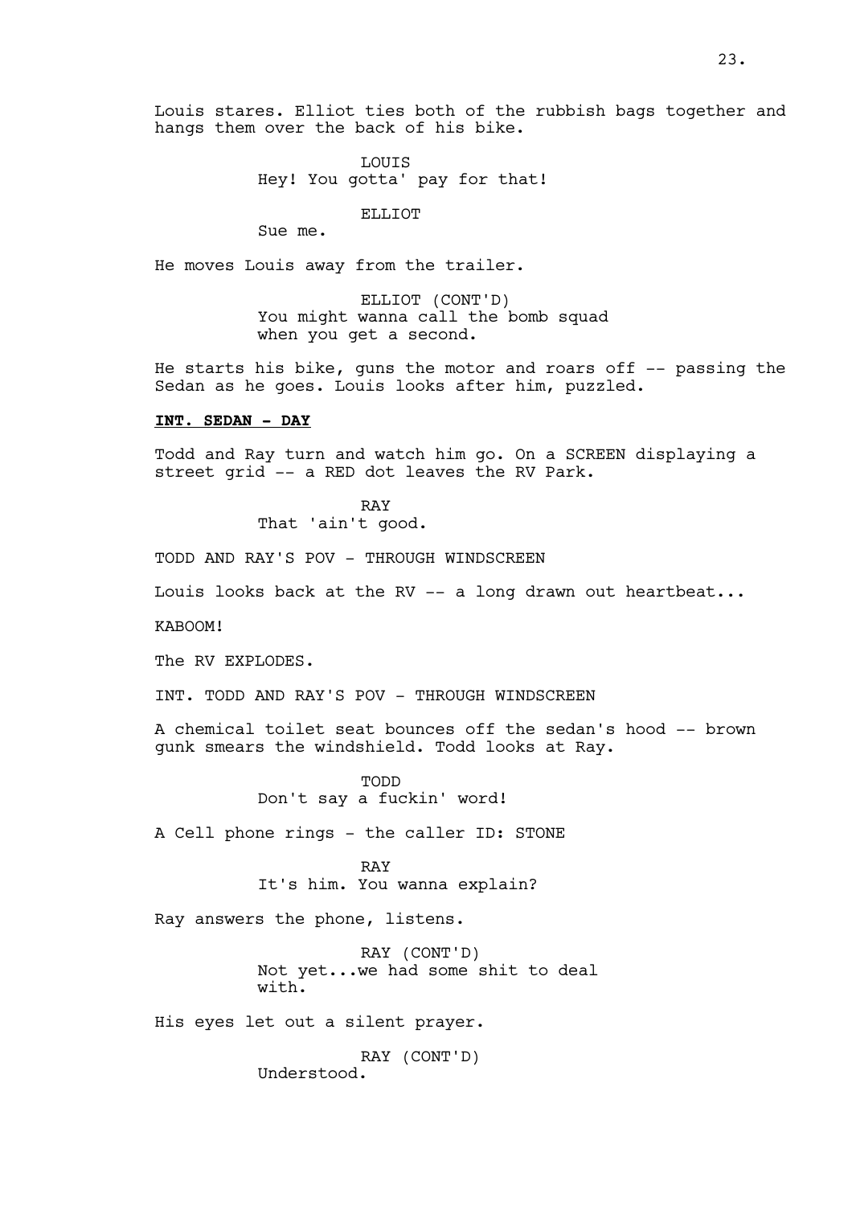Louis stares. Elliot ties both of the rubbish bags together and hangs them over the back of his bike.

LOUIS
Hey! You gotta' pay for that!

ELLIOT
Sue me.

He moves Louis away from the trailer.

ELLIOT (CONT'D)
You might wanna call the bomb squad when you get a second.

He starts his bike, guns the motor and roars off -- passing the Sedan as he goes. Louis looks after him, puzzled.

**INT. SEDAN - DAY**

Todd and Ray turn and watch him go. On a SCREEN displaying a street grid -- a RED dot leaves the RV Park.

RAY
That 'ain't good.

TODD AND RAY'S POV - THROUGH WINDSCREEN

Louis looks back at the RV -- a long drawn out heartbeat...

KABOOM!

The RV EXPLODES.

INT. TODD AND RAY'S POV - THROUGH WINDSCREEN

A chemical toilet seat bounces off the sedan's hood -- brown gunk smears the windshield. Todd looks at Ray.

TODD
Don't say a fuckin' word!

A Cell phone rings - the caller ID: STONE

RAY
It's him. You wanna explain?

Ray answers the phone, listens.

RAY (CONT'D)
Not yet...we had some shit to deal with.

His eyes let out a silent prayer.

RAY (CONT'D)
Understood.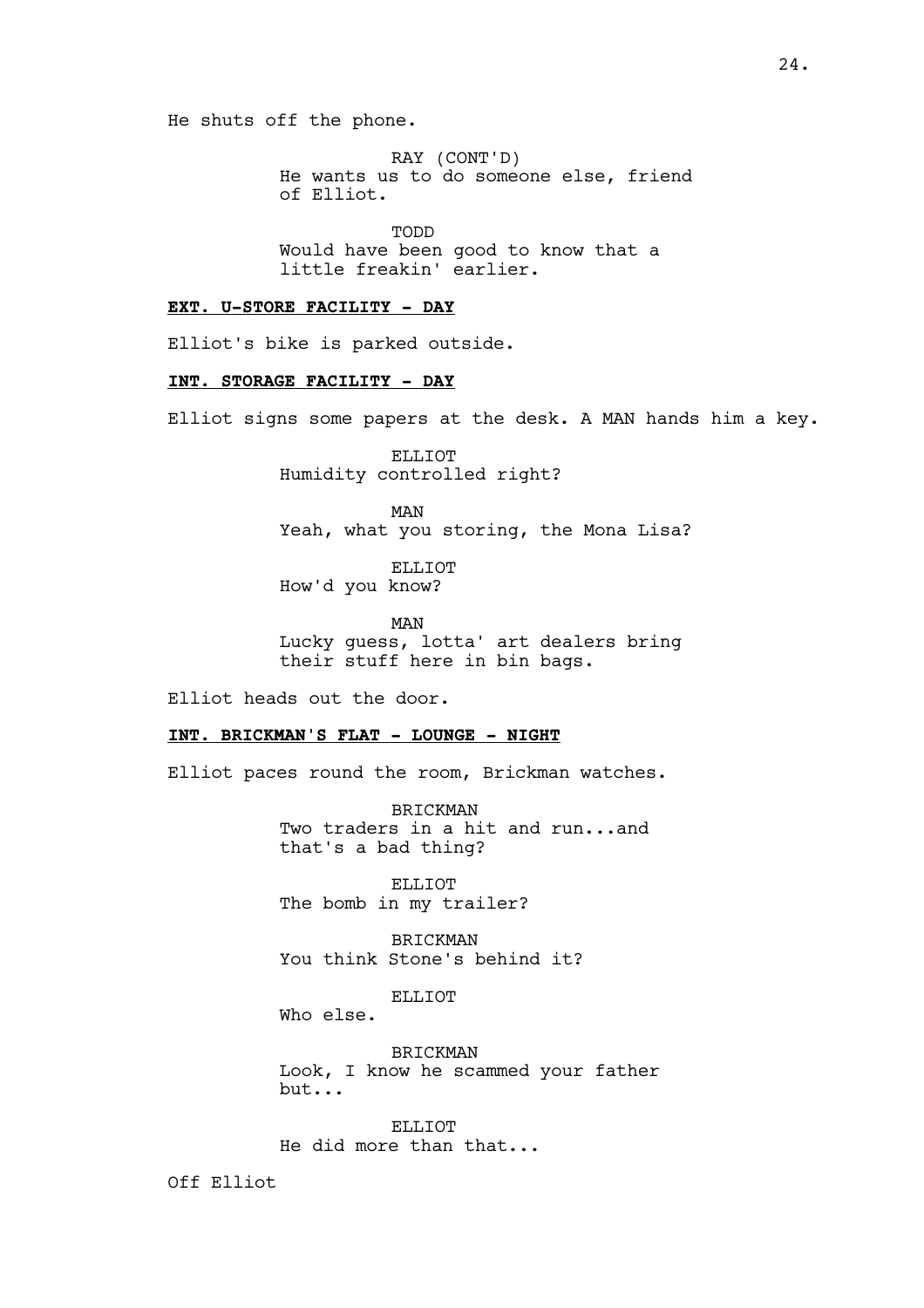He shuts off the phone.

RAY (CONT'D)
He wants us to do someone else, friend of Elliot.

TODD
Would have been good to know that a little freakin' earlier.

**EXT. U-STORE FACILITY - DAY**

Elliot's bike is parked outside.

**INT. STORAGE FACILITY - DAY**

Elliot signs some papers at the desk. A MAN hands him a key.

ELLIOT
Humidity controlled right?

MAN
Yeah, what you storing, the Mona Lisa?

ELLIOT
How'd you know?

MAN
Lucky guess, lotta' art dealers bring their stuff here in bin bags.

Elliot heads out the door.

**INT. BRICKMAN'S FLAT - LOUNGE - NIGHT**

Elliot paces round the room, Brickman watches.

BRICKMAN
Two traders in a hit and run...and that's a bad thing?

ELLIOT
The bomb in my trailer?

BRICKMAN
You think Stone's behind it?

ELLIOT
Who else.

BRICKMAN
Look, I know he scammed your father but...

ELLIOT
He did more than that...

Off Elliot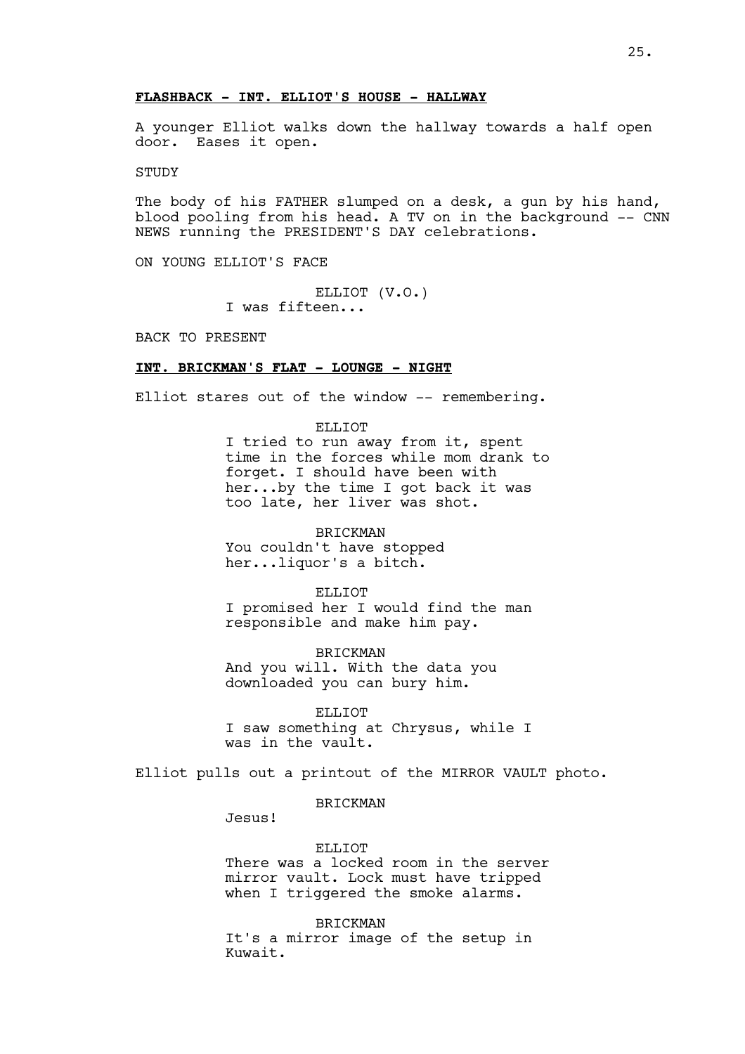**FLASHBACK - INT. ELLIOT'S HOUSE - HALLWAY**

A younger Elliot walks down the hallway towards a half open door. Eases it open.

STUDY

The body of his FATHER slumped on a desk, a gun by his hand, blood pooling from his head. A TV on in the background -- CNN NEWS running the PRESIDENT'S DAY celebrations.

ON YOUNG ELLIOT'S FACE

ELLIOT (V.O.)
I was fifteen...

BACK TO PRESENT

**INT. BRICKMAN'S FLAT - LOUNGE - NIGHT**

Elliot stares out of the window -- remembering.

ELLIOT
I tried to run away from it, spent time in the forces while mom drank to forget. I should have been with her...by the time I got back it was too late, her liver was shot.

BRICKMAN
You couldn't have stopped her...liquor's a bitch.

ELLIOT
I promised her I would find the man responsible and make him pay.

BRICKMAN
And you will. With the data you downloaded you can bury him.

ELLIOT
I saw something at Chrysus, while I was in the vault.

Elliot pulls out a printout of the MIRROR VAULT photo.

BRICKMAN
Jesus!

ELLIOT
There was a locked room in the server mirror vault. Lock must have tripped when I triggered the smoke alarms.

BRICKMAN
It's a mirror image of the setup in Kuwait.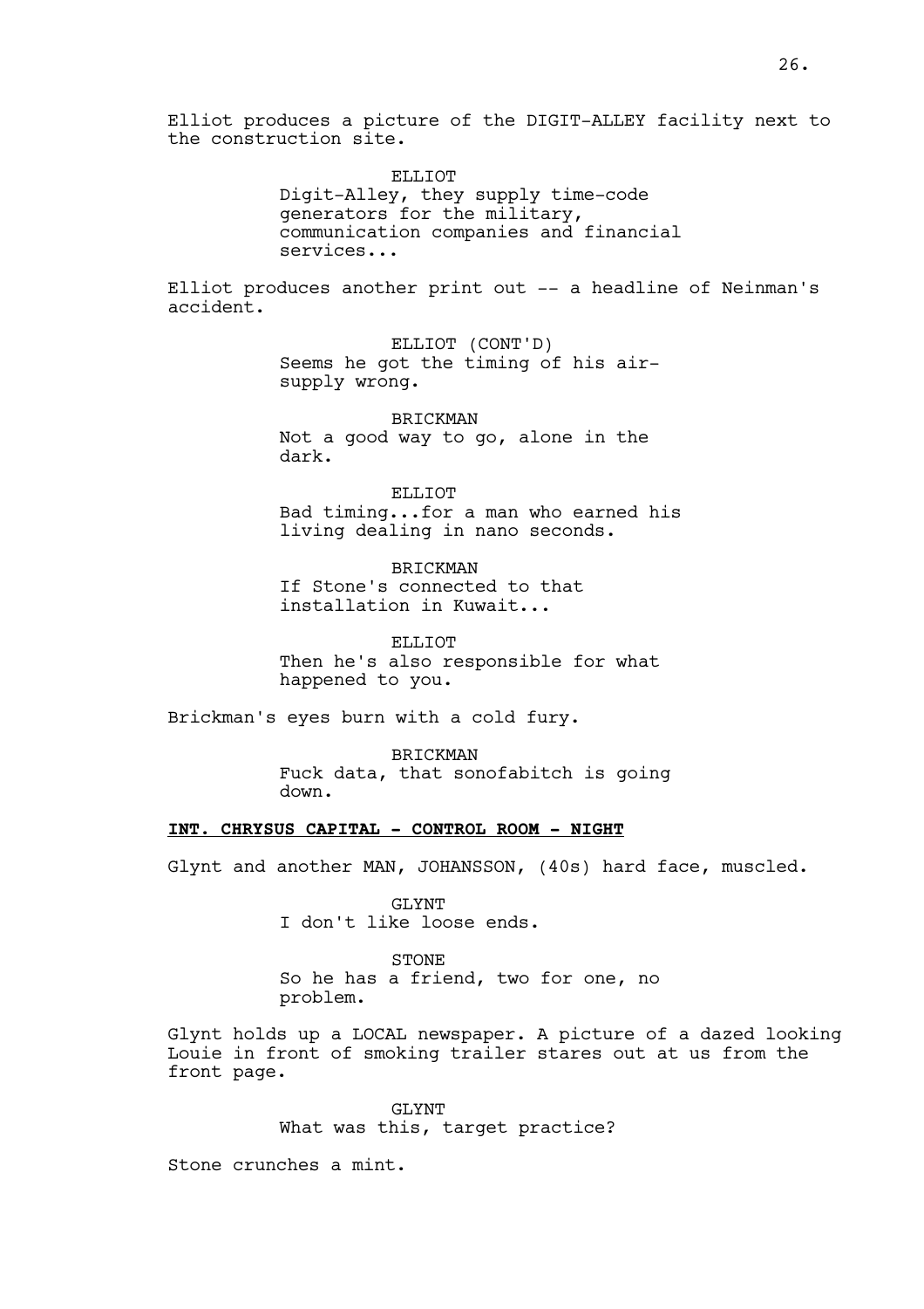Elliot produces a picture of the DIGIT-ALLEY facility next to the construction site.

ELLIOT
Digit-Alley, they supply time-code generators for the military, communication companies and financial services...

Elliot produces another print out -- a headline of Neinman's accident.

ELLIOT (CONT'D)
Seems he got the timing of his air-supply wrong.

BRICKMAN
Not a good way to go, alone in the dark.

ELLIOT
Bad timing...for a man who earned his living dealing in nano seconds.

BRICKMAN
If Stone's connected to that installation in Kuwait...

ELLIOT
Then he's also responsible for what happened to you.

Brickman's eyes burn with a cold fury.

BRICKMAN
Fuck data, that sonofabitch is going down.

**INT. CHRYSUS CAPITAL - CONTROL ROOM - NIGHT**

Glynt and another MAN, JOHANSSON, (40s) hard face, muscled.

GLYNT
I don't like loose ends.

STONE
So he has a friend, two for one, no problem.

Glynt holds up a LOCAL newspaper. A picture of a dazed looking Louie in front of smoking trailer stares out at us from the front page.

GLYNT
What was this, target practice?

Stone crunches a mint.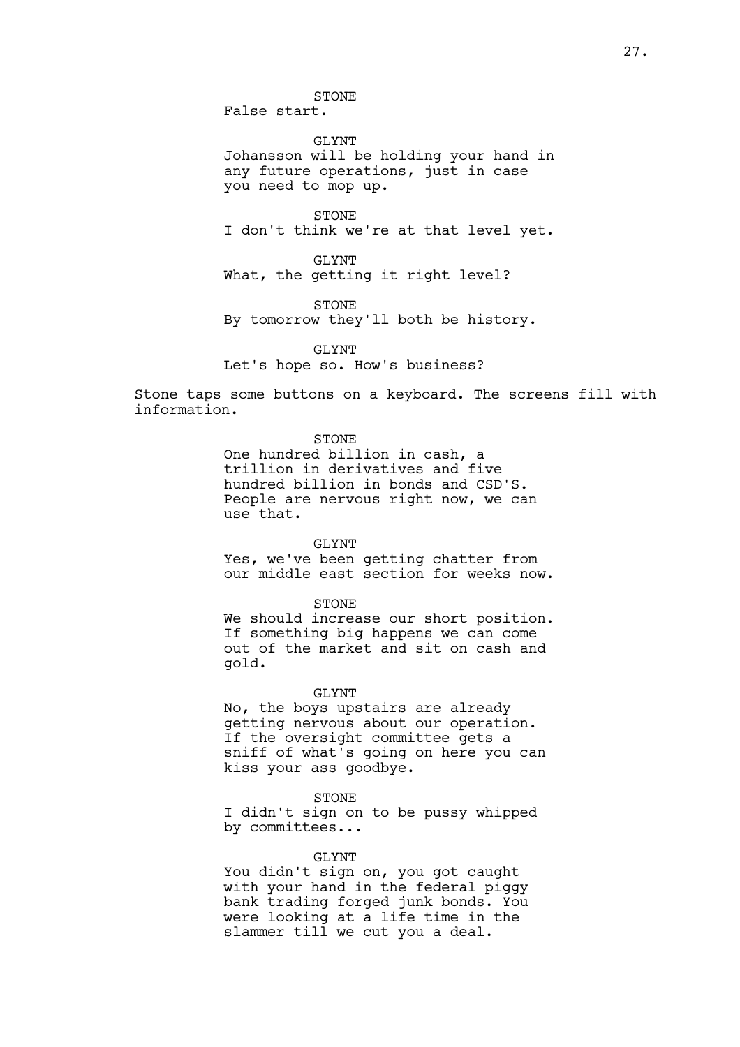STONE
False start.

GLYNT
Johansson will be holding your hand in any future operations, just in case you need to mop up.

STONE
I don't think we're at that level yet.

GLYNT
What, the getting it right level?

STONE
By tomorrow they'll both be history.

GLYNT
Let's hope so. How's business?

Stone taps some buttons on a keyboard. The screens fill with information.

STONE
One hundred billion in cash, a trillion in derivatives and five hundred billion in bonds and CSD'S. People are nervous right now, we can use that.

GLYNT
Yes, we've been getting chatter from our middle east section for weeks now.

STONE
We should increase our short position. If something big happens we can come out of the market and sit on cash and gold.

GLYNT
No, the boys upstairs are already getting nervous about our operation. If the oversight committee gets a sniff of what's going on here you can kiss your ass goodbye.

STONE
I didn't sign on to be pussy whipped by committees...

GLYNT
You didn't sign on, you got caught with your hand in the federal piggy bank trading forged junk bonds. You were looking at a life time in the slammer till we cut you a deal.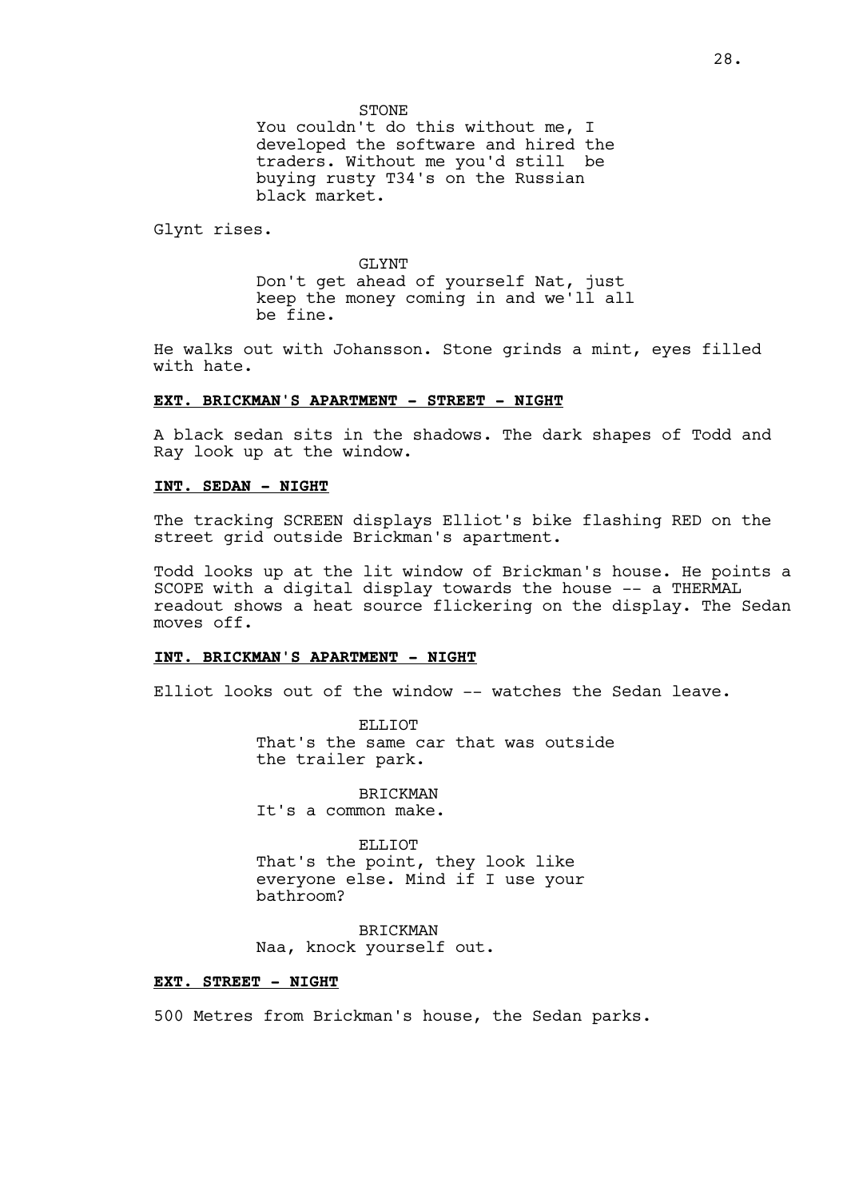STONE
You couldn't do this without me, I developed the software and hired the traders. Without me you'd still be buying rusty T34's on the Russian black market.

Glynt rises.

GLYNT
Don't get ahead of yourself Nat, just keep the money coming in and we'll all be fine.

He walks out with Johansson. Stone grinds a mint, eyes filled with hate.

**EXT. BRICKMAN'S APARTMENT - STREET - NIGHT**

A black sedan sits in the shadows. The dark shapes of Todd and Ray look up at the window.

**INT. SEDAN - NIGHT**

The tracking SCREEN displays Elliot's bike flashing RED on the street grid outside Brickman's apartment.

Todd looks up at the lit window of Brickman's house. He points a SCOPE with a digital display towards the house -- a THERMAL readout shows a heat source flickering on the display. The Sedan moves off.

**INT. BRICKMAN'S APARTMENT - NIGHT**

Elliot looks out of the window -- watches the Sedan leave.

ELLIOT
That's the same car that was outside the trailer park.

BRICKMAN
It's a common make.

ELLIOT
That's the point, they look like everyone else. Mind if I use your bathroom?

BRICKMAN
Naa, knock yourself out.

**EXT. STREET - NIGHT**

500 Metres from Brickman's house, the Sedan parks.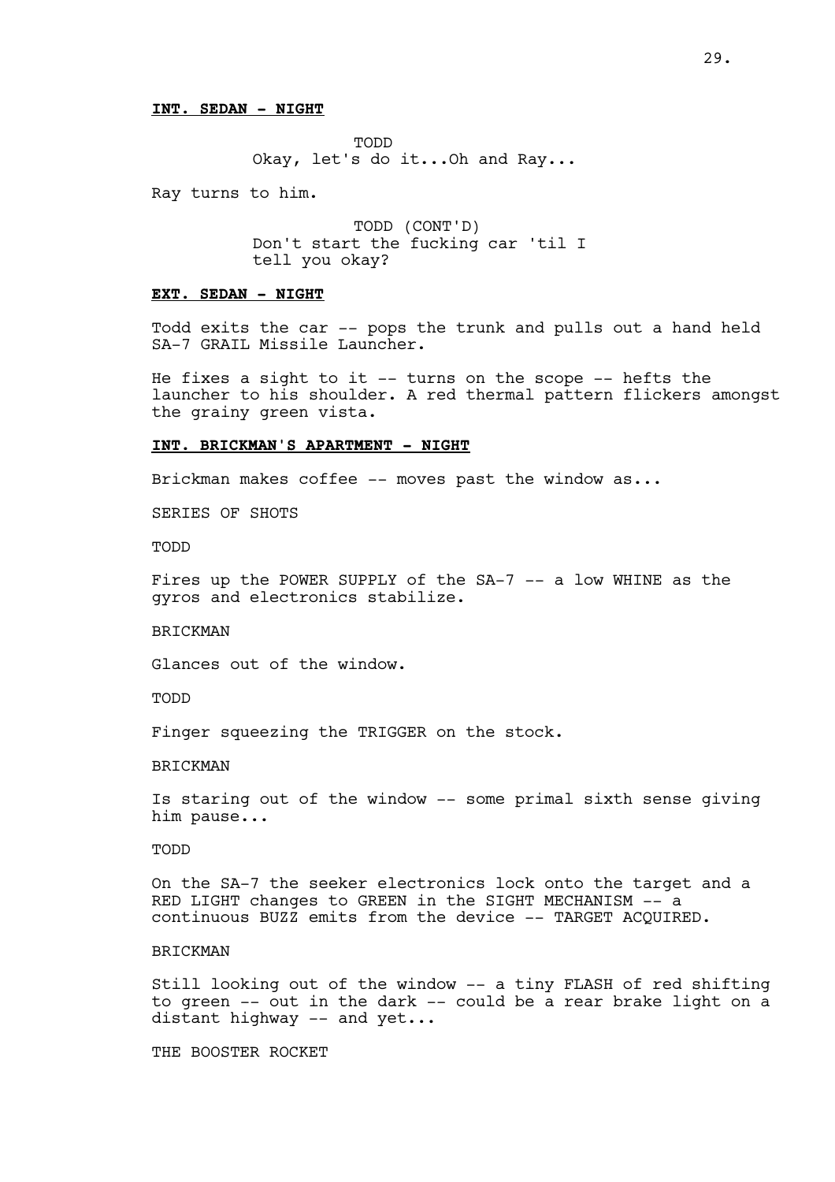**INT. SEDAN - NIGHT**

TODD
Okay, let's do it...Oh and Ray...

Ray turns to him.

TODD (CONT'D)
Don't start the fucking car 'til I tell you okay?

**EXT. SEDAN - NIGHT**

Todd exits the car -- pops the trunk and pulls out a hand held SA-7 GRAIL Missile Launcher.

He fixes a sight to it -- turns on the scope -- hefts the launcher to his shoulder. A red thermal pattern flickers amongst the grainy green vista.

**INT. BRICKMAN'S APARTMENT - NIGHT**

Brickman makes coffee -- moves past the window as...

SERIES OF SHOTS

TODD

Fires up the POWER SUPPLY of the SA-7 -- a low WHINE as the gyros and electronics stabilize.

BRICKMAN

Glances out of the window.

TODD

Finger squeezing the TRIGGER on the stock.

BRICKMAN

Is staring out of the window -- some primal sixth sense giving him pause...

TODD

On the SA-7 the seeker electronics lock onto the target and a RED LIGHT changes to GREEN in the SIGHT MECHANISM -- a continuous BUZZ emits from the device -- TARGET ACQUIRED.

BRICKMAN

Still looking out of the window -- a tiny FLASH of red shifting to green -- out in the dark -- could be a rear brake light on a distant highway -- and yet...

THE BOOSTER ROCKET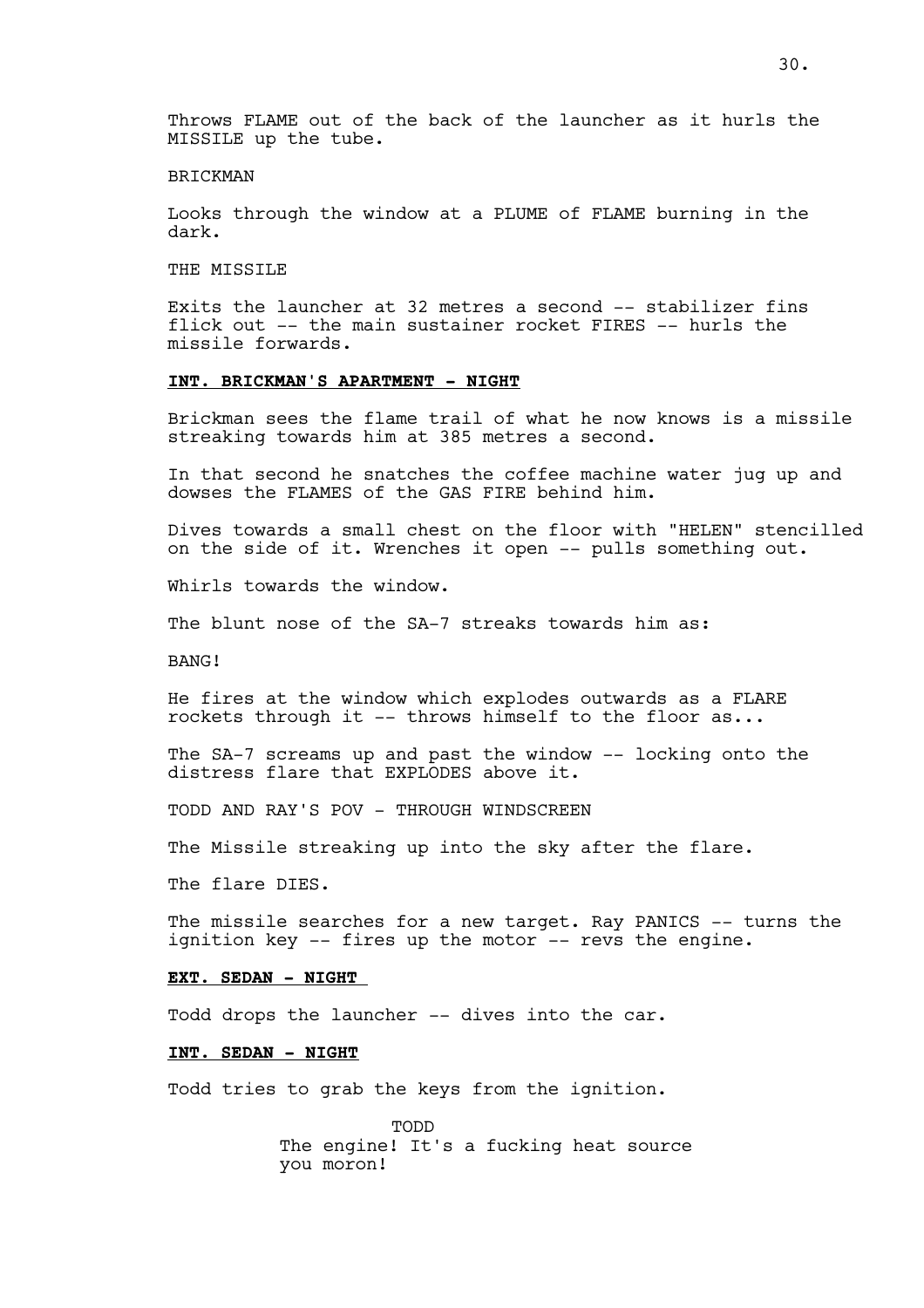Throws FLAME out of the back of the launcher as it hurls the MISSILE up the tube.

BRICKMAN

Looks through the window at a PLUME of FLAME burning in the dark.

THE MISSILE

Exits the launcher at 32 metres a second -- stabilizer fins flick out -- the main sustainer rocket FIRES -- hurls the missile forwards.

**INT. BRICKMAN'S APARTMENT - NIGHT**

Brickman sees the flame trail of what he now knows is a missile streaking towards him at 385 metres a second.

In that second he snatches the coffee machine water jug up and dowses the FLAMES of the GAS FIRE behind him.

Dives towards a small chest on the floor with "HELEN" stencilled on the side of it. Wrenches it open -- pulls something out.

Whirls towards the window.

The blunt nose of the SA-7 streaks towards him as:

BANG!

He fires at the window which explodes outwards as a FLARE rockets through it -- throws himself to the floor as...

The SA-7 screams up and past the window -- locking onto the distress flare that EXPLODES above it.

TODD AND RAY'S POV - THROUGH WINDSCREEN

The Missile streaking up into the sky after the flare.

The flare DIES.

The missile searches for a new target. Ray PANICS -- turns the ignition key -- fires up the motor -- revs the engine.

**EXT. SEDAN - NIGHT**

Todd drops the launcher -- dives into the car.

**INT. SEDAN - NIGHT**

Todd tries to grab the keys from the ignition.

TODD
The engine! It's a fucking heat source you moron!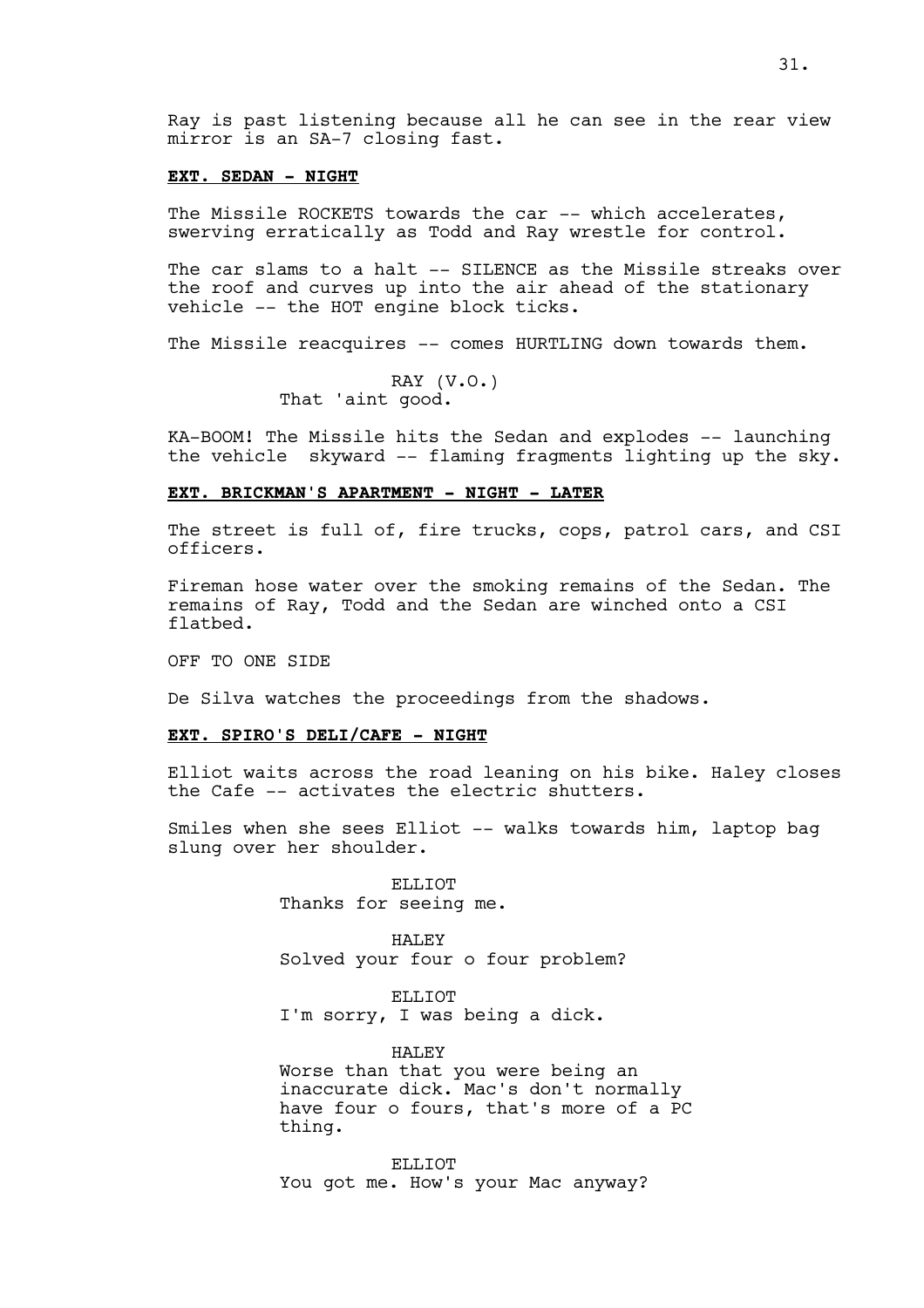Ray is past listening because all he can see in the rear view mirror is an SA-7 closing fast.

**EXT. SEDAN - NIGHT**

The Missile ROCKETS towards the car -- which accelerates, swerving erratically as Todd and Ray wrestle for control.

The car slams to a halt -- SILENCE as the Missile streaks over the roof and curves up into the air ahead of the stationary vehicle -- the HOT engine block ticks.

The Missile reacquires -- comes HURTLING down towards them.

RAY (V.O.)
That 'aint good.

KA-BOOM! The Missile hits the Sedan and explodes -- launching the vehicle  skyward -- flaming fragments lighting up the sky.

**EXT. BRICKMAN'S APARTMENT - NIGHT - LATER**

The street is full of, fire trucks, cops, patrol cars, and CSI officers.

Fireman hose water over the smoking remains of the Sedan. The remains of Ray, Todd and the Sedan are winched onto a CSI flatbed.

OFF TO ONE SIDE

De Silva watches the proceedings from the shadows.

**EXT. SPIRO'S DELI/CAFE - NIGHT**

Elliot waits across the road leaning on his bike. Haley closes the Cafe -- activates the electric shutters.

Smiles when she sees Elliot -- walks towards him, laptop bag slung over her shoulder.

ELLIOT
Thanks for seeing me.

HALEY
Solved your four o four problem?

ELLIOT
I'm sorry, I was being a dick.

HALEY
Worse than that you were being an inaccurate dick. Mac's don't normally have four o fours, that's more of a PC thing.

ELLIOT
You got me. How's your Mac anyway?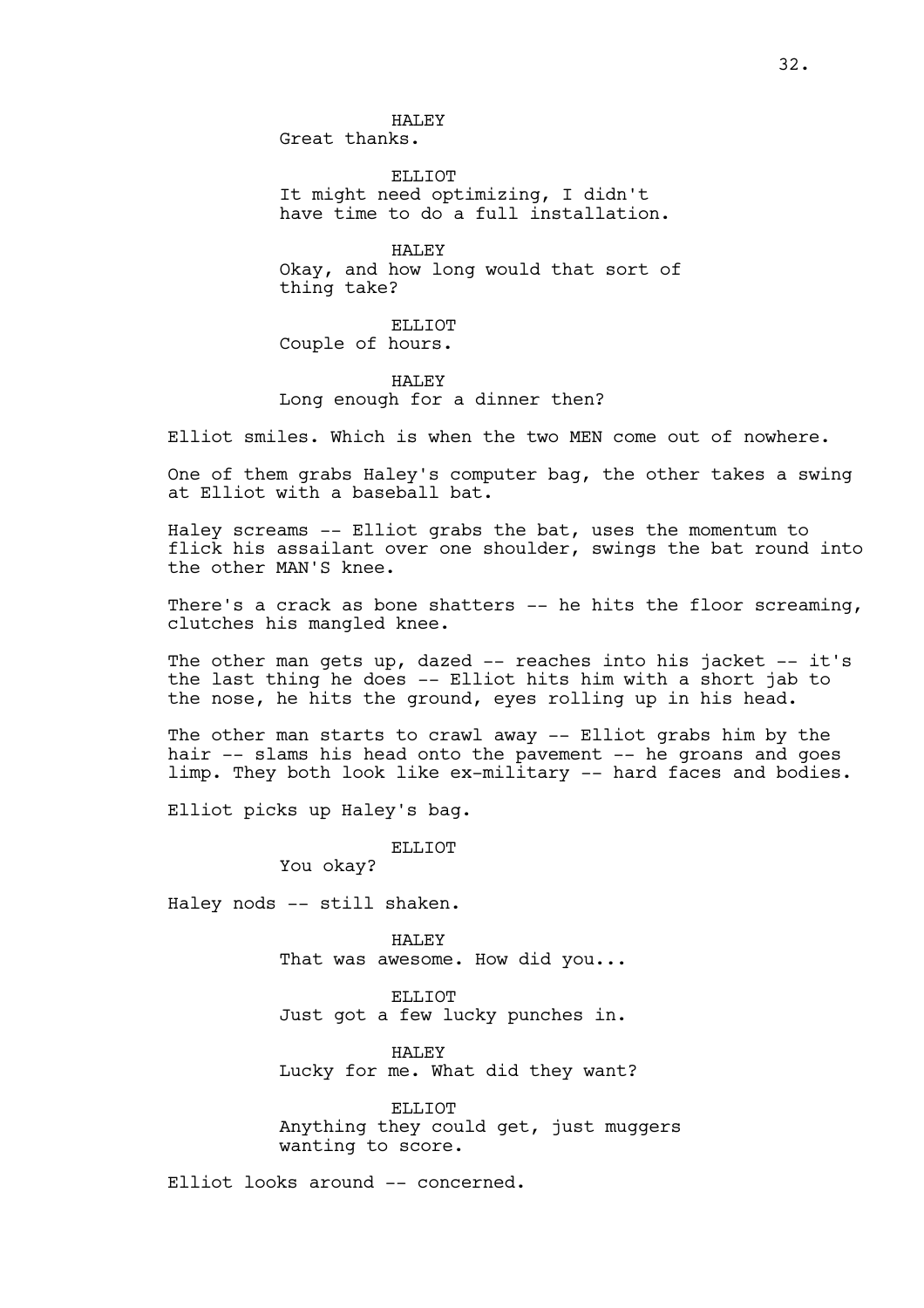HALEY
Great thanks.

ELLIOT
It might need optimizing, I didn't have time to do a full installation.

HALEY
Okay, and how long would that sort of thing take?

ELLIOT
Couple of hours.

HALEY
Long enough for a dinner then?

Elliot smiles. Which is when the two MEN come out of nowhere.

One of them grabs Haley's computer bag, the other takes a swing at Elliot with a baseball bat.

Haley screams -- Elliot grabs the bat, uses the momentum to flick his assailant over one shoulder, swings the bat round into the other MAN'S knee.

There's a crack as bone shatters -- he hits the floor screaming, clutches his mangled knee.

The other man gets up, dazed -- reaches into his jacket -- it's the last thing he does -- Elliot hits him with a short jab to the nose, he hits the ground, eyes rolling up in his head.

The other man starts to crawl away -- Elliot grabs him by the hair -- slams his head onto the pavement -- he groans and goes limp. They both look like ex-military -- hard faces and bodies.

Elliot picks up Haley's bag.

ELLIOT
You okay?

Haley nods -- still shaken.

HALEY
That was awesome. How did you...

ELLIOT
Just got a few lucky punches in.

HALEY
Lucky for me. What did they want?

ELLIOT
Anything they could get, just muggers wanting to score.

Elliot looks around -- concerned.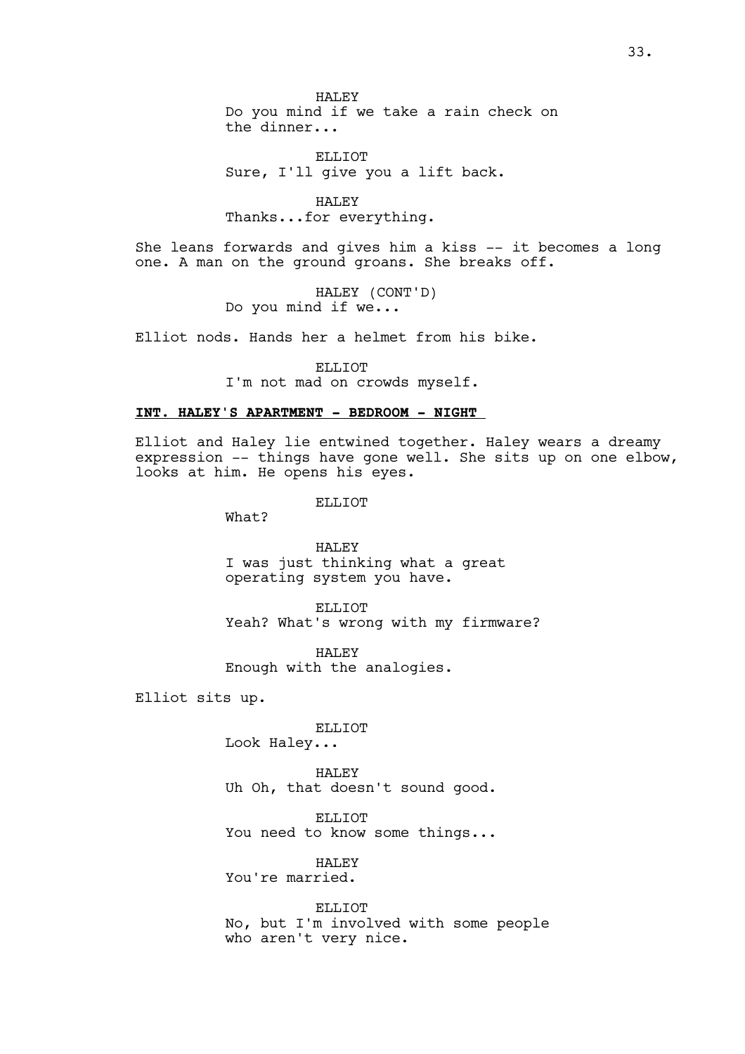HALEY
Do you mind if we take a rain check on the dinner...

ELLIOT
Sure, I'll give you a lift back.

HALEY
Thanks...for everything.

She leans forwards and gives him a kiss -- it becomes a long one. A man on the ground groans. She breaks off.

HALEY (CONT'D)
Do you mind if we...

Elliot nods. Hands her a helmet from his bike.

ELLIOT
I'm not mad on crowds myself.

**INT. HALEY'S APARTMENT - BEDROOM - NIGHT**

Elliot and Haley lie entwined together. Haley wears a dreamy expression -- things have gone well. She sits up on one elbow, looks at him. He opens his eyes.

ELLIOT
What?

HALEY
I was just thinking what a great operating system you have.

ELLIOT
Yeah? What's wrong with my firmware?

HALEY
Enough with the analogies.

Elliot sits up.

ELLIOT
Look Haley...

HALEY
Uh Oh, that doesn't sound good.

ELLIOT
You need to know some things...

HALEY
You're married.

ELLIOT
No, but I'm involved with some people who aren't very nice.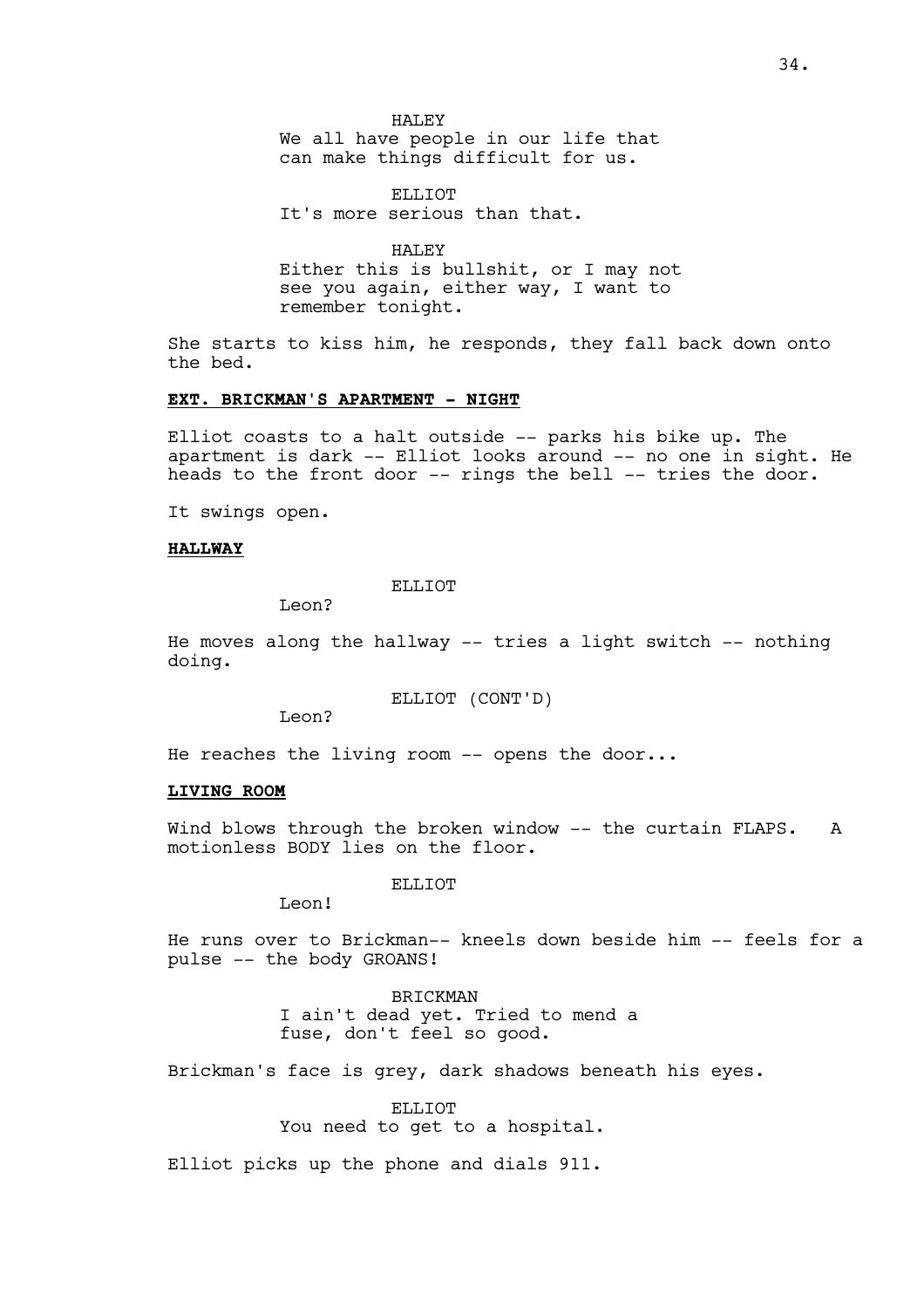HALEY
We all have people in our life that can make things difficult for us.

ELLIOT
It's more serious than that.

HALEY
Either this is bullshit, or I may not see you again, either way, I want to remember tonight.

She starts to kiss him, he responds, they fall back down onto the bed.

**EXT. BRICKMAN'S APARTMENT - NIGHT**

Elliot coasts to a halt outside -- parks his bike up. The apartment is dark -- Elliot looks around -- no one in sight. He heads to the front door -- rings the bell -- tries the door.

It swings open.

**HALLWAY**

ELLIOT
Leon?

He moves along the hallway -- tries a light switch -- nothing doing.

ELLIOT (CONT'D)
Leon?

He reaches the living room -- opens the door...

**LIVING ROOM**

Wind blows through the broken window -- the curtain FLAPS. A motionless BODY lies on the floor.

ELLIOT
Leon!

He runs over to Brickman-- kneels down beside him -- feels for a pulse -- the body GROANS!

BRICKMAN
I ain't dead yet. Tried to mend a fuse, don't feel so good.

Brickman's face is grey, dark shadows beneath his eyes.

ELLIOT
You need to get to a hospital.

Elliot picks up the phone and dials 911.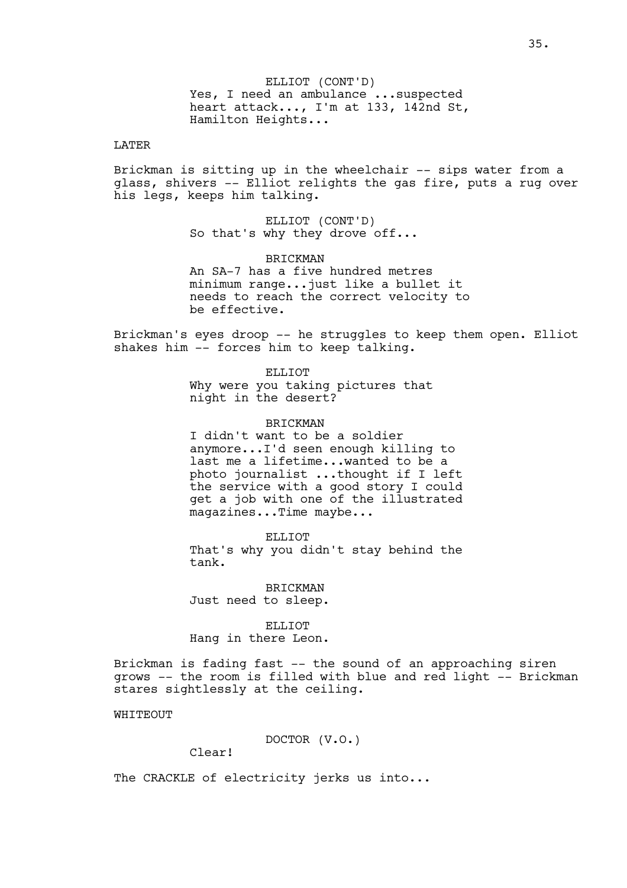ELLIOT (CONT'D)
Yes, I need an ambulance ...suspected heart attack..., I'm at 133, 142nd St, Hamilton Heights...

LATER

Brickman is sitting up in the wheelchair -- sips water from a glass, shivers -- Elliot relights the gas fire, puts a rug over his legs, keeps him talking.

ELLIOT (CONT'D)
So that's why they drove off...

BRICKMAN
An SA-7 has a five hundred metres minimum range...just like a bullet it needs to reach the correct velocity to be effective.

Brickman's eyes droop -- he struggles to keep them open. Elliot shakes him -- forces him to keep talking.

ELLIOT
Why were you taking pictures that night in the desert?

BRICKMAN
I didn't want to be a soldier anymore...I'd seen enough killing to last me a lifetime...wanted to be a photo journalist ...thought if I left the service with a good story I could get a job with one of the illustrated magazines...Time maybe...

ELLIOT
That's why you didn't stay behind the tank.

BRICKMAN
Just need to sleep.

ELLIOT
Hang in there Leon.

Brickman is fading fast -- the sound of an approaching siren grows -- the room is filled with blue and red light -- Brickman stares sightlessly at the ceiling.

WHITEOUT

DOCTOR (V.O.)
Clear!

The CRACKLE of electricity jerks us into...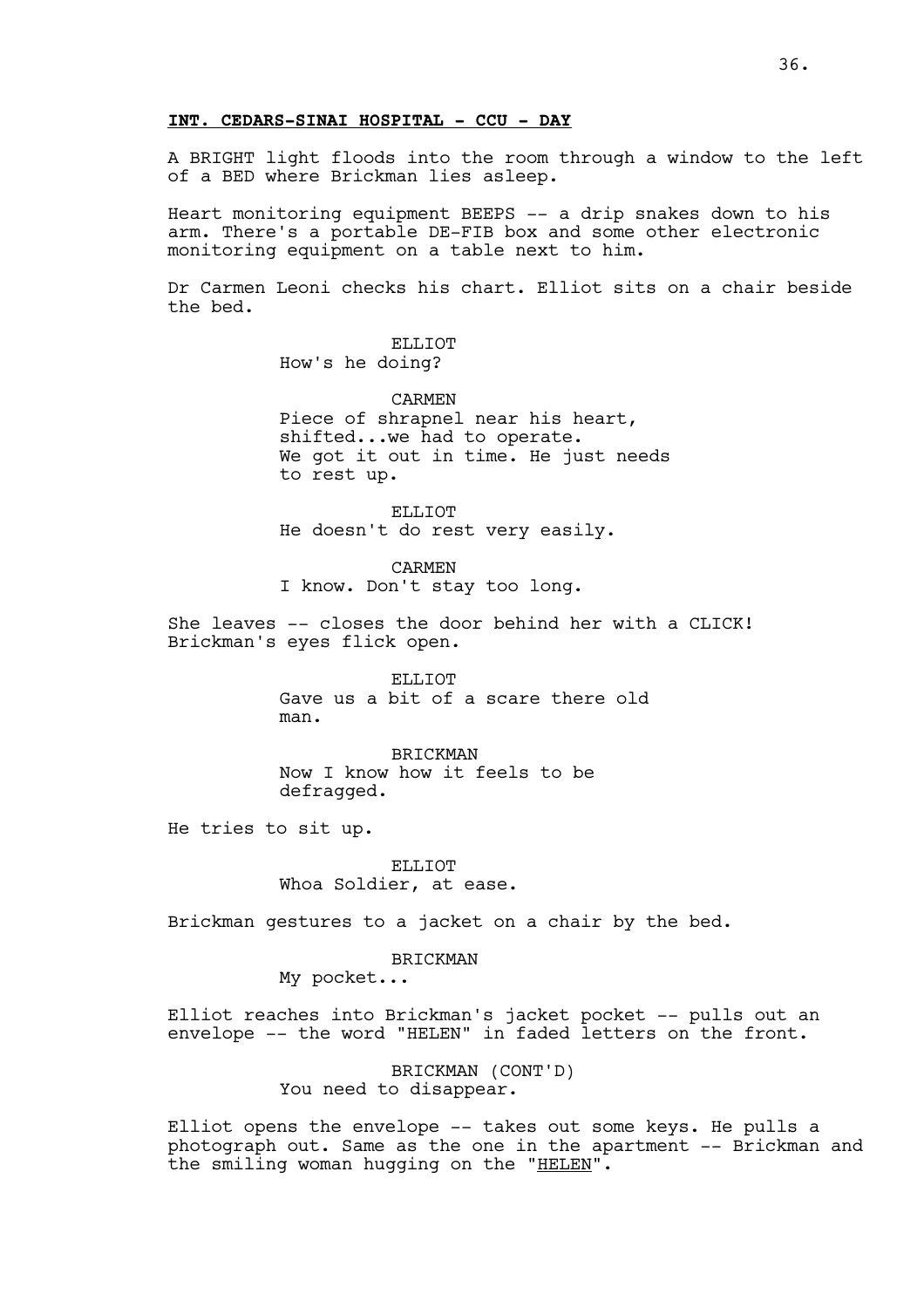**INT. CEDARS-SINAI HOSPITAL - CCU - DAY**

A BRIGHT light floods into the room through a window to the left of a BED where Brickman lies asleep.

Heart monitoring equipment BEEPS -- a drip snakes down to his arm. There's a portable DE-FIB box and some other electronic monitoring equipment on a table next to him.

Dr Carmen Leoni checks his chart. Elliot sits on a chair beside the bed.

ELLIOT
How's he doing?

CARMEN
Piece of shrapnel near his heart, shifted...we had to operate. We got it out in time. He just needs to rest up.

ELLIOT
He doesn't do rest very easily.

CARMEN
I know. Don't stay too long.

She leaves -- closes the door behind her with a CLICK! Brickman's eyes flick open.

ELLIOT
Gave us a bit of a scare there old man.

BRICKMAN
Now I know how it feels to be defragged.

He tries to sit up.

ELLIOT
Whoa Soldier, at ease.

Brickman gestures to a jacket on a chair by the bed.

BRICKMAN
My pocket...

Elliot reaches into Brickman's jacket pocket -- pulls out an envelope -- the word "HELEN" in faded letters on the front.

BRICKMAN (CONT'D)
You need to disappear.

Elliot opens the envelope -- takes out some keys. He pulls a photograph out. Same as the one in the apartment -- Brickman and the smiling woman hugging on the "HELEN".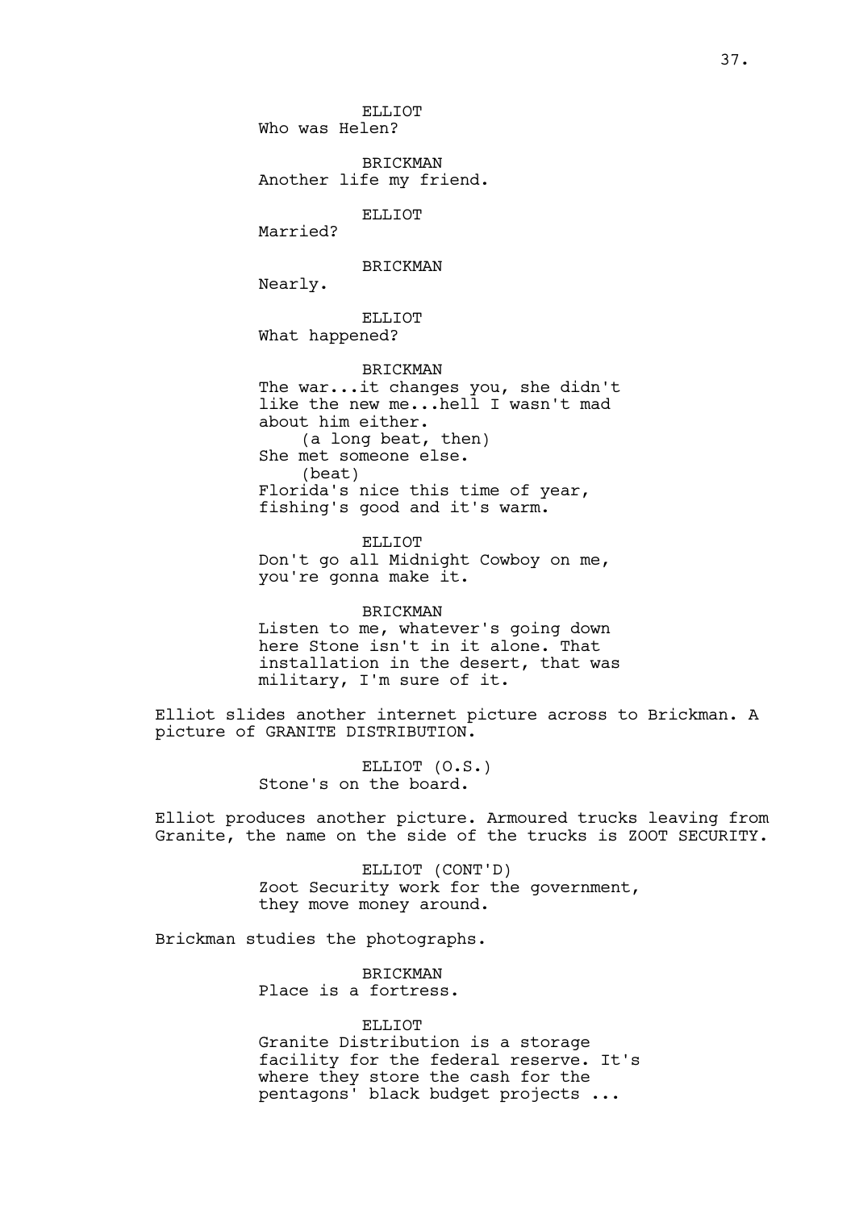ELLIOT
Who was Helen?

BRICKMAN
Another life my friend.

ELLIOT
Married?

BRICKMAN
Nearly.

ELLIOT
What happened?

BRICKMAN
The war...it changes you, she didn't like the new me...hell I wasn't mad about him either.
(a long beat, then)
She met someone else.
(beat)
Florida's nice this time of year, fishing's good and it's warm.

ELLIOT
Don't go all Midnight Cowboy on me, you're gonna make it.

BRICKMAN
Listen to me, whatever's going down here Stone isn't in it alone. That installation in the desert, that was military, I'm sure of it.

Elliot slides another internet picture across to Brickman. A picture of GRANITE DISTRIBUTION.

ELLIOT (O.S.)
Stone's on the board.

Elliot produces another picture. Armoured trucks leaving from Granite, the name on the side of the trucks is ZOOT SECURITY.

ELLIOT (CONT'D)
Zoot Security work for the government, they move money around.

Brickman studies the photographs.

BRICKMAN
Place is a fortress.

ELLIOT
Granite Distribution is a storage facility for the federal reserve. It's where they store the cash for the pentagons' black budget projects ...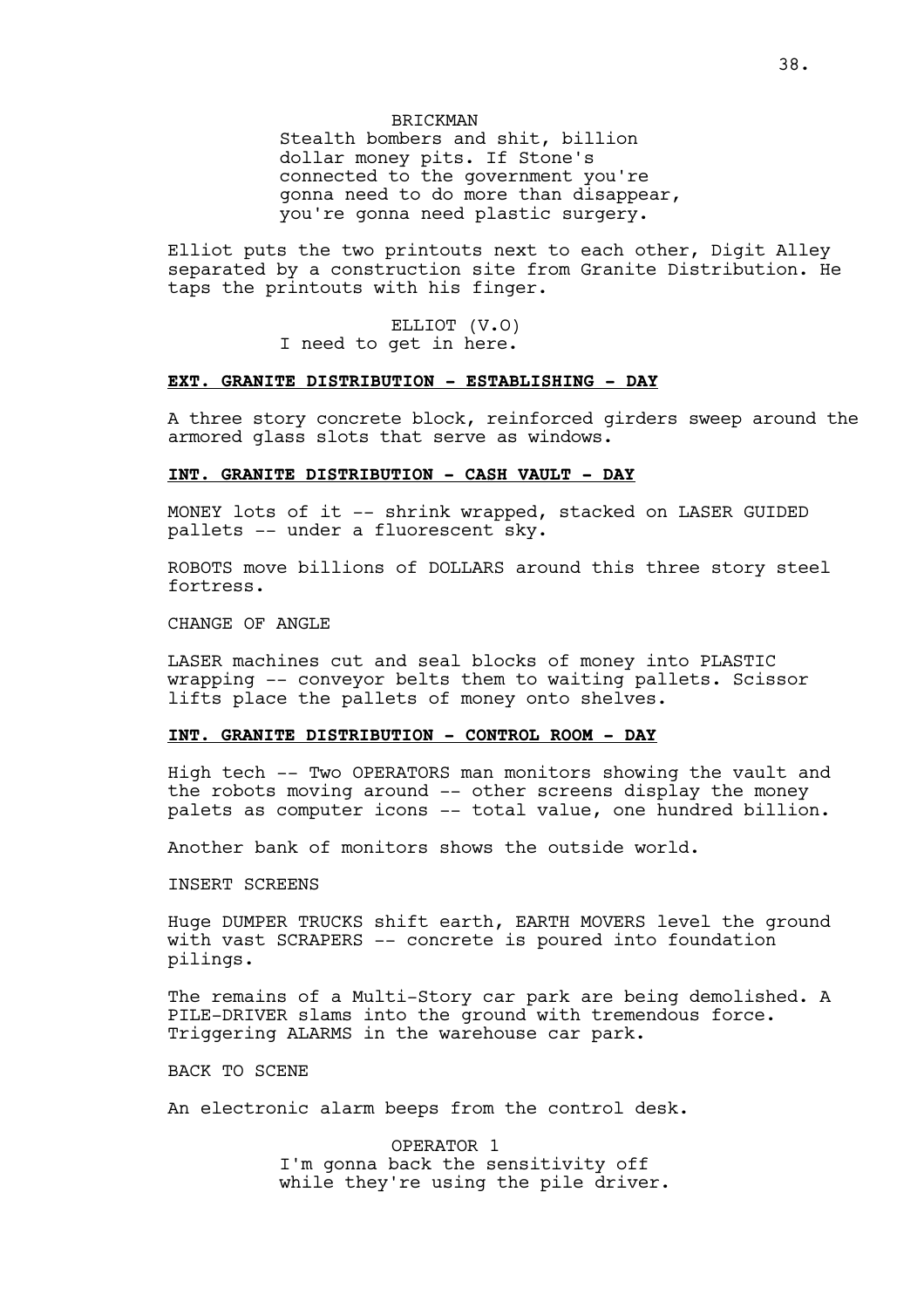BRICKMAN
Stealth bombers and shit, billion dollar money pits. If Stone's connected to the government you're gonna need to do more than disappear, you're gonna need plastic surgery.

Elliot puts the two printouts next to each other, Digit Alley separated by a construction site from Granite Distribution. He taps the printouts with his finger.

ELLIOT (V.O)
I need to get in here.

**EXT. GRANITE DISTRIBUTION - ESTABLISHING - DAY**

A three story concrete block, reinforced girders sweep around the armored glass slots that serve as windows.

**INT. GRANITE DISTRIBUTION - CASH VAULT - DAY**

MONEY lots of it -- shrink wrapped, stacked on LASER GUIDED pallets -- under a fluorescent sky.

ROBOTS move billions of DOLLARS around this three story steel fortress.

CHANGE OF ANGLE

LASER machines cut and seal blocks of money into PLASTIC wrapping -- conveyor belts them to waiting pallets. Scissor lifts place the pallets of money onto shelves.

**INT. GRANITE DISTRIBUTION - CONTROL ROOM - DAY**

High tech -- Two OPERATORS man monitors showing the vault and the robots moving around -- other screens display the money palets as computer icons -- total value, one hundred billion.

Another bank of monitors shows the outside world.

INSERT SCREENS

Huge DUMPER TRUCKS shift earth, EARTH MOVERS level the ground with vast SCRAPERS -- concrete is poured into foundation pilings.

The remains of a Multi-Story car park are being demolished. A PILE-DRIVER slams into the ground with tremendous force. Triggering ALARMS in the warehouse car park.

BACK TO SCENE

An electronic alarm beeps from the control desk.

OPERATOR 1
I'm gonna back the sensitivity off while they're using the pile driver.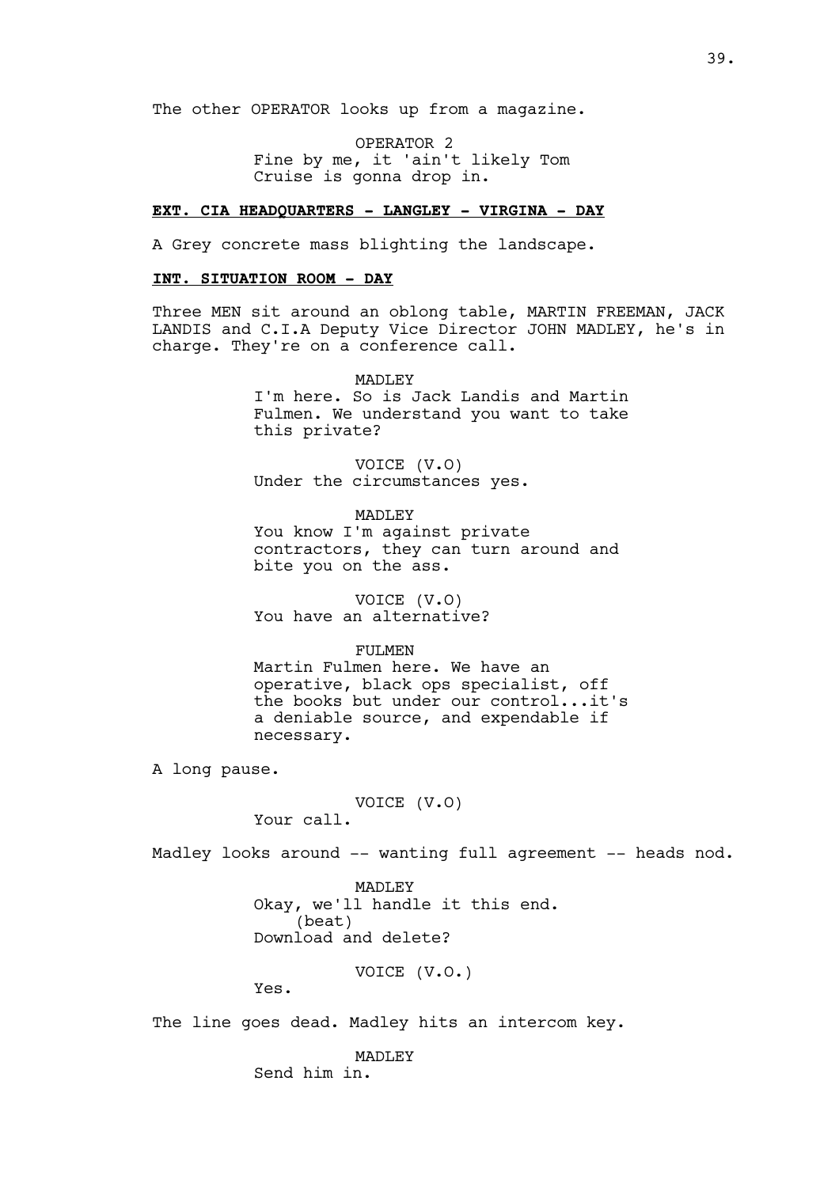The other OPERATOR looks up from a magazine.

OPERATOR 2
Fine by me, it 'ain't likely Tom Cruise is gonna drop in.

**EXT. CIA HEADQUARTERS - LANGLEY - VIRGINA - DAY**

A Grey concrete mass blighting the landscape.

**INT. SITUATION ROOM - DAY**

Three MEN sit around an oblong table, MARTIN FREEMAN, JACK LANDIS and C.I.A Deputy Vice Director JOHN MADLEY, he's in charge. They're on a conference call.

MADLEY
I'm here. So is Jack Landis and Martin Fulmen. We understand you want to take this private?

VOICE (V.O)
Under the circumstances yes.

MADLEY
You know I'm against private contractors, they can turn around and bite you on the ass.

VOICE (V.O)
You have an alternative?

FULMEN
Martin Fulmen here. We have an operative, black ops specialist, off the books but under our control...it's a deniable source, and expendable if necessary.

A long pause.

VOICE (V.O)
Your call.

Madley looks around -- wanting full agreement -- heads nod.

MADLEY
Okay, we'll handle it this end.
(beat)
Download and delete?

VOICE (V.O.)
Yes.

The line goes dead. Madley hits an intercom key.

MADLEY
Send him in.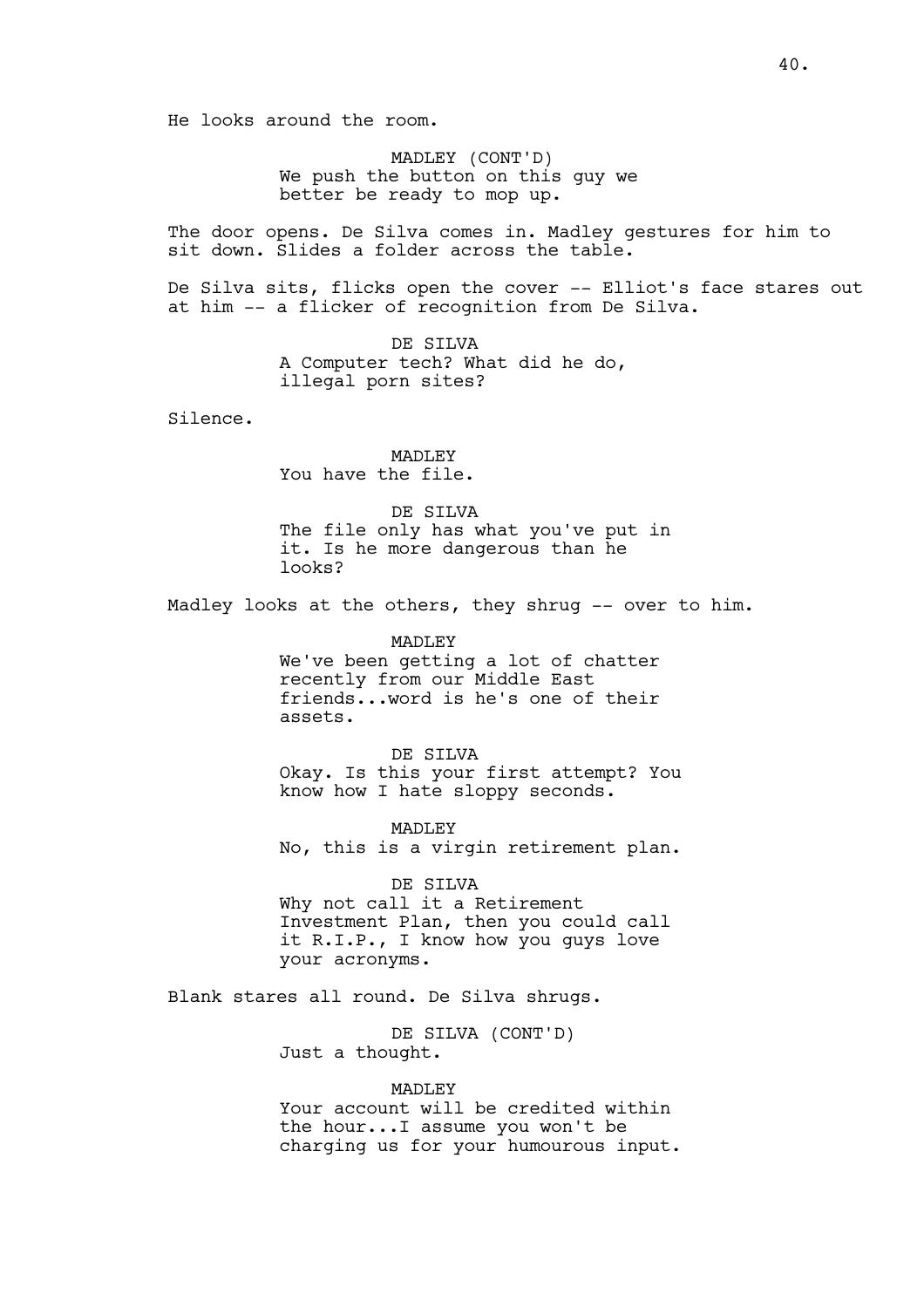He looks around the room.

MADLEY (CONT'D)
We push the button on this guy we better be ready to mop up.

The door opens. De Silva comes in. Madley gestures for him to sit down. Slides a folder across the table.

De Silva sits, flicks open the cover -- Elliot's face stares out at him -- a flicker of recognition from De Silva.

DE SILVA
A Computer tech? What did he do, illegal porn sites?

Silence.

MADLEY
You have the file.

DE SILVA
The file only has what you've put in it. Is he more dangerous than he looks?

Madley looks at the others, they shrug -- over to him.

MADLEY
We've been getting a lot of chatter recently from our Middle East friends...word is he's one of their assets.

DE SILVA
Okay. Is this your first attempt? You know how I hate sloppy seconds.

MADLEY
No, this is a virgin retirement plan.

DE SILVA
Why not call it a Retirement Investment Plan, then you could call it R.I.P., I know how you guys love your acronyms.

Blank stares all round. De Silva shrugs.

DE SILVA (CONT'D)
Just a thought.

MADLEY
Your account will be credited within the hour...I assume you won't be charging us for your humourous input.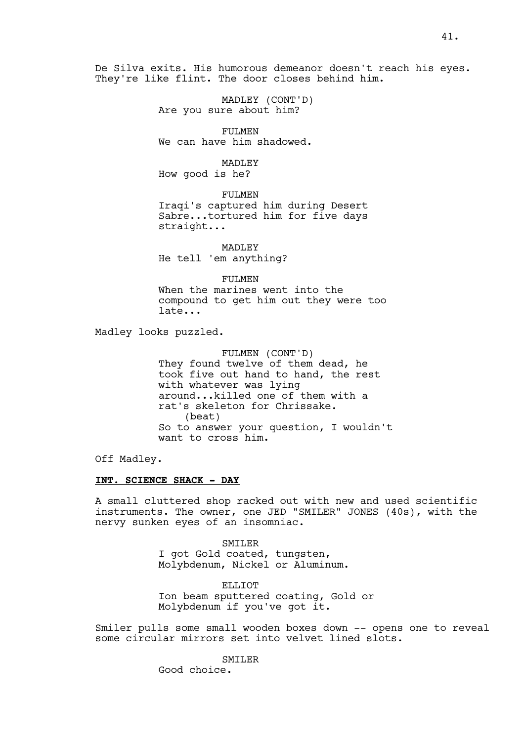De Silva exits. His humorous demeanor doesn't reach his eyes. They're like flint. The door closes behind him.

MADLEY (CONT'D)
Are you sure about him?

FULMEN
We can have him shadowed.

MADLEY
How good is he?

FULMEN
Iraqi's captured him during Desert Sabre...tortured him for five days straight...

MADLEY
He tell 'em anything?

FULMEN
When the marines went into the compound to get him out they were too late...

Madley looks puzzled.

FULMEN (CONT'D)
They found twelve of them dead, he took five out hand to hand, the rest with whatever was lying around...killed one of them with a rat's skeleton for Chrissake.
(beat)
So to answer your question, I wouldn't want to cross him.

Off Madley.

**INT. SCIENCE SHACK - DAY**

A small cluttered shop racked out with new and used scientific instruments. The owner, one JED "SMILER" JONES (40s), with the nervy sunken eyes of an insomniac.

SMILER
I got Gold coated, tungsten, Molybdenum, Nickel or Aluminum.

ELLIOT
Ion beam sputtered coating, Gold or Molybdenum if you've got it.

Smiler pulls some small wooden boxes down -- opens one to reveal some circular mirrors set into velvet lined slots.

SMILER
Good choice.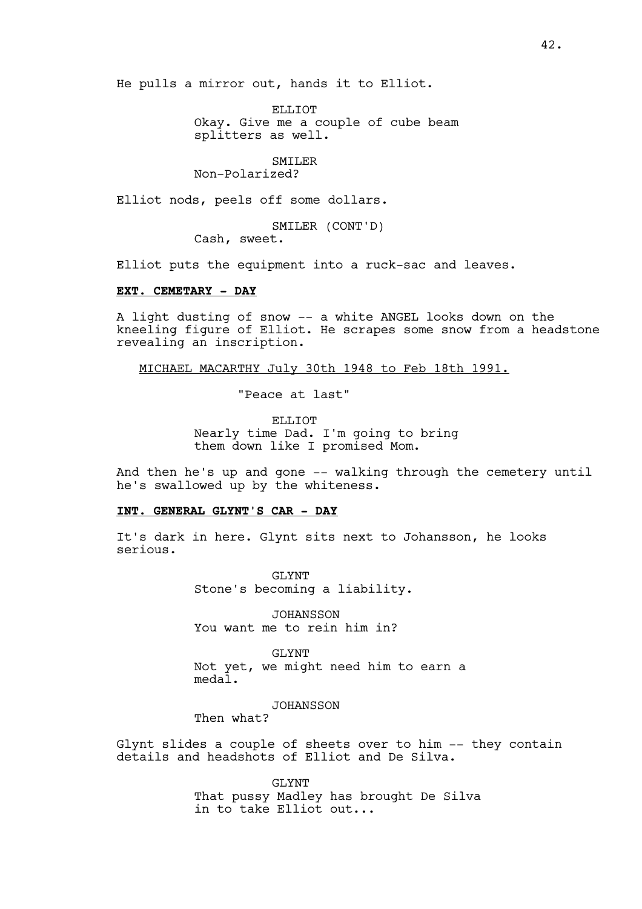He pulls a mirror out, hands it to Elliot.

ELLIOT
Okay. Give me a couple of cube beam splitters as well.

SMILER
Non-Polarized?

Elliot nods, peels off some dollars.

SMILER (CONT'D)
Cash, sweet.

Elliot puts the equipment into a ruck-sac and leaves.

**EXT. CEMETARY - DAY**

A light dusting of snow -- a white ANGEL looks down on the kneeling figure of Elliot. He scrapes some snow from a headstone revealing an inscription.

MICHAEL MACARTHY July 30th 1948 to Feb 18th 1991.

"Peace at last"

ELLIOT
Nearly time Dad. I'm going to bring them down like I promised Mom.

And then he's up and gone -- walking through the cemetery until he's swallowed up by the whiteness.

**INT. GENERAL GLYNT'S CAR - DAY**

It's dark in here. Glynt sits next to Johansson, he looks serious.

GLYNT
Stone's becoming a liability.

JOHANSSON
You want me to rein him in?

GLYNT
Not yet, we might need him to earn a medal.

JOHANSSON
Then what?

Glynt slides a couple of sheets over to him -- they contain details and headshots of Elliot and De Silva.

GLYNT
That pussy Madley has brought De Silva in to take Elliot out...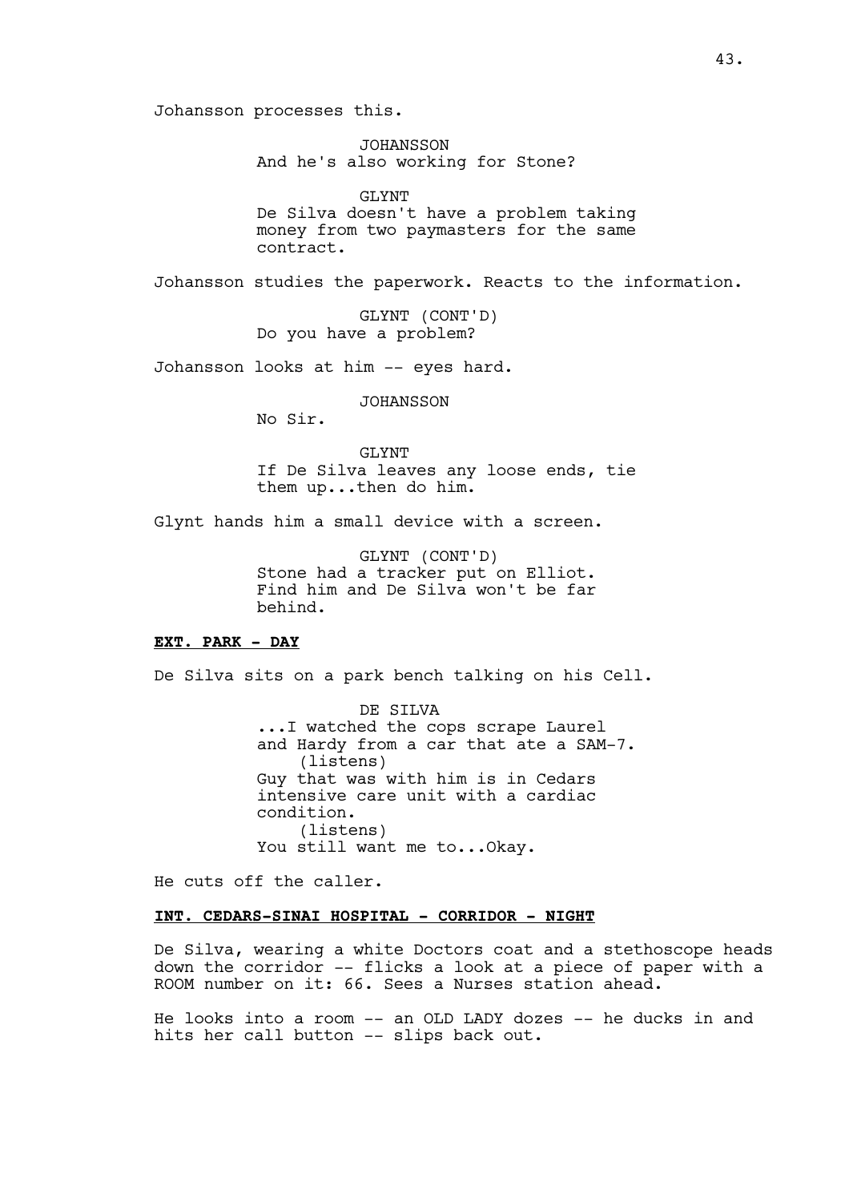Johansson processes this.

JOHANSSON
And he's also working for Stone?

GLYNT
De Silva doesn't have a problem taking money from two paymasters for the same contract.

Johansson studies the paperwork. Reacts to the information.

GLYNT (CONT'D)
Do you have a problem?

Johansson looks at him -- eyes hard.

JOHANSSON
No Sir.

GLYNT
If De Silva leaves any loose ends, tie them up...then do him.

Glynt hands him a small device with a screen.

GLYNT (CONT'D)
Stone had a tracker put on Elliot. Find him and De Silva won't be far behind.

**EXT. PARK - DAY**

De Silva sits on a park bench talking on his Cell.

DE SILVA
...I watched the cops scrape Laurel and Hardy from a car that ate a SAM-7.
(listens)
Guy that was with him is in Cedars intensive care unit with a cardiac condition.
(listens)
You still want me to...Okay.

He cuts off the caller.

**INT. CEDARS-SINAI HOSPITAL - CORRIDOR - NIGHT**

De Silva, wearing a white Doctors coat and a stethoscope heads down the corridor -- flicks a look at a piece of paper with a ROOM number on it: 66. Sees a Nurses station ahead.

He looks into a room -- an OLD LADY dozes -- he ducks in and hits her call button -- slips back out.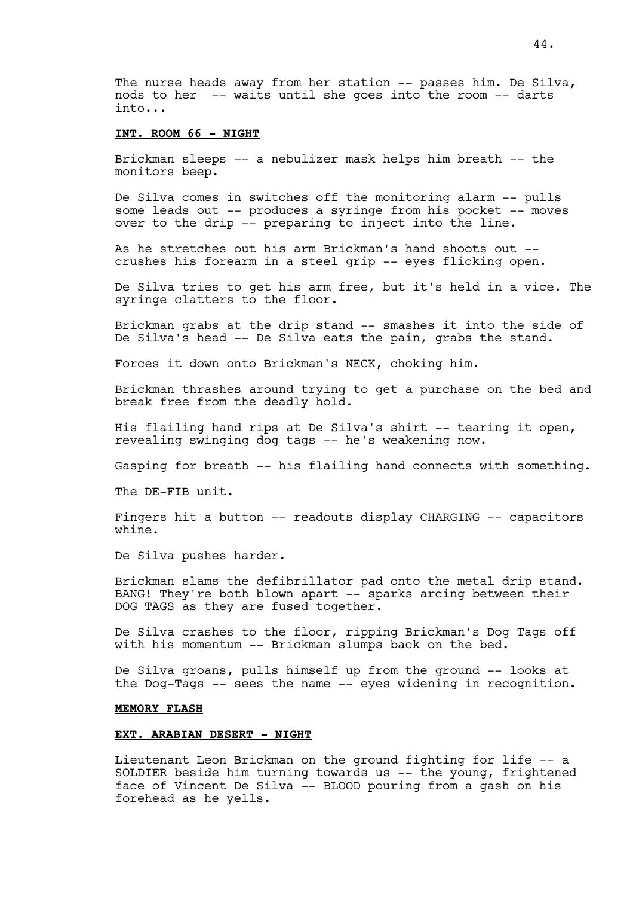The nurse heads away from her station -- passes him. De Silva, nods to her -- waits until she goes into the room -- darts into...

**INT. ROOM 66 - NIGHT**

Brickman sleeps -- a nebulizer mask helps him breath -- the monitors beep.

De Silva comes in switches off the monitoring alarm -- pulls some leads out -- produces a syringe from his pocket -- moves over to the drip -- preparing to inject into the line.

As he stretches out his arm Brickman's hand shoots out -- crushes his forearm in a steel grip -- eyes flicking open.

De Silva tries to get his arm free, but it's held in a vice. The syringe clatters to the floor.

Brickman grabs at the drip stand -- smashes it into the side of De Silva's head -- De Silva eats the pain, grabs the stand.

Forces it down onto Brickman's NECK, choking him.

Brickman thrashes around trying to get a purchase on the bed and break free from the deadly hold.

His flailing hand rips at De Silva's shirt -- tearing it open, revealing swinging dog tags -- he's weakening now.

Gasping for breath -- his flailing hand connects with something.

The DE-FIB unit.

Fingers hit a button -- readouts display CHARGING -- capacitors whine.

De Silva pushes harder.

Brickman slams the defibrillator pad onto the metal drip stand. BANG! They're both blown apart -- sparks arcing between their DOG TAGS as they are fused together.

De Silva crashes to the floor, ripping Brickman's Dog Tags off with his momentum -- Brickman slumps back on the bed.

De Silva groans, pulls himself up from the ground -- looks at the Dog-Tags -- sees the name -- eyes widening in recognition.

**MEMORY FLASH**

**EXT. ARABIAN DESERT - NIGHT**

Lieutenant Leon Brickman on the ground fighting for life -- a SOLDIER beside him turning towards us -- the young, frightened face of Vincent De Silva -- BLOOD pouring from a gash on his forehead as he yells.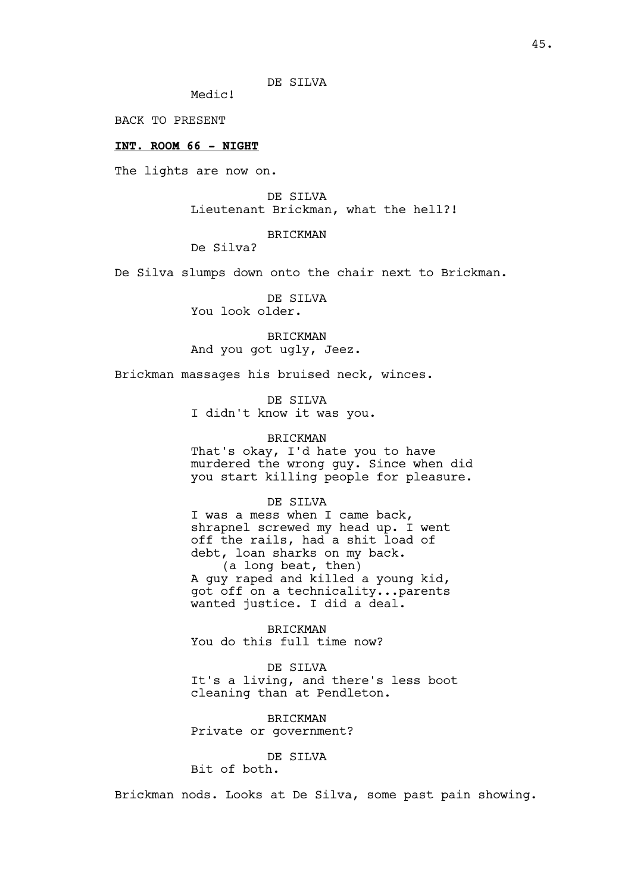DE SILVA
Medic!

BACK TO PRESENT

**INT. ROOM 66 - NIGHT**

The lights are now on.

DE SILVA
Lieutenant Brickman, what the hell?!

BRICKMAN
De Silva?

De Silva slumps down onto the chair next to Brickman.

DE SILVA
You look older.

BRICKMAN
And you got ugly, Jeez.

Brickman massages his bruised neck, winces.

DE SILVA
I didn't know it was you.

BRICKMAN
That's okay, I'd hate you to have murdered the wrong guy. Since when did you start killing people for pleasure.

DE SILVA
I was a mess when I came back, shrapnel screwed my head up. I went off the rails, had a shit load of debt, loan sharks on my back.
(a long beat, then)
A guy raped and killed a young kid, got off on a technicality...parents wanted justice. I did a deal.

BRICKMAN
You do this full time now?

DE SILVA
It's a living, and there's less boot cleaning than at Pendleton.

BRICKMAN
Private or government?

DE SILVA
Bit of both.

Brickman nods. Looks at De Silva, some past pain showing.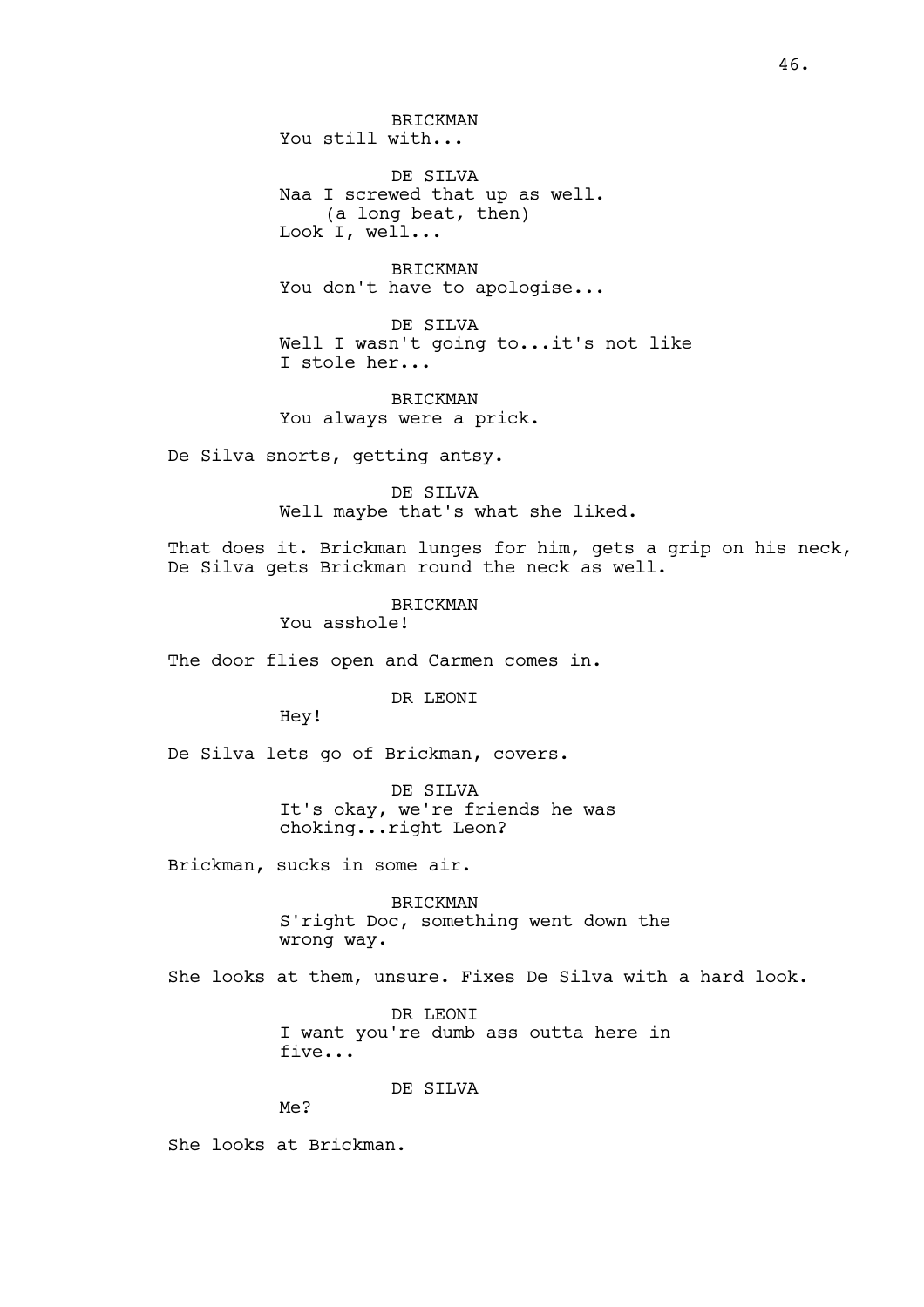BRICKMAN
You still with...

DE SILVA
Naa I screwed that up as well.
(a long beat, then)
Look I, well...

BRICKMAN
You don't have to apologise...

DE SILVA
Well I wasn't going to...it's not like
I stole her...

BRICKMAN
You always were a prick.

De Silva snorts, getting antsy.

DE SILVA
Well maybe that's what she liked.

That does it. Brickman lunges for him, gets a grip on his neck, De Silva gets Brickman round the neck as well.

BRICKMAN
You asshole!

The door flies open and Carmen comes in.

DR LEONI
Hey!

De Silva lets go of Brickman, covers.

DE SILVA
It's okay, we're friends he was
choking...right Leon?

Brickman, sucks in some air.

BRICKMAN
S'right Doc, something went down the
wrong way.

She looks at them, unsure. Fixes De Silva with a hard look.

DR LEONI
I want you're dumb ass outta here in
five...

DE SILVA
Me?

She looks at Brickman.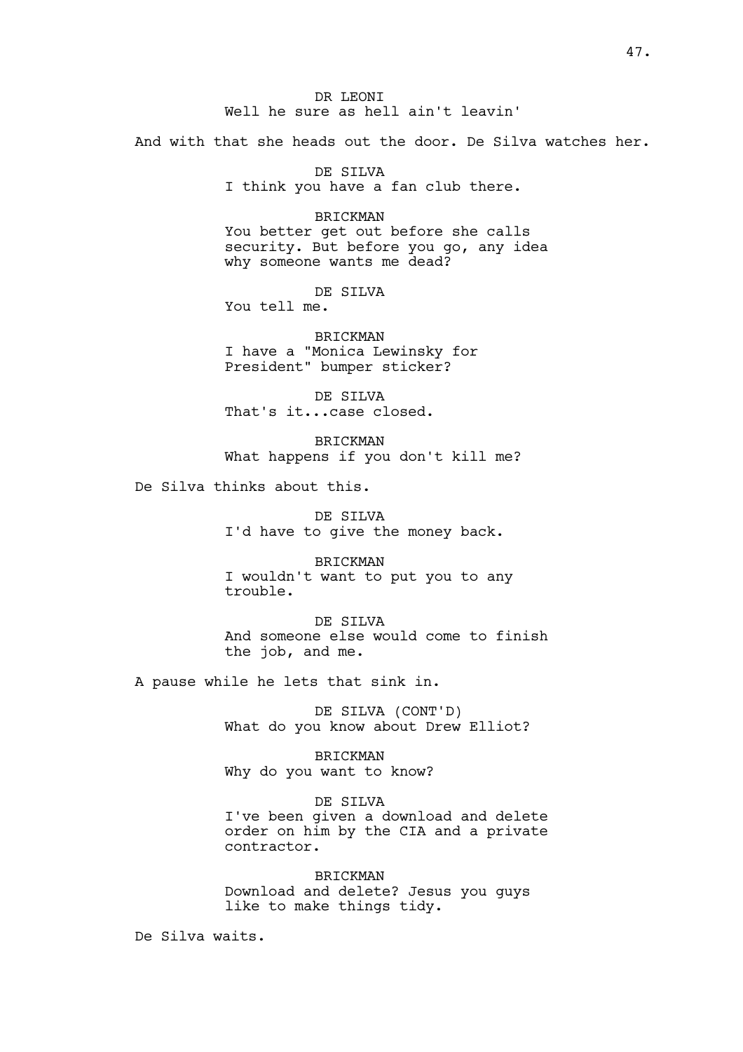DR LEONI
Well he sure as hell ain't leavin'

And with that she heads out the door. De Silva watches her.

DE SILVA
I think you have a fan club there.

BRICKMAN
You better get out before she calls security. But before you go, any idea why someone wants me dead?

DE SILVA
You tell me.

BRICKMAN
I have a "Monica Lewinsky for President" bumper sticker?

DE SILVA
That's it...case closed.

BRICKMAN
What happens if you don't kill me?

De Silva thinks about this.

DE SILVA
I'd have to give the money back.

BRICKMAN
I wouldn't want to put you to any trouble.

DE SILVA
And someone else would come to finish the job, and me.

A pause while he lets that sink in.

DE SILVA (CONT'D)
What do you know about Drew Elliot?

BRICKMAN
Why do you want to know?

DE SILVA
I've been given a download and delete order on him by the CIA and a private contractor.

BRICKMAN
Download and delete? Jesus you guys like to make things tidy.

De Silva waits.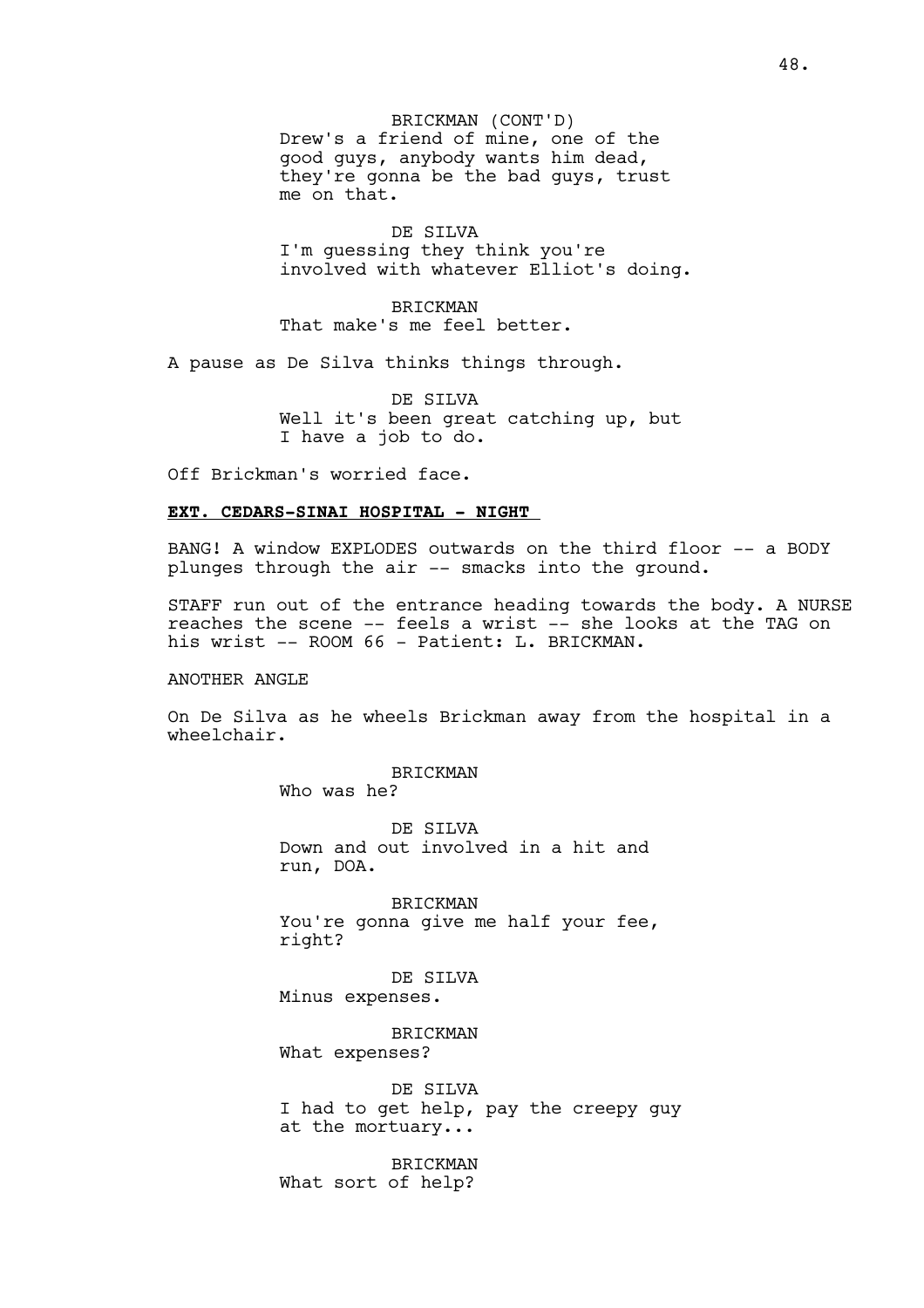BRICKMAN (CONT'D)
Drew's a friend of mine, one of the good guys, anybody wants him dead, they're gonna be the bad guys, trust me on that.

DE SILVA
I'm guessing they think you're involved with whatever Elliot's doing.

BRICKMAN
That make's me feel better.

A pause as De Silva thinks things through.

DE SILVA
Well it's been great catching up, but I have a job to do.

Off Brickman's worried face.

**EXT. CEDARS-SINAI HOSPITAL - NIGHT**

BANG! A window EXPLODES outwards on the third floor -- a BODY plunges through the air -- smacks into the ground.

STAFF run out of the entrance heading towards the body. A NURSE reaches the scene -- feels a wrist -- she looks at the TAG on his wrist -- ROOM 66 - Patient: L. BRICKMAN.

ANOTHER ANGLE

On De Silva as he wheels Brickman away from the hospital in a wheelchair.

BRICKMAN
Who was he?

DE SILVA
Down and out involved in a hit and run, DOA.

BRICKMAN
You're gonna give me half your fee, right?

DE SILVA
Minus expenses.

BRICKMAN
What expenses?

DE SILVA
I had to get help, pay the creepy guy at the mortuary...

BRICKMAN
What sort of help?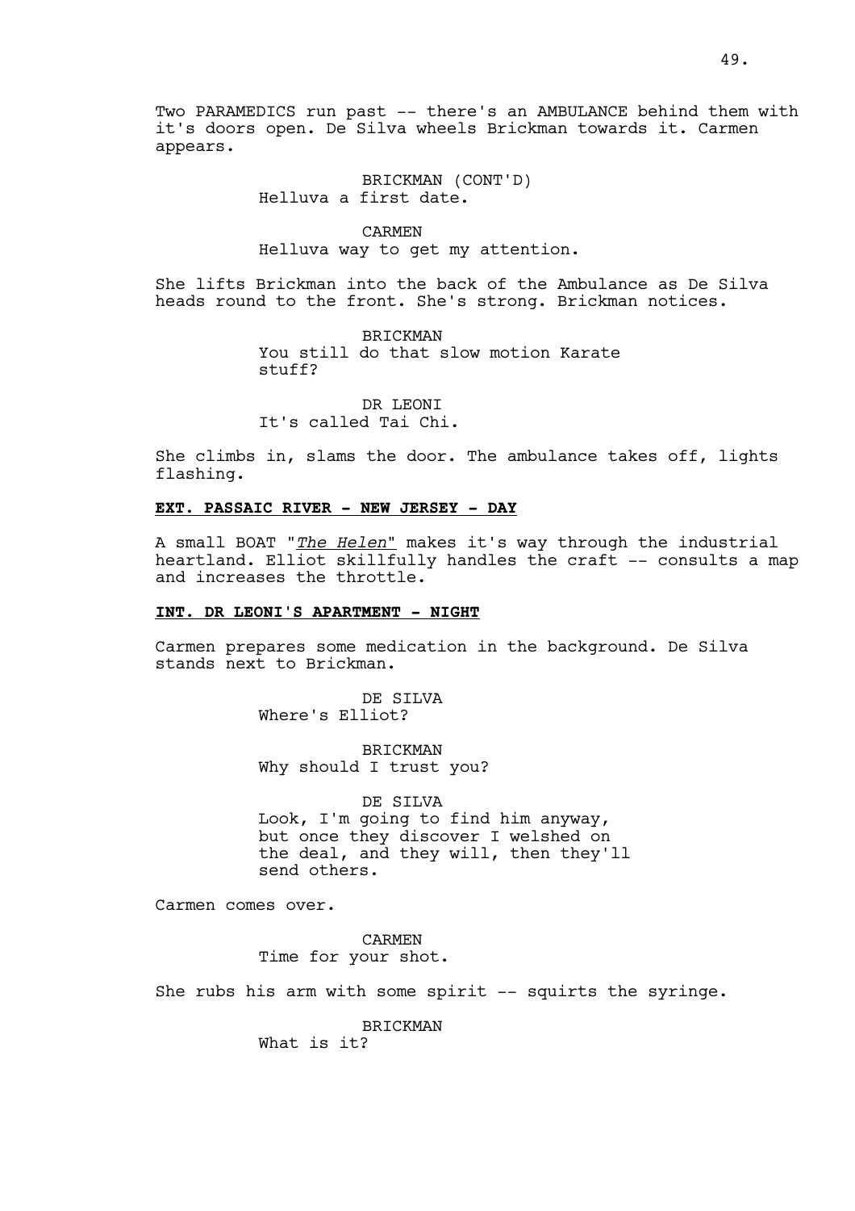Two PARAMEDICS run past -- there's an AMBULANCE behind them with it's doors open. De Silva wheels Brickman towards it. Carmen appears.

BRICKMAN (CONT'D)
Helluva a first date.

CARMEN
Helluva way to get my attention.

She lifts Brickman into the back of the Ambulance as De Silva heads round to the front. She's strong. Brickman notices.

BRICKMAN
You still do that slow motion Karate stuff?

DR LEONI
It's called Tai Chi.

She climbs in, slams the door. The ambulance takes off, lights flashing.

**EXT. PASSAIC RIVER - NEW JERSEY - DAY**

A small BOAT "*The Helen*" makes it's way through the industrial heartland. Elliot skillfully handles the craft -- consults a map and increases the throttle.

**INT. DR LEONI'S APARTMENT - NIGHT**

Carmen prepares some medication in the background. De Silva stands next to Brickman.

DE SILVA
Where's Elliot?

BRICKMAN
Why should I trust you?

DE SILVA
Look, I'm going to find him anyway, but once they discover I welshed on the deal, and they will, then they'll send others.

Carmen comes over.

CARMEN
Time for your shot.

She rubs his arm with some spirit -- squirts the syringe.

BRICKMAN
What is it?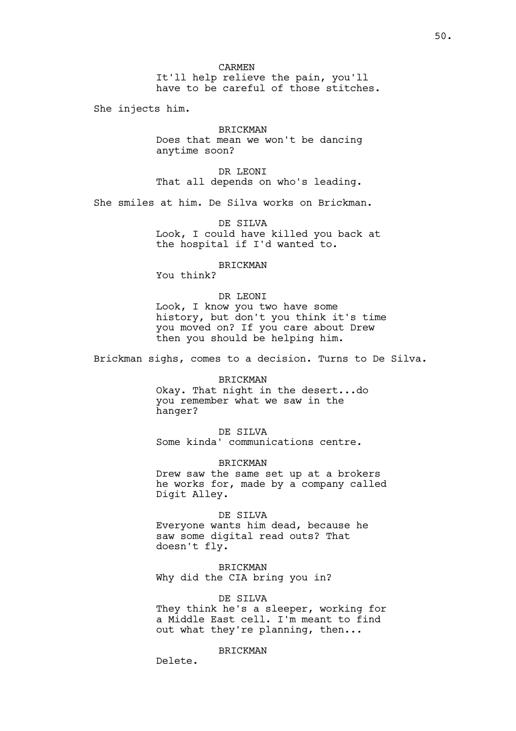CARMEN
It'll help relieve the pain, you'll have to be careful of those stitches.

She injects him.

BRICKMAN
Does that mean we won't be dancing anytime soon?

DR LEONI
That all depends on who's leading.

She smiles at him. De Silva works on Brickman.

DE SILVA
Look, I could have killed you back at the hospital if I'd wanted to.

BRICKMAN
You think?

DR LEONI
Look, I know you two have some history, but don't you think it's time you moved on? If you care about Drew then you should be helping him.

Brickman sighs, comes to a decision. Turns to De Silva.

BRICKMAN
Okay. That night in the desert...do you remember what we saw in the hanger?

DE SILVA
Some kinda' communications centre.

BRICKMAN
Drew saw the same set up at a brokers he works for, made by a company called Digit Alley.

DE SILVA
Everyone wants him dead, because he saw some digital read outs? That doesn't fly.

BRICKMAN
Why did the CIA bring you in?

DE SILVA
They think he's a sleeper, working for a Middle East cell. I'm meant to find out what they're planning, then...

BRICKMAN
Delete.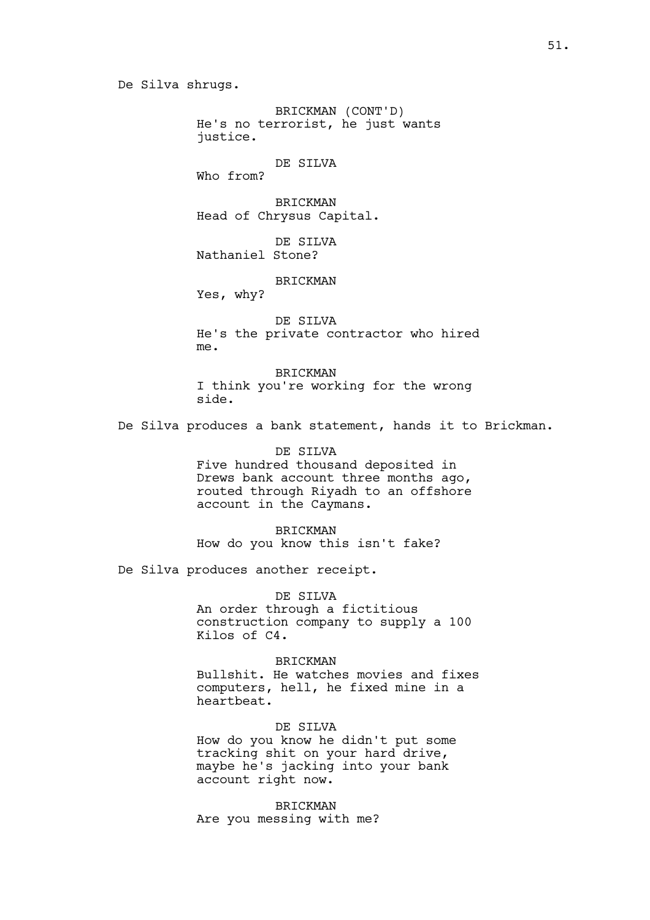De Silva shrugs.

BRICKMAN (CONT'D)
He's no terrorist, he just wants justice.

DE SILVA
Who from?

BRICKMAN
Head of Chrysus Capital.

DE SILVA
Nathaniel Stone?

BRICKMAN
Yes, why?

DE SILVA
He's the private contractor who hired me.

BRICKMAN
I think you're working for the wrong side.

De Silva produces a bank statement, hands it to Brickman.

DE SILVA
Five hundred thousand deposited in Drews bank account three months ago, routed through Riyadh to an offshore account in the Caymans.

BRICKMAN
How do you know this isn't fake?

De Silva produces another receipt.

DE SILVA
An order through a fictitious construction company to supply a 100 Kilos of C4.

BRICKMAN
Bullshit. He watches movies and fixes computers, hell, he fixed mine in a heartbeat.

DE SILVA
How do you know he didn't put some tracking shit on your hard drive, maybe he's jacking into your bank account right now.

BRICKMAN
Are you messing with me?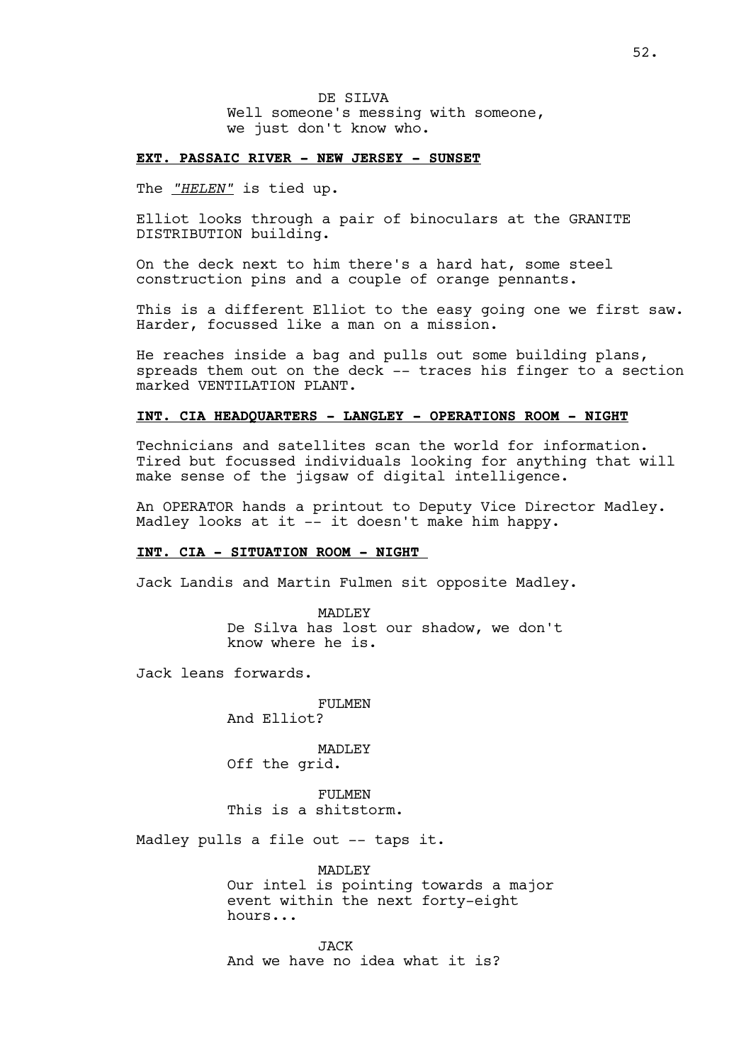DE SILVA
Well someone's messing with someone, we just don't know who.

**EXT. PASSAIC RIVER - NEW JERSEY - SUNSET**

The *"HELEN"* is tied up.

Elliot looks through a pair of binoculars at the GRANITE DISTRIBUTION building.

On the deck next to him there's a hard hat, some steel construction pins and a couple of orange pennants.

This is a different Elliot to the easy going one we first saw. Harder, focussed like a man on a mission.

He reaches inside a bag and pulls out some building plans, spreads them out on the deck -- traces his finger to a section marked VENTILATION PLANT.

**INT. CIA HEADQUARTERS - LANGLEY - OPERATIONS ROOM - NIGHT**

Technicians and satellites scan the world for information. Tired but focussed individuals looking for anything that will make sense of the jigsaw of digital intelligence.

An OPERATOR hands a printout to Deputy Vice Director Madley. Madley looks at it -- it doesn't make him happy.

**INT. CIA - SITUATION ROOM - NIGHT**

Jack Landis and Martin Fulmen sit opposite Madley.

MADLEY
De Silva has lost our shadow, we don't know where he is.

Jack leans forwards.

FULMEN
And Elliot?

MADLEY
Off the grid.

FULMEN
This is a shitstorm.

Madley pulls a file out -- taps it.

MADLEY
Our intel is pointing towards a major event within the next forty-eight hours...

JACK
And we have no idea what it is?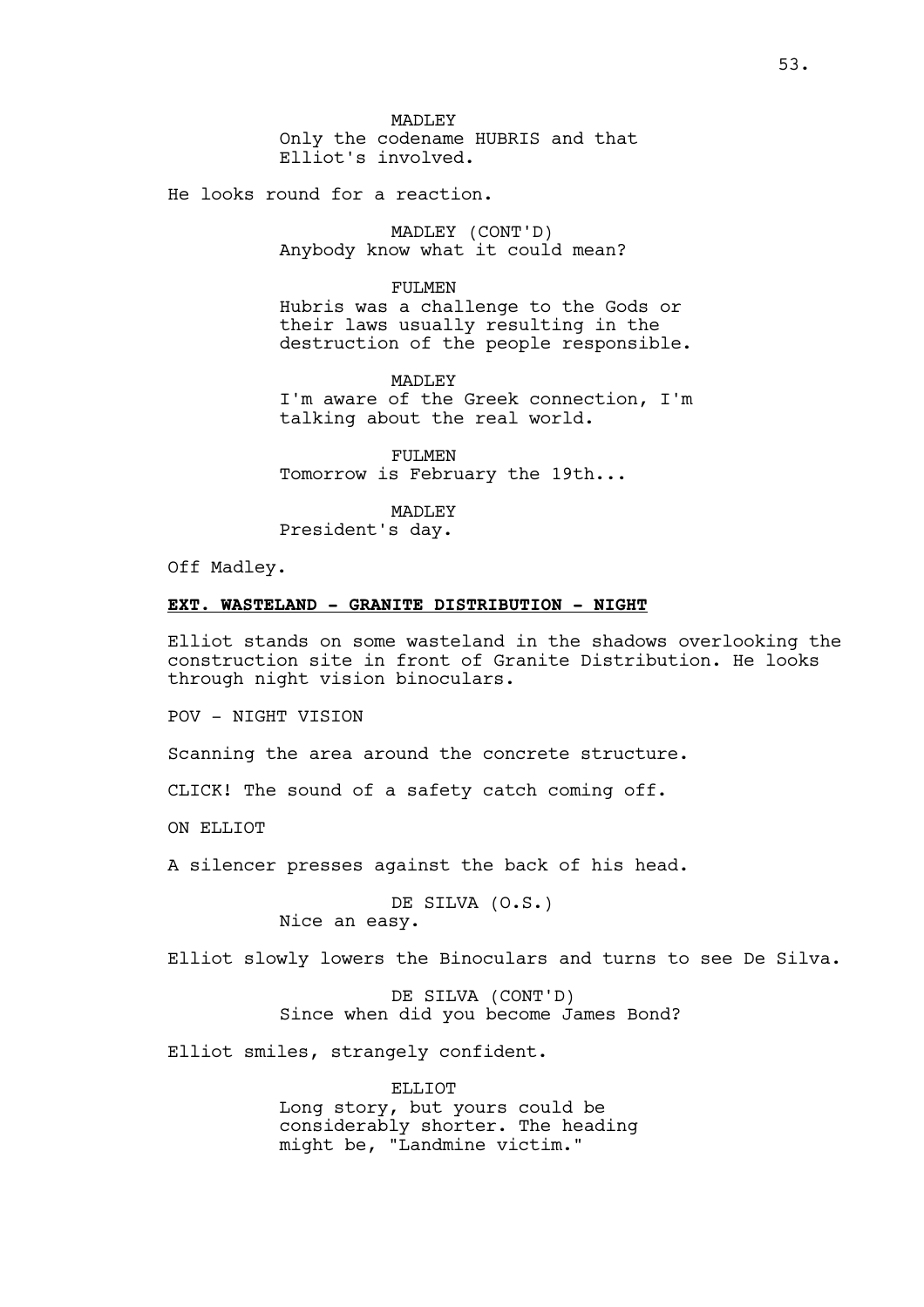MADLEY
Only the codename HUBRIS and that Elliot's involved.

He looks round for a reaction.

MADLEY (CONT'D)
Anybody know what it could mean?

FULMEN
Hubris was a challenge to the Gods or their laws usually resulting in the destruction of the people responsible.

MADLEY
I'm aware of the Greek connection, I'm talking about the real world.

FULMEN
Tomorrow is February the 19th...

MADLEY
President's day.

Off Madley.

**EXT. WASTELAND - GRANITE DISTRIBUTION - NIGHT**

Elliot stands on some wasteland in the shadows overlooking the construction site in front of Granite Distribution. He looks through night vision binoculars.

POV - NIGHT VISION

Scanning the area around the concrete structure.

CLICK! The sound of a safety catch coming off.

ON ELLIOT

A silencer presses against the back of his head.

DE SILVA (O.S.)
Nice an easy.

Elliot slowly lowers the Binoculars and turns to see De Silva.

DE SILVA (CONT'D)
Since when did you become James Bond?

Elliot smiles, strangely confident.

ELLIOT
Long story, but yours could be considerably shorter. The heading might be, "Landmine victim."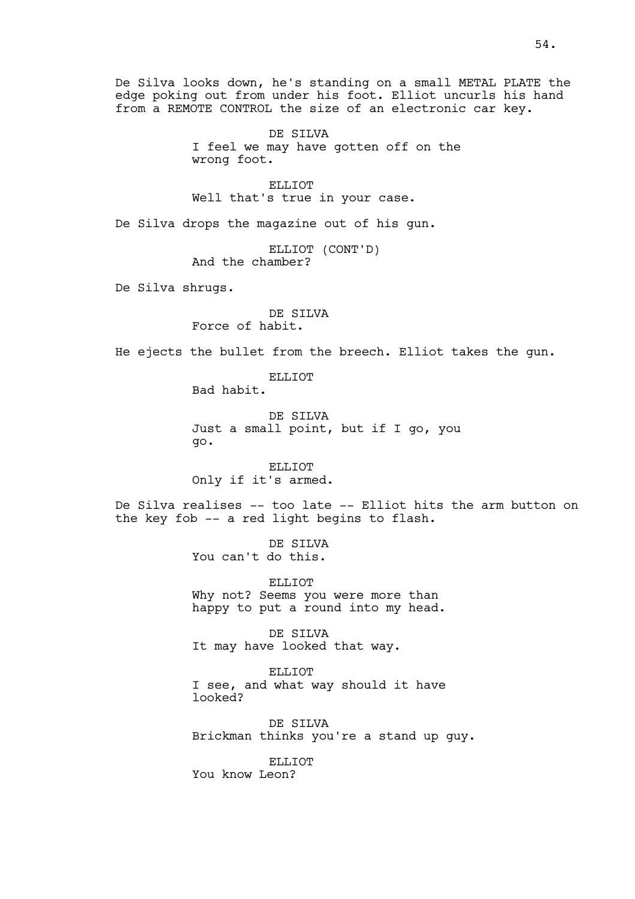De Silva looks down, he's standing on a small METAL PLATE the edge poking out from under his foot. Elliot uncurls his hand from a REMOTE CONTROL the size of an electronic car key.

DE SILVA
I feel we may have gotten off on the wrong foot.

ELLIOT
Well that's true in your case.

De Silva drops the magazine out of his gun.

ELLIOT (CONT'D)
And the chamber?

De Silva shrugs.

DE SILVA
Force of habit.

He ejects the bullet from the breech. Elliot takes the gun.

ELLIOT
Bad habit.

DE SILVA
Just a small point, but if I go, you go.

ELLIOT
Only if it's armed.

De Silva realises -- too late -- Elliot hits the arm button on the key fob -- a red light begins to flash.

DE SILVA
You can't do this.

ELLIOT
Why not? Seems you were more than happy to put a round into my head.

DE SILVA
It may have looked that way.

ELLIOT
I see, and what way should it have looked?

DE SILVA
Brickman thinks you're a stand up guy.

ELLIOT
You know Leon?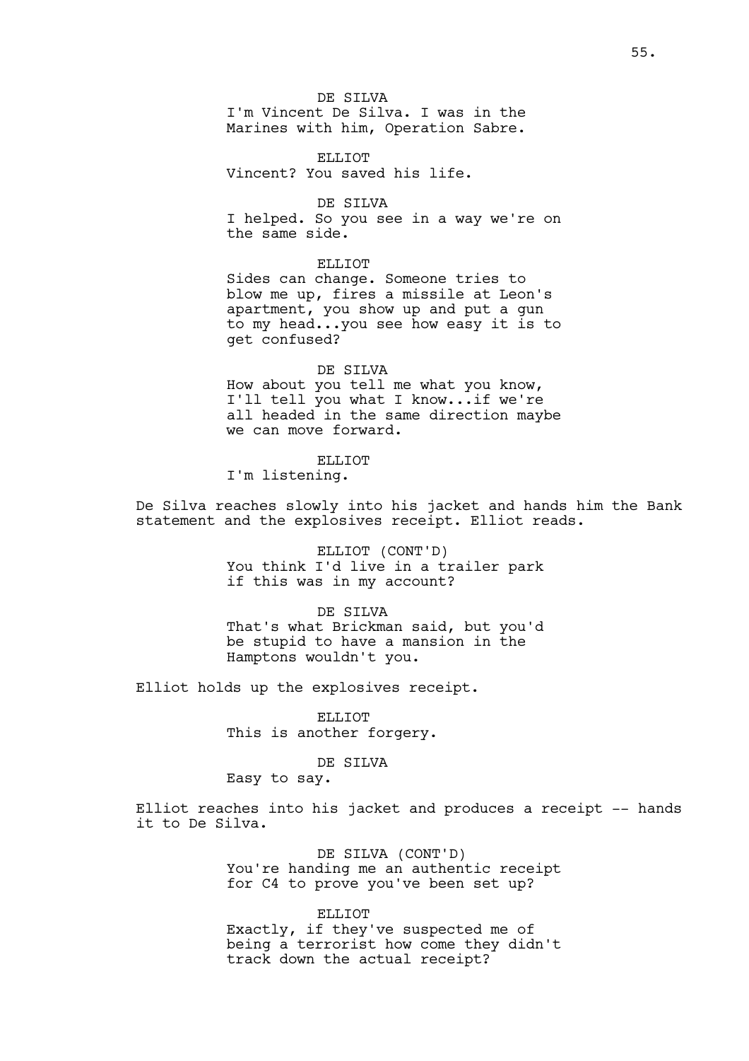DE SILVA
I'm Vincent De Silva. I was in the Marines with him, Operation Sabre.

ELLIOT
Vincent? You saved his life.

DE SILVA
I helped. So you see in a way we're on the same side.

ELLIOT
Sides can change. Someone tries to blow me up, fires a missile at Leon's apartment, you show up and put a gun to my head...you see how easy it is to get confused?

DE SILVA
How about you tell me what you know, I'll tell you what I know...if we're all headed in the same direction maybe we can move forward.

ELLIOT
I'm listening.

De Silva reaches slowly into his jacket and hands him the Bank statement and the explosives receipt. Elliot reads.

ELLIOT (CONT'D)
You think I'd live in a trailer park if this was in my account?

DE SILVA
That's what Brickman said, but you'd be stupid to have a mansion in the Hamptons wouldn't you.

Elliot holds up the explosives receipt.

ELLIOT
This is another forgery.

DE SILVA
Easy to say.

Elliot reaches into his jacket and produces a receipt -- hands it to De Silva.

DE SILVA (CONT'D)
You're handing me an authentic receipt for C4 to prove you've been set up?

ELLIOT
Exactly, if they've suspected me of being a terrorist how come they didn't track down the actual receipt?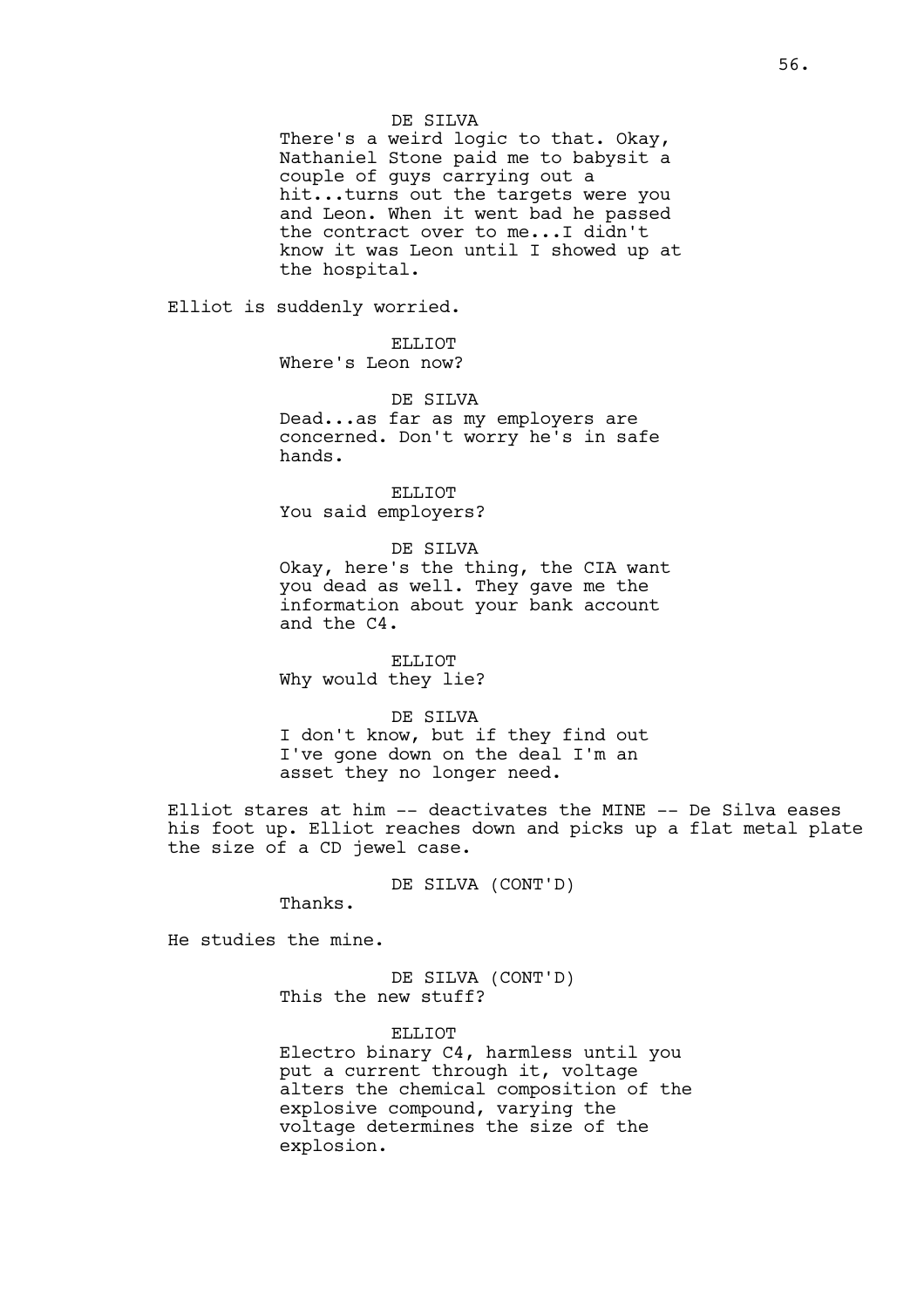DE SILVA
There's a weird logic to that. Okay, Nathaniel Stone paid me to babysit a couple of guys carrying out a hit...turns out the targets were you and Leon. When it went bad he passed the contract over to me...I didn't know it was Leon until I showed up at the hospital.

Elliot is suddenly worried.

ELLIOT
Where's Leon now?

DE SILVA
Dead...as far as my employers are concerned. Don't worry he's in safe hands.

ELLIOT
You said employers?

DE SILVA
Okay, here's the thing, the CIA want you dead as well. They gave me the information about your bank account and the C4.

ELLIOT
Why would they lie?

DE SILVA
I don't know, but if they find out I've gone down on the deal I'm an asset they no longer need.

Elliot stares at him -- deactivates the MINE -- De Silva eases his foot up. Elliot reaches down and picks up a flat metal plate the size of a CD jewel case.

DE SILVA (CONT'D)
Thanks.

He studies the mine.

DE SILVA (CONT'D)
This the new stuff?

ELLIOT
Electro binary C4, harmless until you put a current through it, voltage alters the chemical composition of the explosive compound, varying the voltage determines the size of the explosion.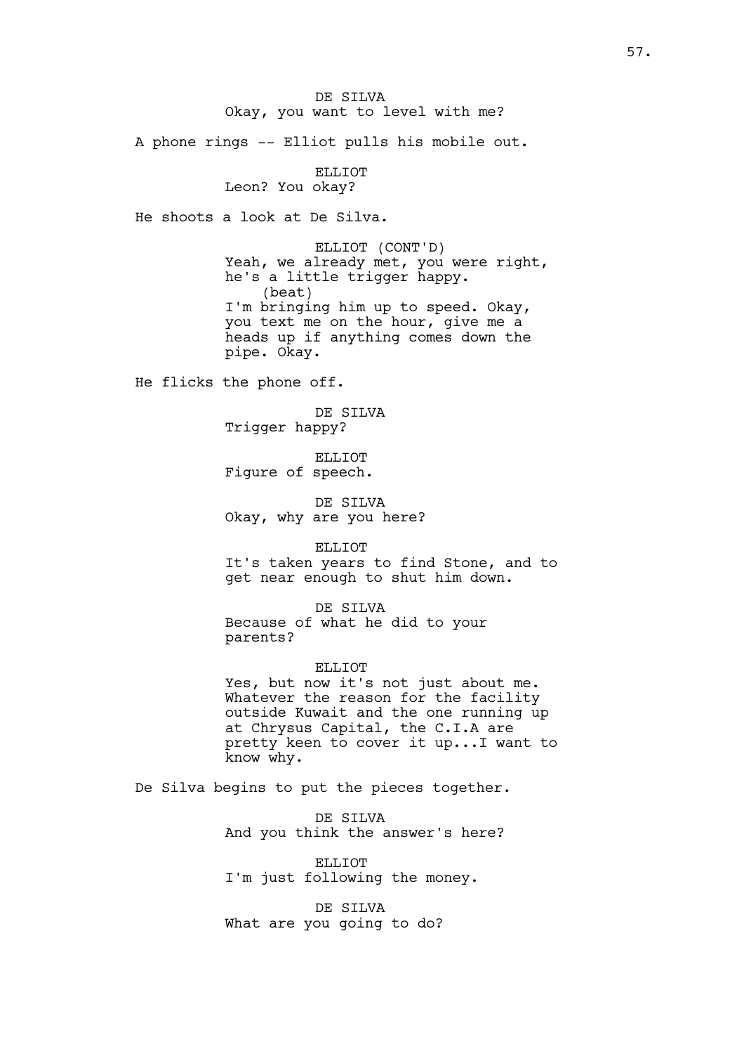DE SILVA
Okay, you want to level with me?

A phone rings -- Elliot pulls his mobile out.

ELLIOT
Leon? You okay?

He shoots a look at De Silva.

ELLIOT (CONT'D)
Yeah, we already met, you were right, he's a little trigger happy.
(beat)
I'm bringing him up to speed. Okay, you text me on the hour, give me a heads up if anything comes down the pipe. Okay.

He flicks the phone off.

DE SILVA
Trigger happy?

ELLIOT
Figure of speech.

DE SILVA
Okay, why are you here?

ELLIOT
It's taken years to find Stone, and to get near enough to shut him down.

DE SILVA
Because of what he did to your parents?

ELLIOT
Yes, but now it's not just about me. Whatever the reason for the facility outside Kuwait and the one running up at Chrysus Capital, the C.I.A are pretty keen to cover it up...I want to know why.

De Silva begins to put the pieces together.

DE SILVA
And you think the answer's here?

ELLIOT
I'm just following the money.

DE SILVA
What are you going to do?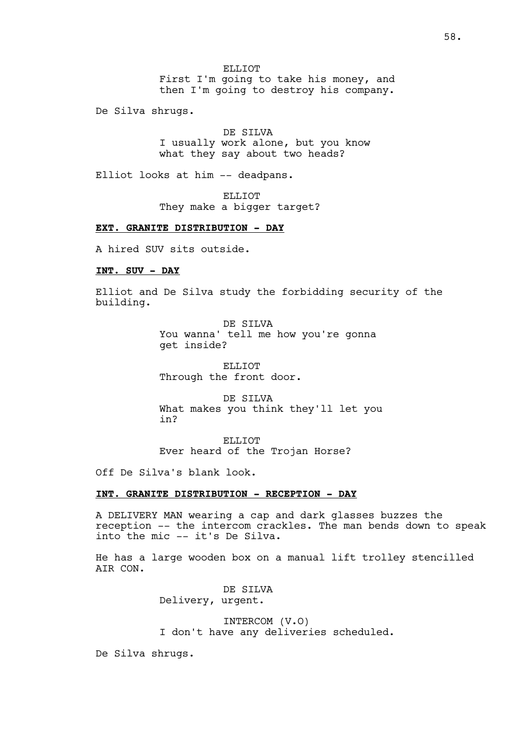ELLIOT
First I'm going to take his money, and then I'm going to destroy his company.

De Silva shrugs.

DE SILVA
I usually work alone, but you know what they say about two heads?

Elliot looks at him -- deadpans.

ELLIOT
They make a bigger target?

**EXT. GRANITE DISTRIBUTION - DAY**

A hired SUV sits outside.

**INT. SUV - DAY**

Elliot and De Silva study the forbidding security of the building.

DE SILVA
You wanna' tell me how you're gonna get inside?

ELLIOT
Through the front door.

DE SILVA
What makes you think they'll let you in?

ELLIOT
Ever heard of the Trojan Horse?

Off De Silva's blank look.

**INT. GRANITE DISTRIBUTION - RECEPTION - DAY**

A DELIVERY MAN wearing a cap and dark glasses buzzes the reception -- the intercom crackles. The man bends down to speak into the mic -- it's De Silva.

He has a large wooden box on a manual lift trolley stencilled AIR CON.

DE SILVA
Delivery, urgent.

INTERCOM (V.O)
I don't have any deliveries scheduled.

De Silva shrugs.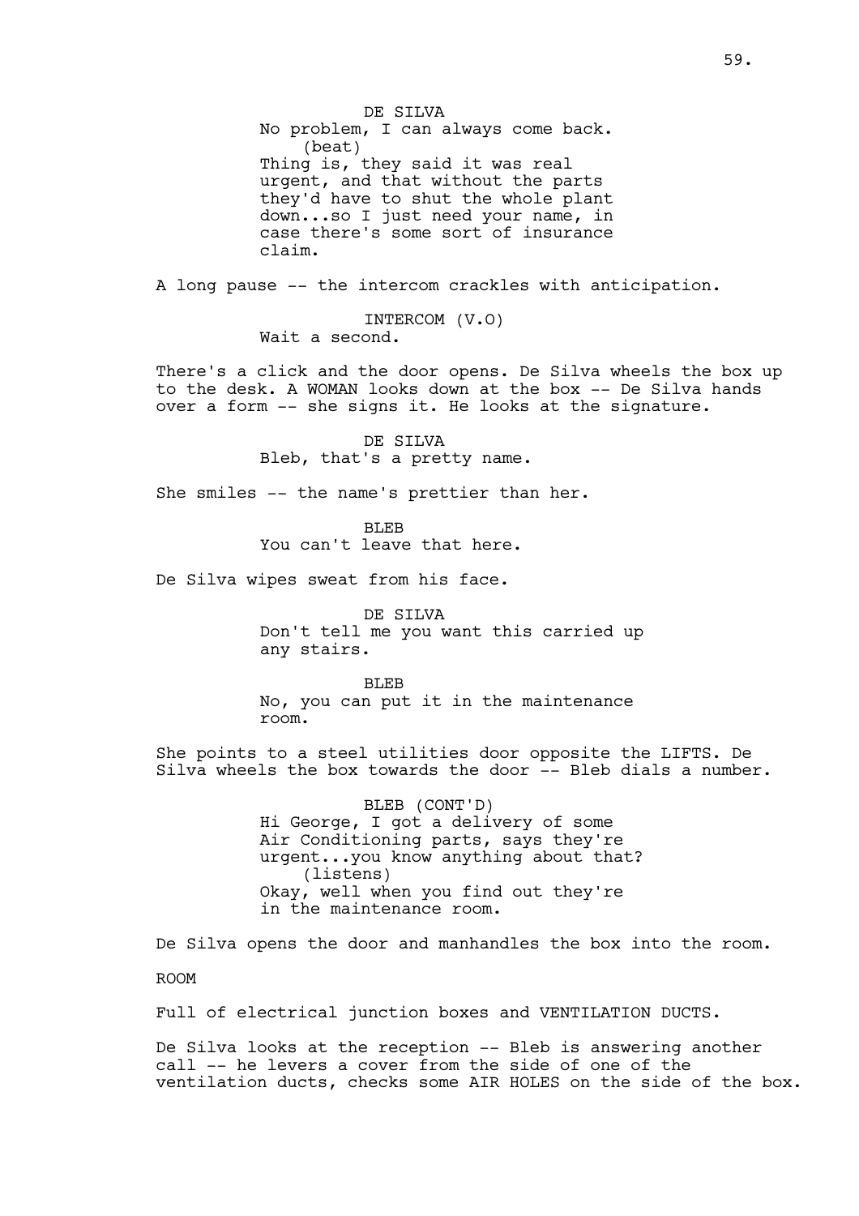DE SILVA
No problem, I can always come back.
(beat)
Thing is, they said it was real urgent, and that without the parts they'd have to shut the whole plant down...so I just need your name, in case there's some sort of insurance claim.

A long pause -- the intercom crackles with anticipation.

INTERCOM (V.O)
Wait a second.

There's a click and the door opens. De Silva wheels the box up to the desk. A WOMAN looks down at the box -- De Silva hands over a form -- she signs it. He looks at the signature.

DE SILVA
Bleb, that's a pretty name.

She smiles -- the name's prettier than her.

BLEB
You can't leave that here.

De Silva wipes sweat from his face.

DE SILVA
Don't tell me you want this carried up any stairs.

BLEB
No, you can put it in the maintenance room.

She points to a steel utilities door opposite the LIFTS. De Silva wheels the box towards the door -- Bleb dials a number.

BLEB (CONT'D)
Hi George, I got a delivery of some Air Conditioning parts, says they're urgent...you know anything about that?
(listens)
Okay, well when you find out they're in the maintenance room.

De Silva opens the door and manhandles the box into the room.

ROOM

Full of electrical junction boxes and VENTILATION DUCTS.

De Silva looks at the reception -- Bleb is answering another call -- he levers a cover from the side of one of the ventilation ducts, checks some AIR HOLES on the side of the box.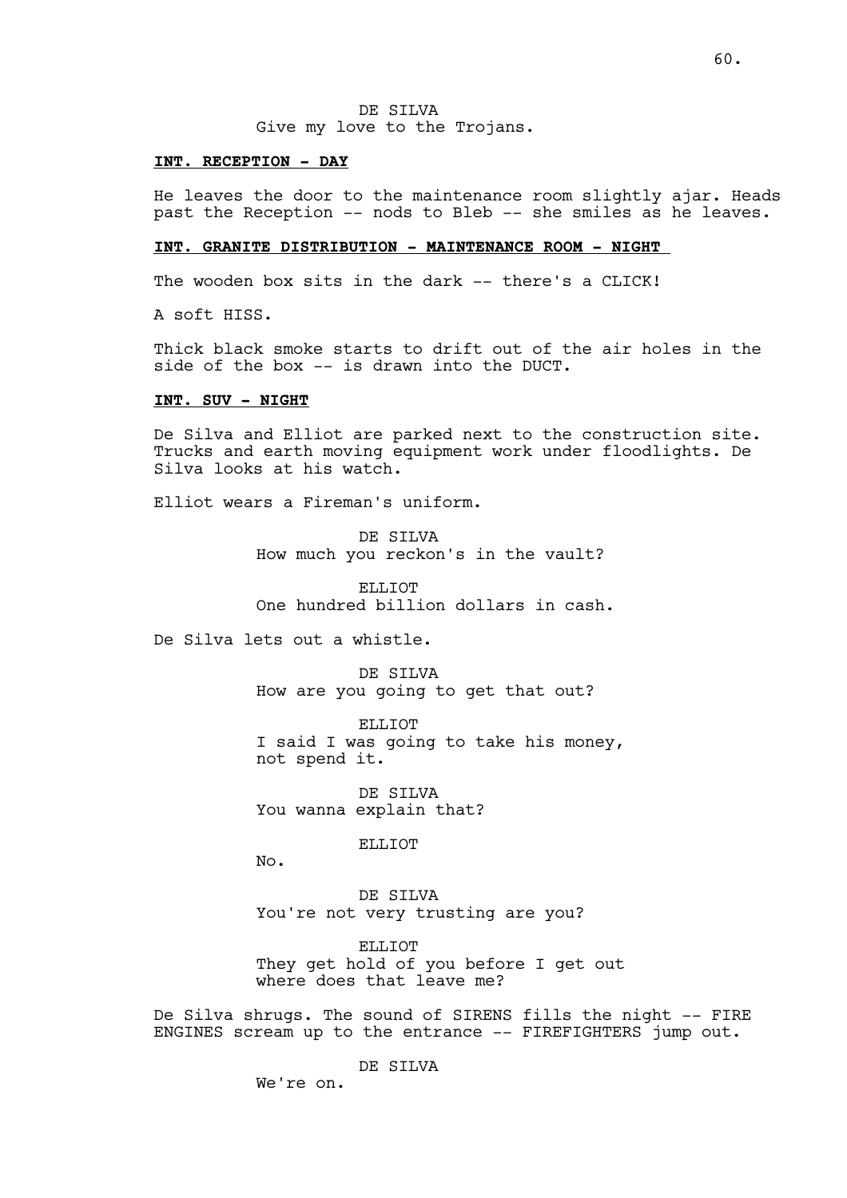DE SILVA
Give my love to the Trojans.

**INT. RECEPTION - DAY**

He leaves the door to the maintenance room slightly ajar. Heads past the Reception -- nods to Bleb -- she smiles as he leaves.

**INT. GRANITE DISTRIBUTION - MAINTENANCE ROOM - NIGHT**

The wooden box sits in the dark -- there's a CLICK!

A soft HISS.

Thick black smoke starts to drift out of the air holes in the side of the box -- is drawn into the DUCT.

**INT. SUV - NIGHT**

De Silva and Elliot are parked next to the construction site. Trucks and earth moving equipment work under floodlights. De Silva looks at his watch.

Elliot wears a Fireman's uniform.

DE SILVA
How much you reckon's in the vault?

ELLIOT
One hundred billion dollars in cash.

De Silva lets out a whistle.

DE SILVA
How are you going to get that out?

ELLIOT
I said I was going to take his money, not spend it.

DE SILVA
You wanna explain that?

ELLIOT
No.

DE SILVA
You're not very trusting are you?

ELLIOT
They get hold of you before I get out where does that leave me?

De Silva shrugs. The sound of SIRENS fills the night -- FIRE ENGINES scream up to the entrance -- FIREFIGHTERS jump out.

DE SILVA
We're on.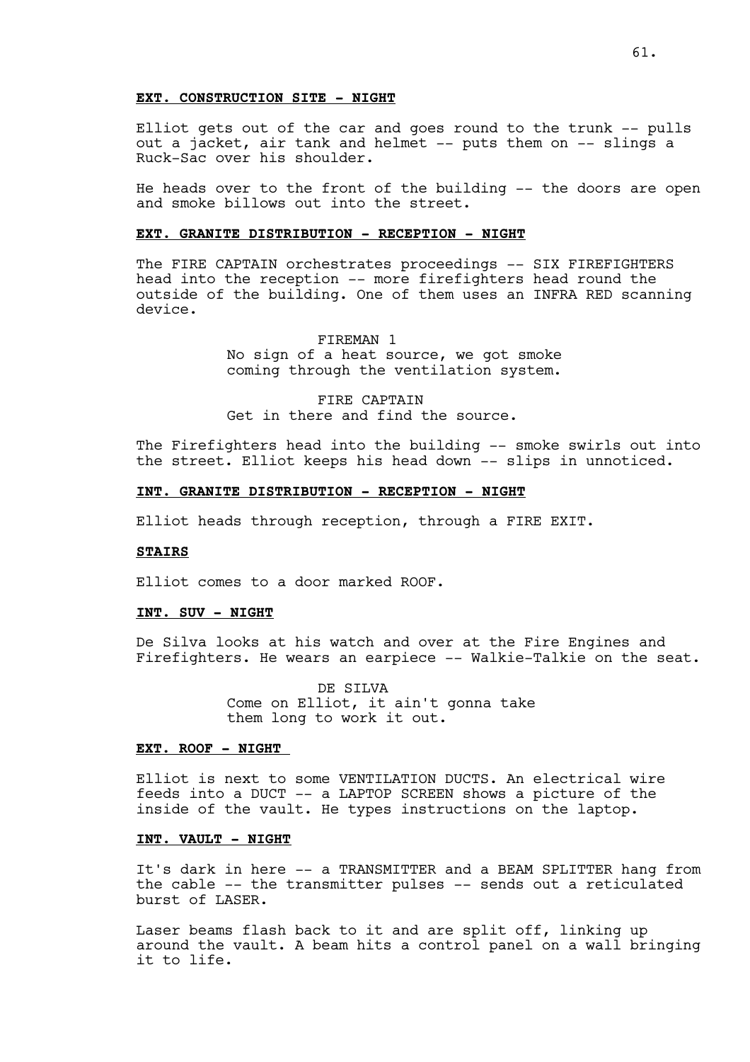**EXT. CONSTRUCTION SITE - NIGHT**

Elliot gets out of the car and goes round to the trunk -- pulls out a jacket, air tank and helmet -- puts them on -- slings a Ruck-Sac over his shoulder.

He heads over to the front of the building -- the doors are open and smoke billows out into the street.

**EXT. GRANITE DISTRIBUTION - RECEPTION - NIGHT**

The FIRE CAPTAIN orchestrates proceedings -- SIX FIREFIGHTERS head into the reception -- more firefighters head round the outside of the building. One of them uses an INFRA RED scanning device.

FIREMAN 1
No sign of a heat source, we got smoke coming through the ventilation system.

FIRE CAPTAIN
Get in there and find the source.

The Firefighters head into the building -- smoke swirls out into the street. Elliot keeps his head down -- slips in unnoticed.

**INT. GRANITE DISTRIBUTION - RECEPTION - NIGHT**

Elliot heads through reception, through a FIRE EXIT.

**STAIRS**

Elliot comes to a door marked ROOF.

**INT. SUV - NIGHT**

De Silva looks at his watch and over at the Fire Engines and Firefighters. He wears an earpiece -- Walkie-Talkie on the seat.

DE SILVA
Come on Elliot, it ain't gonna take them long to work it out.

**EXT. ROOF - NIGHT**

Elliot is next to some VENTILATION DUCTS. An electrical wire feeds into a DUCT -- a LAPTOP SCREEN shows a picture of the inside of the vault. He types instructions on the laptop.

**INT. VAULT - NIGHT**

It's dark in here -- a TRANSMITTER and a BEAM SPLITTER hang from the cable -- the transmitter pulses -- sends out a reticulated burst of LASER.

Laser beams flash back to it and are split off, linking up around the vault. A beam hits a control panel on a wall bringing it to life.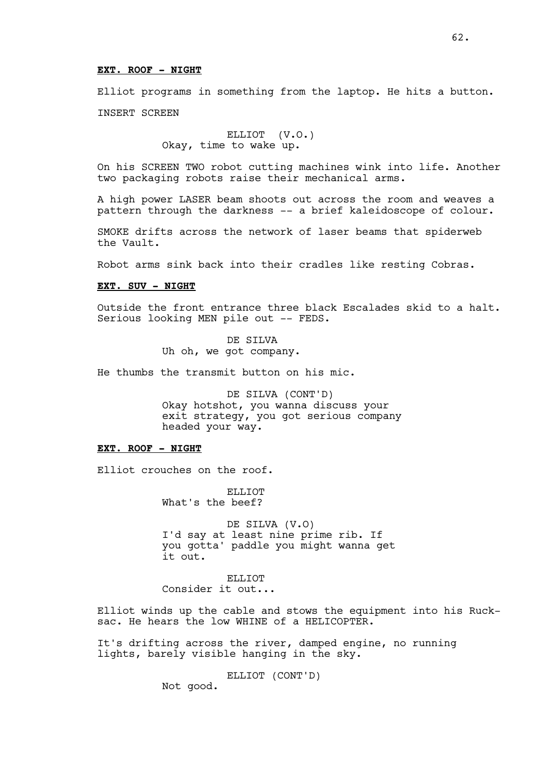**EXT. ROOF - NIGHT**

Elliot programs in something from the laptop. He hits a button.

INSERT SCREEN

ELLIOT (V.O.)
Okay, time to wake up.

On his SCREEN TWO robot cutting machines wink into life. Another two packaging robots raise their mechanical arms.

A high power LASER beam shoots out across the room and weaves a pattern through the darkness -- a brief kaleidoscope of colour.

SMOKE drifts across the network of laser beams that spiderweb the Vault.

Robot arms sink back into their cradles like resting Cobras.

**EXT. SUV - NIGHT**

Outside the front entrance three black Escalades skid to a halt. Serious looking MEN pile out -- FEDS.

DE SILVA
Uh oh, we got company.

He thumbs the transmit button on his mic.

DE SILVA (CONT'D)
Okay hotshot, you wanna discuss your exit strategy, you got serious company headed your way.

**EXT. ROOF - NIGHT**

Elliot crouches on the roof.

ELLIOT
What's the beef?

DE SILVA (V.O)
I'd say at least nine prime rib. If you gotta' paddle you might wanna get it out.

ELLIOT
Consider it out...

Elliot winds up the cable and stows the equipment into his Ruck-sac. He hears the low WHINE of a HELICOPTER.

It's drifting across the river, damped engine, no running lights, barely visible hanging in the sky.

ELLIOT (CONT'D)
Not good.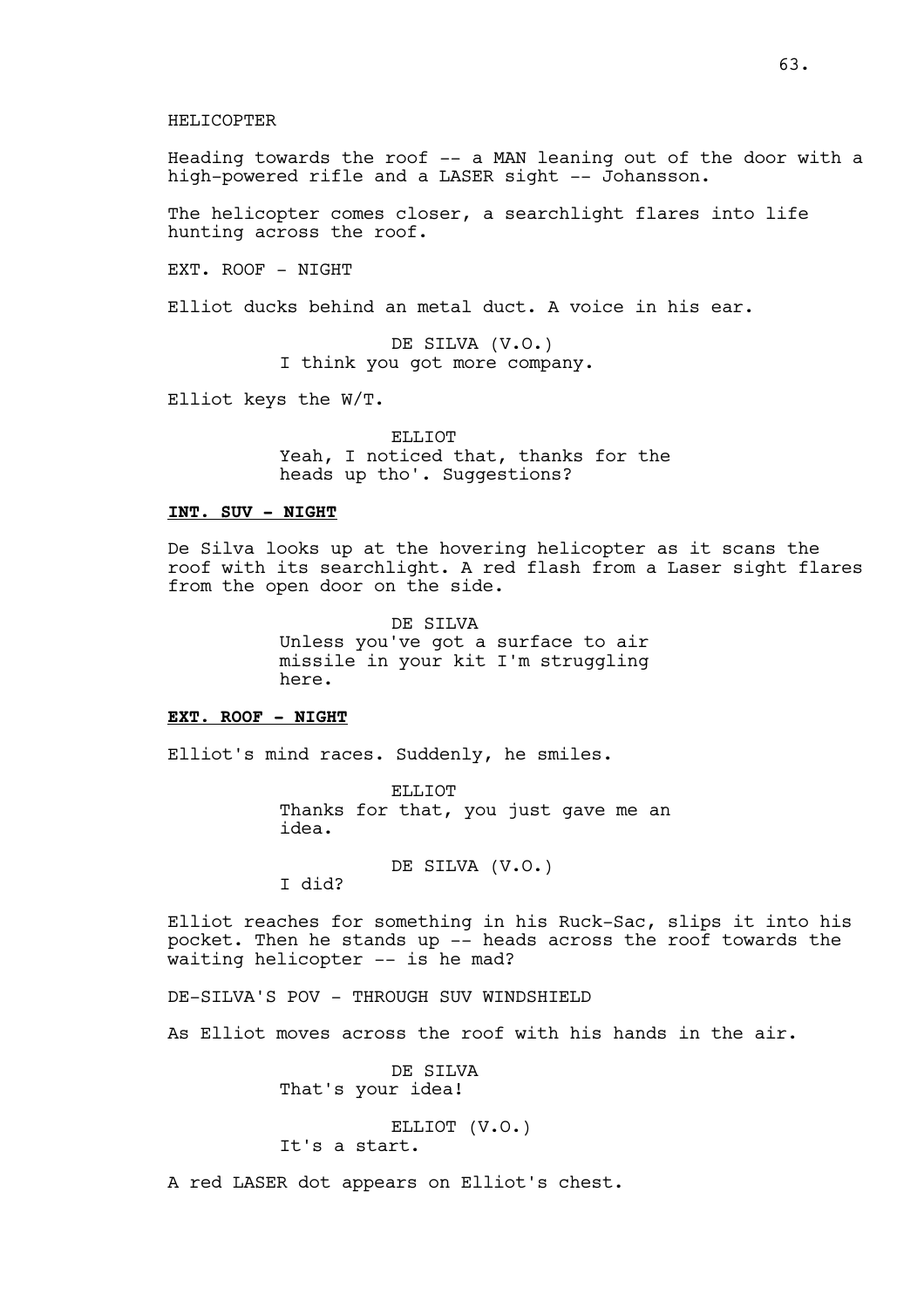HELICOPTER

Heading towards the roof -- a MAN leaning out of the door with a high-powered rifle and a LASER sight -- Johansson.

The helicopter comes closer, a searchlight flares into life hunting across the roof.

EXT. ROOF - NIGHT

Elliot ducks behind an metal duct. A voice in his ear.

DE SILVA (V.O.)
I think you got more company.

Elliot keys the W/T.

ELLIOT
Yeah, I noticed that, thanks for the heads up tho'. Suggestions?

**INT. SUV - NIGHT**

De Silva looks up at the hovering helicopter as it scans the roof with its searchlight. A red flash from a Laser sight flares from the open door on the side.

DE SILVA
Unless you've got a surface to air missile in your kit I'm struggling here.

**EXT. ROOF - NIGHT**

Elliot's mind races. Suddenly, he smiles.

ELLIOT
Thanks for that, you just gave me an idea.

DE SILVA (V.O.)
I did?

Elliot reaches for something in his Ruck-Sac, slips it into his pocket. Then he stands up -- heads across the roof towards the waiting helicopter -- is he mad?

DE-SILVA'S POV - THROUGH SUV WINDSHIELD

As Elliot moves across the roof with his hands in the air.

DE SILVA
That's your idea!

ELLIOT (V.O.)
It's a start.

A red LASER dot appears on Elliot's chest.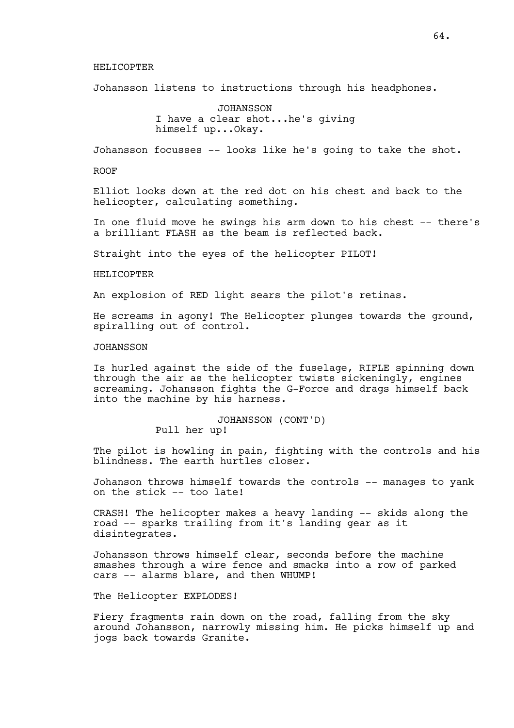HELICOPTER

Johansson listens to instructions through his headphones.

JOHANSSON
I have a clear shot...he's giving himself up...Okay.

Johansson focusses -- looks like he's going to take the shot.

ROOF

Elliot looks down at the red dot on his chest and back to the helicopter, calculating something.

In one fluid move he swings his arm down to his chest -- there's a brilliant FLASH as the beam is reflected back.

Straight into the eyes of the helicopter PILOT!

HELICOPTER

An explosion of RED light sears the pilot's retinas.

He screams in agony! The Helicopter plunges towards the ground, spiralling out of control.

JOHANSSON

Is hurled against the side of the fuselage, RIFLE spinning down through the air as the helicopter twists sickeningly, engines screaming. Johansson fights the G-Force and drags himself back into the machine by his harness.

JOHANSSON (CONT'D)
Pull her up!

The pilot is howling in pain, fighting with the controls and his blindness. The earth hurtles closer.

Johanson throws himself towards the controls -- manages to yank on the stick -- too late!

CRASH! The helicopter makes a heavy landing -- skids along the road -- sparks trailing from it's landing gear as it disintegrates.

Johansson throws himself clear, seconds before the machine smashes through a wire fence and smacks into a row of parked cars -- alarms blare, and then WHUMP!

The Helicopter EXPLODES!

Fiery fragments rain down on the road, falling from the sky around Johansson, narrowly missing him. He picks himself up and jogs back towards Granite.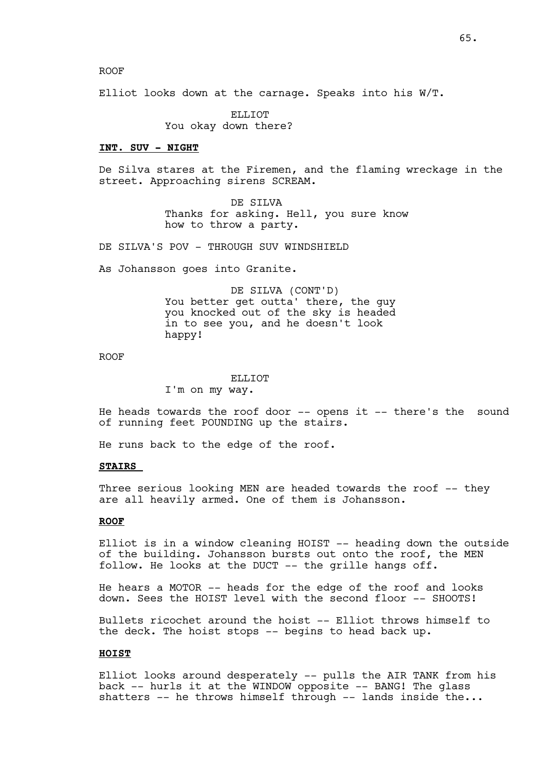ROOF

Elliot looks down at the carnage. Speaks into his W/T.

ELLIOT
You okay down there?

**INT. SUV - NIGHT**

De Silva stares at the Firemen, and the flaming wreckage in the street. Approaching sirens SCREAM.

DE SILVA
Thanks for asking. Hell, you sure know how to throw a party.

DE SILVA'S POV - THROUGH SUV WINDSHIELD

As Johansson goes into Granite.

DE SILVA (CONT'D)
You better get outta' there, the guy you knocked out of the sky is headed in to see you, and he doesn't look happy!

ROOF

ELLIOT
I'm on my way.

He heads towards the roof door -- opens it -- there's the sound of running feet POUNDING up the stairs.

He runs back to the edge of the roof.

**STAIRS**

Three serious looking MEN are headed towards the roof -- they are all heavily armed. One of them is Johansson.

**ROOF**

Elliot is in a window cleaning HOIST -- heading down the outside of the building. Johansson bursts out onto the roof, the MEN follow. He looks at the DUCT -- the grille hangs off.

He hears a MOTOR -- heads for the edge of the roof and looks down. Sees the HOIST level with the second floor -- SHOOTS!

Bullets ricochet around the hoist -- Elliot throws himself to the deck. The hoist stops -- begins to head back up.

**HOIST**

Elliot looks around desperately -- pulls the AIR TANK from his back -- hurls it at the WINDOW opposite -- BANG! The glass shatters -- he throws himself through -- lands inside the...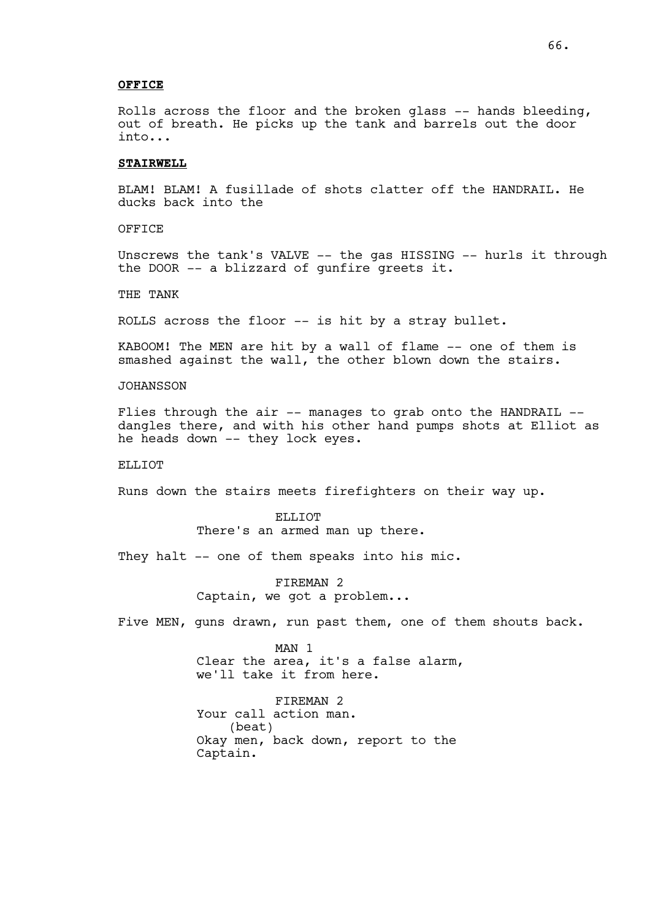**OFFICE**

Rolls across the floor and the broken glass -- hands bleeding, out of breath. He picks up the tank and barrels out the door into...

**STAIRWELL**

BLAM! BLAM! A fusillade of shots clatter off the HANDRAIL. He ducks back into the

OFFICE

Unscrews the tank's VALVE -- the gas HISSING -- hurls it through the DOOR -- a blizzard of gunfire greets it.

THE TANK

ROLLS across the floor -- is hit by a stray bullet.

KABOOM! The MEN are hit by a wall of flame -- one of them is smashed against the wall, the other blown down the stairs.

JOHANSSON

Flies through the air -- manages to grab onto the HANDRAIL -- dangles there, and with his other hand pumps shots at Elliot as he heads down -- they lock eyes.

ELLIOT

Runs down the stairs meets firefighters on their way up.

ELLIOT
There's an armed man up there.

They halt -- one of them speaks into his mic.

FIREMAN 2
Captain, we got a problem...

Five MEN, guns drawn, run past them, one of them shouts back.

MAN 1
Clear the area, it's a false alarm, we'll take it from here.

FIREMAN 2
Your call action man.
(beat)
Okay men, back down, report to the Captain.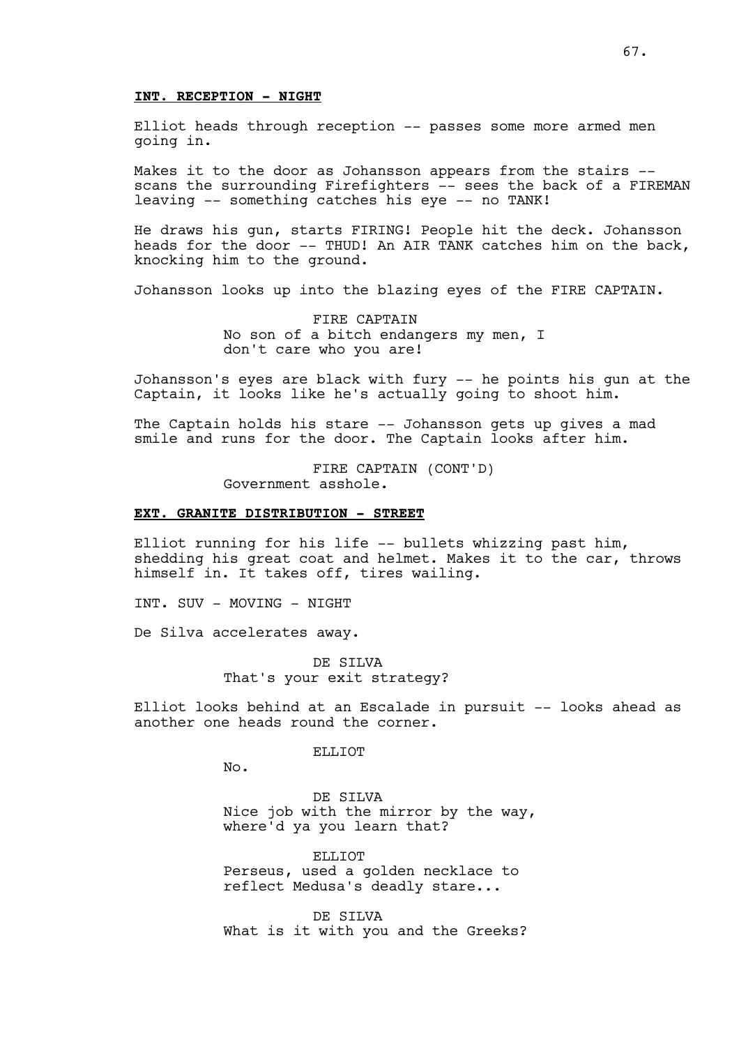**INT. RECEPTION - NIGHT**

Elliot heads through reception -- passes some more armed men going in.

Makes it to the door as Johansson appears from the stairs -- scans the surrounding Firefighters -- sees the back of a FIREMAN leaving -- something catches his eye -- no TANK!

He draws his gun, starts FIRING! People hit the deck. Johansson heads for the door -- THUD! An AIR TANK catches him on the back, knocking him to the ground.

Johansson looks up into the blazing eyes of the FIRE CAPTAIN.

FIRE CAPTAIN
No son of a bitch endangers my men, I don't care who you are!

Johansson's eyes are black with fury -- he points his gun at the Captain, it looks like he's actually going to shoot him.

The Captain holds his stare -- Johansson gets up gives a mad smile and runs for the door. The Captain looks after him.

FIRE CAPTAIN (CONT'D)
Government asshole.

**EXT. GRANITE DISTRIBUTION - STREET**

Elliot running for his life -- bullets whizzing past him, shedding his great coat and helmet. Makes it to the car, throws himself in. It takes off, tires wailing.

INT. SUV - MOVING - NIGHT

De Silva accelerates away.

DE SILVA
That's your exit strategy?

Elliot looks behind at an Escalade in pursuit -- looks ahead as another one heads round the corner.

ELLIOT
No.

DE SILVA
Nice job with the mirror by the way, where'd ya you learn that?

ELLIOT
Perseus, used a golden necklace to reflect Medusa's deadly stare...

DE SILVA
What is it with you and the Greeks?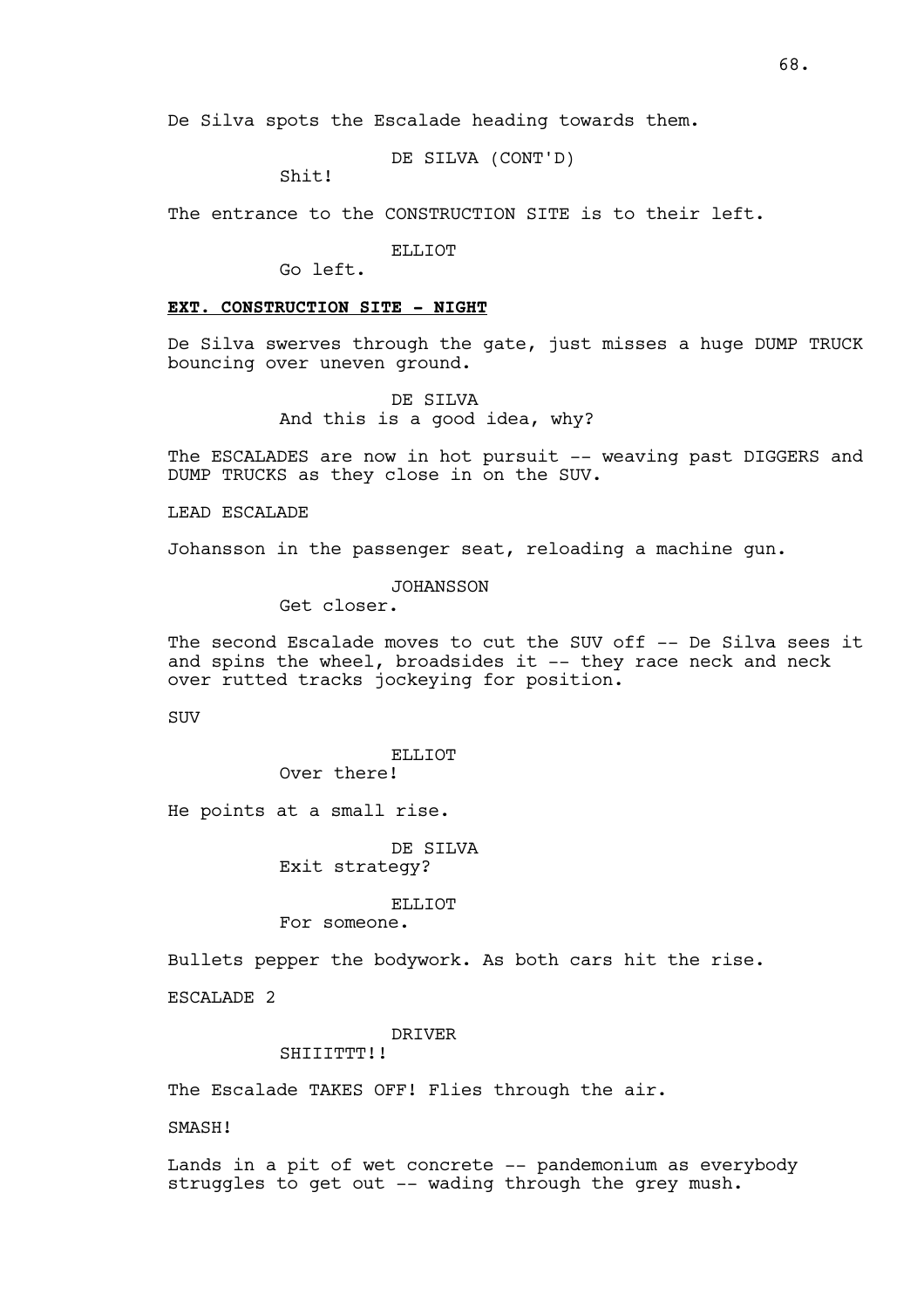De Silva spots the Escalade heading towards them.

DE SILVA (CONT'D)
Shit!

The entrance to the CONSTRUCTION SITE is to their left.

ELLIOT
Go left.

**EXT. CONSTRUCTION SITE - NIGHT**

De Silva swerves through the gate, just misses a huge DUMP TRUCK bouncing over uneven ground.

DE SILVA
And this is a good idea, why?

The ESCALADES are now in hot pursuit -- weaving past DIGGERS and DUMP TRUCKS as they close in on the SUV.

LEAD ESCALADE

Johansson in the passenger seat, reloading a machine gun.

JOHANSSON
Get closer.

The second Escalade moves to cut the SUV off -- De Silva sees it and spins the wheel, broadsides it -- they race neck and neck over rutted tracks jockeying for position.

SUV

ELLIOT
Over there!

He points at a small rise.

DE SILVA
Exit strategy?

ELLIOT
For someone.

Bullets pepper the bodywork. As both cars hit the rise.

ESCALADE 2

DRIVER
SHIIITTT!!

The Escalade TAKES OFF! Flies through the air.

SMASH!

Lands in a pit of wet concrete -- pandemonium as everybody struggles to get out -- wading through the grey mush.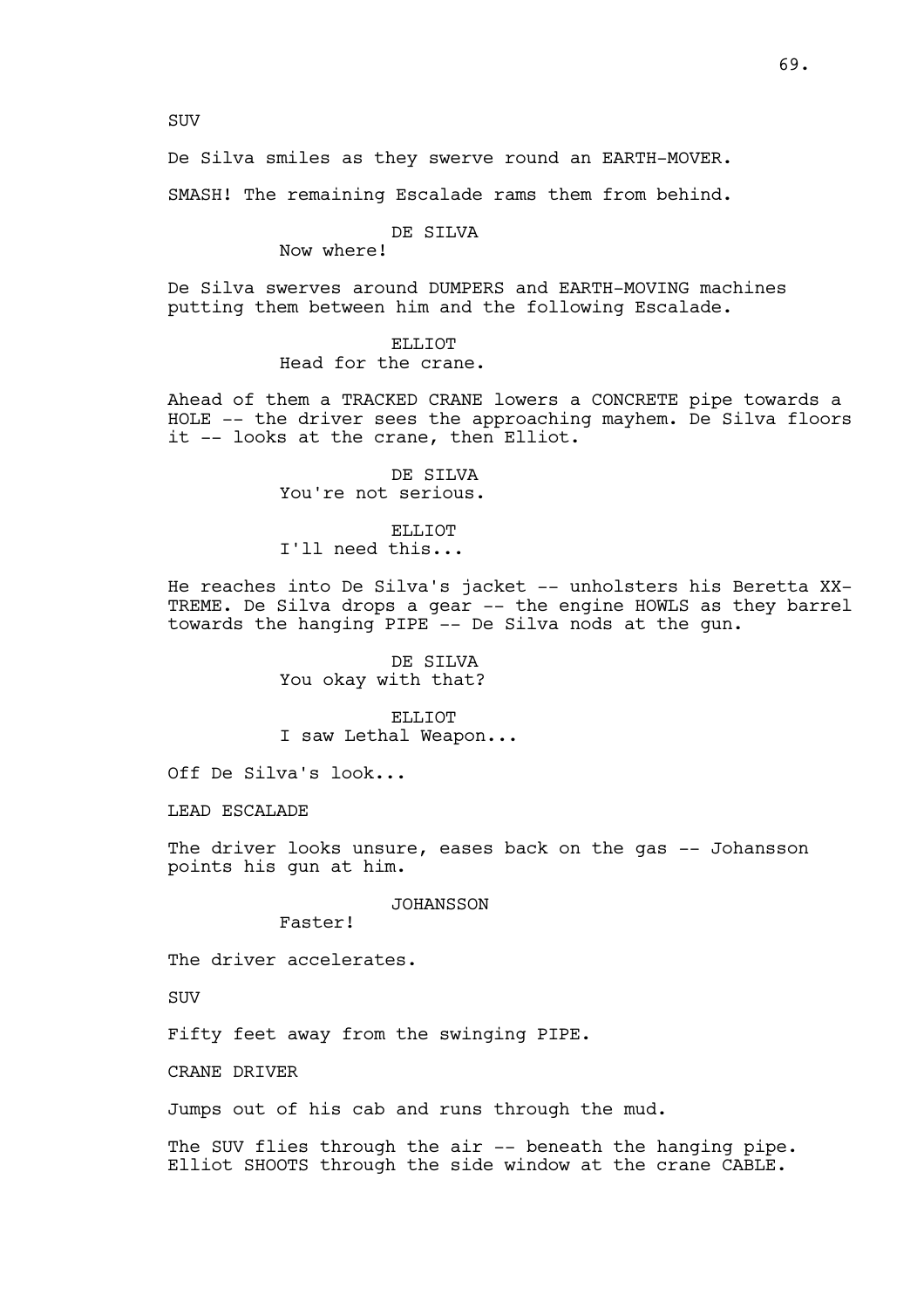SUV

De Silva smiles as they swerve round an EARTH-MOVER.

SMASH! The remaining Escalade rams them from behind.

DE SILVA
Now where!

De Silva swerves around DUMPERS and EARTH-MOVING machines putting them between him and the following Escalade.

ELLIOT
Head for the crane.

Ahead of them a TRACKED CRANE lowers a CONCRETE pipe towards a HOLE -- the driver sees the approaching mayhem. De Silva floors it -- looks at the crane, then Elliot.

DE SILVA
You're not serious.

ELLIOT
I'll need this...

He reaches into De Silva's jacket -- unholsters his Beretta XX-TREME. De Silva drops a gear -- the engine HOWLS as they barrel towards the hanging PIPE -- De Silva nods at the gun.

DE SILVA
You okay with that?

ELLIOT
I saw Lethal Weapon...

Off De Silva's look...

LEAD ESCALADE

The driver looks unsure, eases back on the gas -- Johansson points his gun at him.

JOHANSSON
Faster!

The driver accelerates.

SUV

Fifty feet away from the swinging PIPE.

CRANE DRIVER

Jumps out of his cab and runs through the mud.

The SUV flies through the air -- beneath the hanging pipe. Elliot SHOOTS through the side window at the crane CABLE.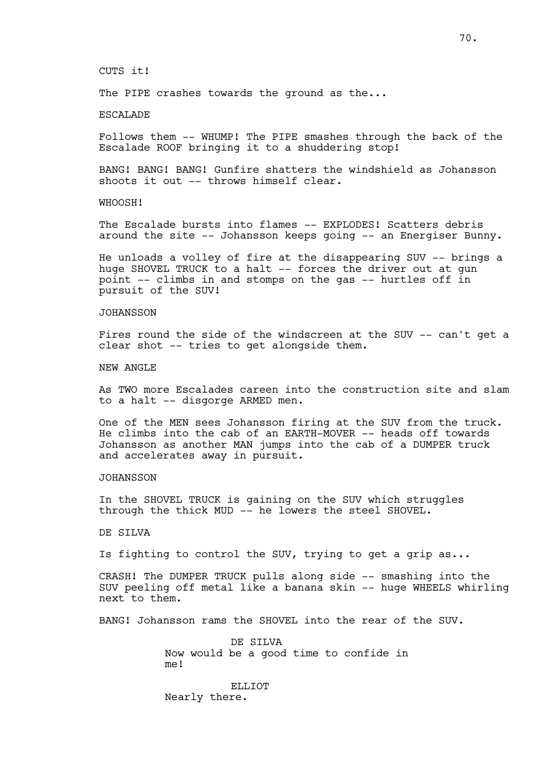CUTS it!

The PIPE crashes towards the ground as the...

ESCALADE

Follows them -- WHUMP! The PIPE smashes through the back of the Escalade ROOF bringing it to a shuddering stop!

BANG! BANG! BANG! Gunfire shatters the windshield as Johansson shoots it out -- throws himself clear.

WHOOSH!

The Escalade bursts into flames -- EXPLODES! Scatters debris around the site -- Johansson keeps going -- an Energiser Bunny.

He unloads a volley of fire at the disappearing SUV -- brings a huge SHOVEL TRUCK to a halt -- forces the driver out at gun point -- climbs in and stomps on the gas -- hurtles off in pursuit of the SUV!

JOHANSSON

Fires round the side of the windscreen at the SUV -- can't get a clear shot -- tries to get alongside them.

NEW ANGLE

As TWO more Escalades careen into the construction site and slam to a halt -- disgorge ARMED men.

One of the MEN sees Johansson firing at the SUV from the truck. He climbs into the cab of an EARTH-MOVER -- heads off towards Johansson as another MAN jumps into the cab of a DUMPER truck and accelerates away in pursuit.

JOHANSSON

In the SHOVEL TRUCK is gaining on the SUV which struggles through the thick MUD -- he lowers the steel SHOVEL.

DE SILVA

Is fighting to control the SUV, trying to get a grip as...

CRASH! The DUMPER TRUCK pulls along side -- smashing into the SUV peeling off metal like a banana skin -- huge WHEELS whirling next to them.

BANG! Johansson rams the SHOVEL into the rear of the SUV.

DE SILVA
Now would be a good time to confide in me!

ELLIOT
Nearly there.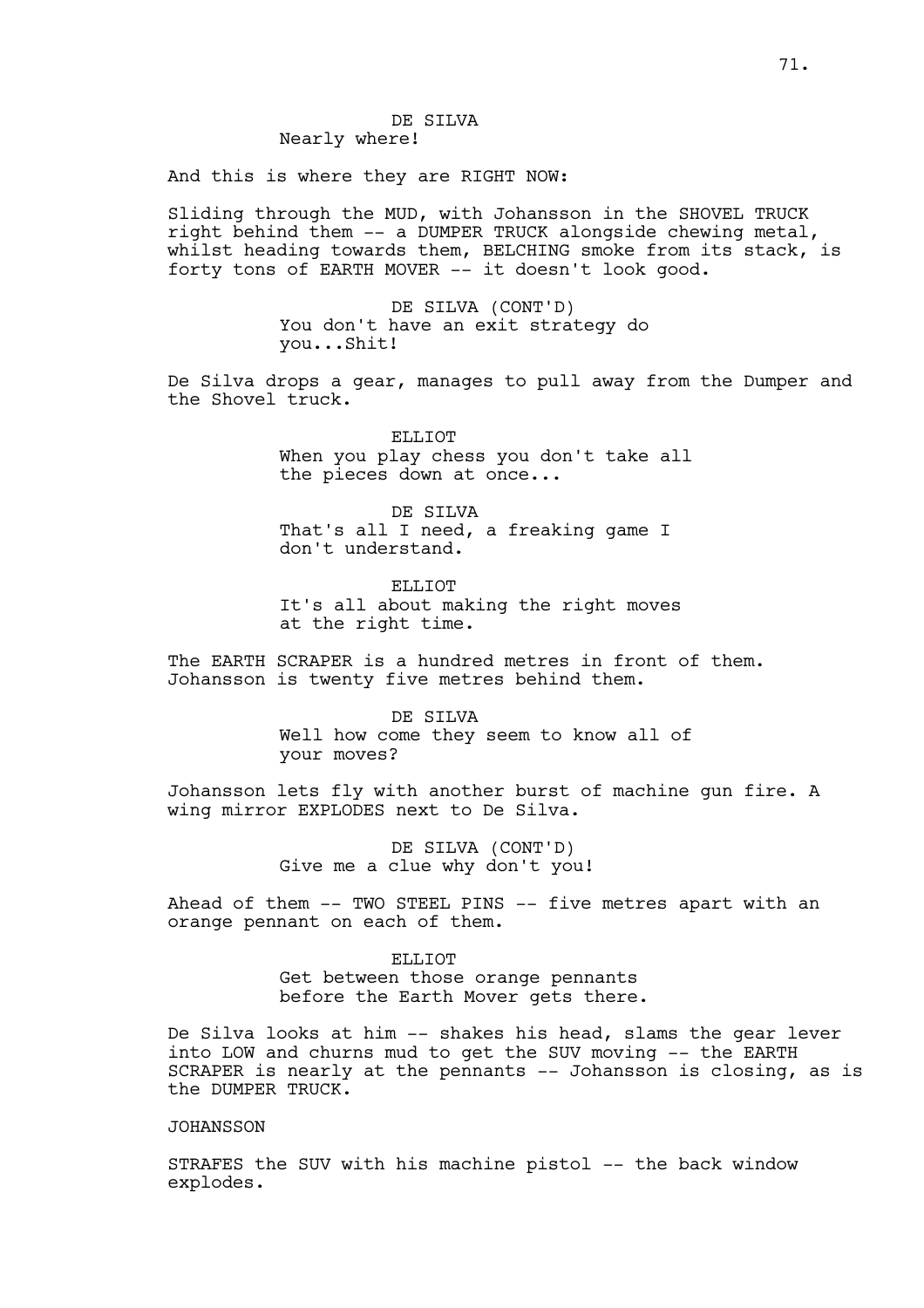DE SILVA
Nearly where!

And this is where they are RIGHT NOW:

Sliding through the MUD, with Johansson in the SHOVEL TRUCK right behind them -- a DUMPER TRUCK alongside chewing metal, whilst heading towards them, BELCHING smoke from its stack, is forty tons of EARTH MOVER -- it doesn't look good.

DE SILVA (CONT'D)
You don't have an exit strategy do you...Shit!

De Silva drops a gear, manages to pull away from the Dumper and the Shovel truck.

ELLIOT
When you play chess you don't take all the pieces down at once...

DE SILVA
That's all I need, a freaking game I don't understand.

ELLIOT
It's all about making the right moves at the right time.

The EARTH SCRAPER is a hundred metres in front of them. Johansson is twenty five metres behind them.

DE SILVA
Well how come they seem to know all of your moves?

Johansson lets fly with another burst of machine gun fire. A wing mirror EXPLODES next to De Silva.

DE SILVA (CONT'D)
Give me a clue why don't you!

Ahead of them -- TWO STEEL PINS -- five metres apart with an orange pennant on each of them.

ELLIOT
Get between those orange pennants before the Earth Mover gets there.

De Silva looks at him -- shakes his head, slams the gear lever into LOW and churns mud to get the SUV moving -- the EARTH SCRAPER is nearly at the pennants -- Johansson is closing, as is the DUMPER TRUCK.

JOHANSSON

STRAFES the SUV with his machine pistol -- the back window explodes.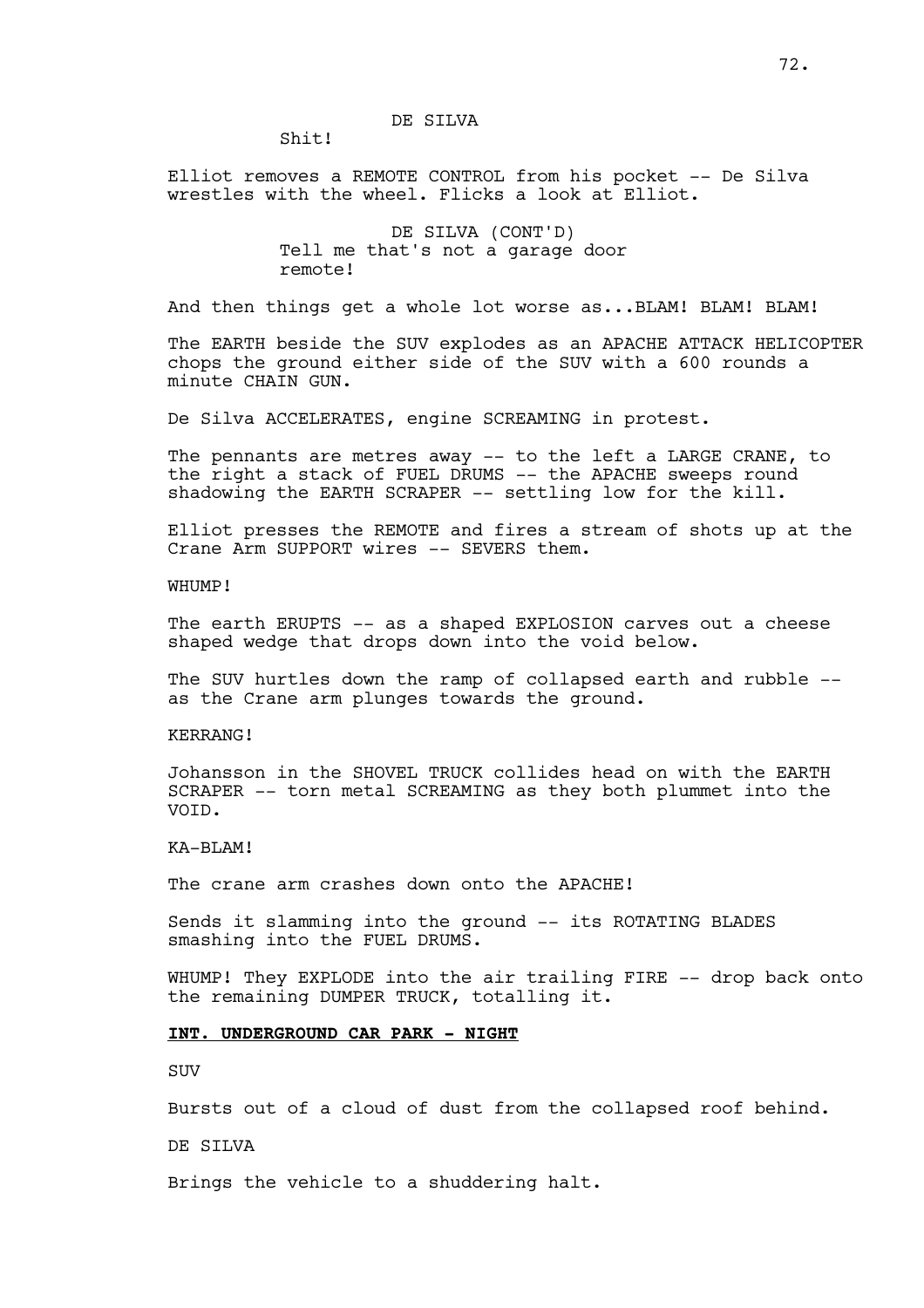DE SILVA

Shit!

Elliot removes a REMOTE CONTROL from his pocket -- De Silva wrestles with the wheel. Flicks a look at Elliot.

DE SILVA (CONT'D)

Tell me that's not a garage door remote!

And then things get a whole lot worse as...BLAM! BLAM! BLAM!

The EARTH beside the SUV explodes as an APACHE ATTACK HELICOPTER chops the ground either side of the SUV with a 600 rounds a minute CHAIN GUN.

De Silva ACCELERATES, engine SCREAMING in protest.

The pennants are metres away -- to the left a LARGE CRANE, to the right a stack of FUEL DRUMS -- the APACHE sweeps round shadowing the EARTH SCRAPER -- settling low for the kill.

Elliot presses the REMOTE and fires a stream of shots up at the Crane Arm SUPPORT wires -- SEVERS them.

WHUMP!

The earth ERUPTS -- as a shaped EXPLOSION carves out a cheese shaped wedge that drops down into the void below.

The SUV hurtles down the ramp of collapsed earth and rubble -- as the Crane arm plunges towards the ground.

KERRANG!

Johansson in the SHOVEL TRUCK collides head on with the EARTH SCRAPER -- torn metal SCREAMING as they both plummet into the VOID.

KA-BLAM!

The crane arm crashes down onto the APACHE!

Sends it slamming into the ground -- its ROTATING BLADES smashing into the FUEL DRUMS.

WHUMP! They EXPLODE into the air trailing FIRE -- drop back onto the remaining DUMPER TRUCK, totalling it.

**INT. UNDERGROUND CAR PARK - NIGHT**

SUV

Bursts out of a cloud of dust from the collapsed roof behind.

DE SILVA

Brings the vehicle to a shuddering halt.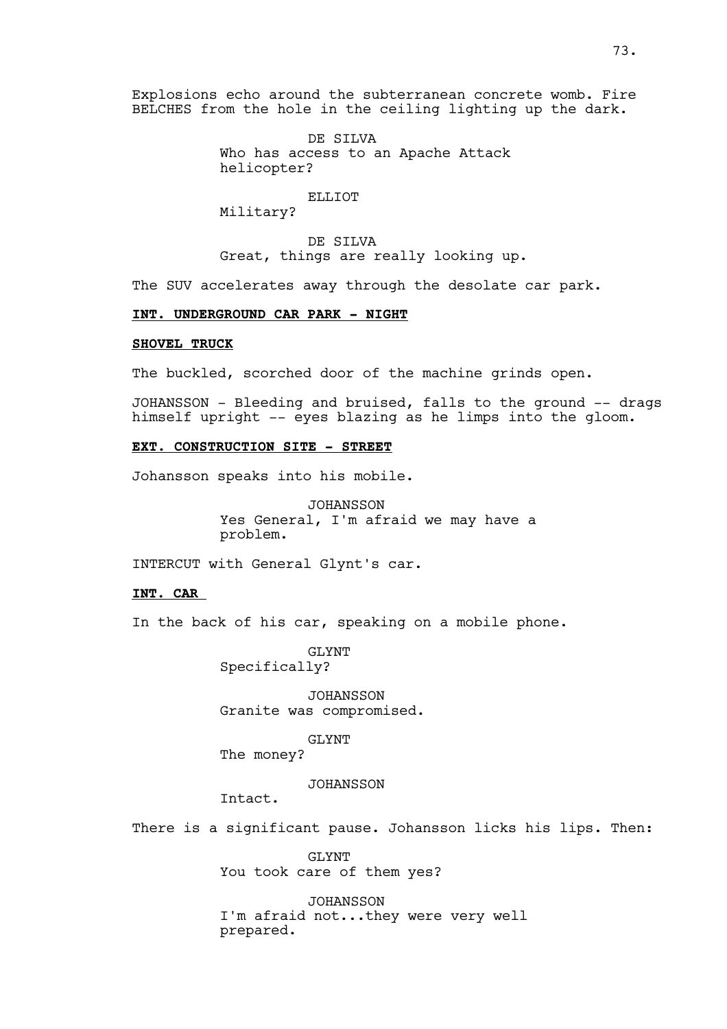Explosions echo around the subterranean concrete womb. Fire BELCHES from the hole in the ceiling lighting up the dark.

DE SILVA
Who has access to an Apache Attack helicopter?

ELLIOT
Military?

DE SILVA
Great, things are really looking up.

The SUV accelerates away through the desolate car park.

**INT. UNDERGROUND CAR PARK - NIGHT**

**SHOVEL TRUCK**

The buckled, scorched door of the machine grinds open.

JOHANSSON - Bleeding and bruised, falls to the ground -- drags himself upright -- eyes blazing as he limps into the gloom.

**EXT. CONSTRUCTION SITE - STREET**

Johansson speaks into his mobile.

JOHANSSON
Yes General, I'm afraid we may have a problem.

INTERCUT with General Glynt's car.

**INT. CAR**

In the back of his car, speaking on a mobile phone.

GLYNT
Specifically?

JOHANSSON
Granite was compromised.

GLYNT
The money?

JOHANSSON
Intact.

There is a significant pause. Johansson licks his lips. Then:

GLYNT
You took care of them yes?

JOHANSSON
I'm afraid not...they were very well prepared.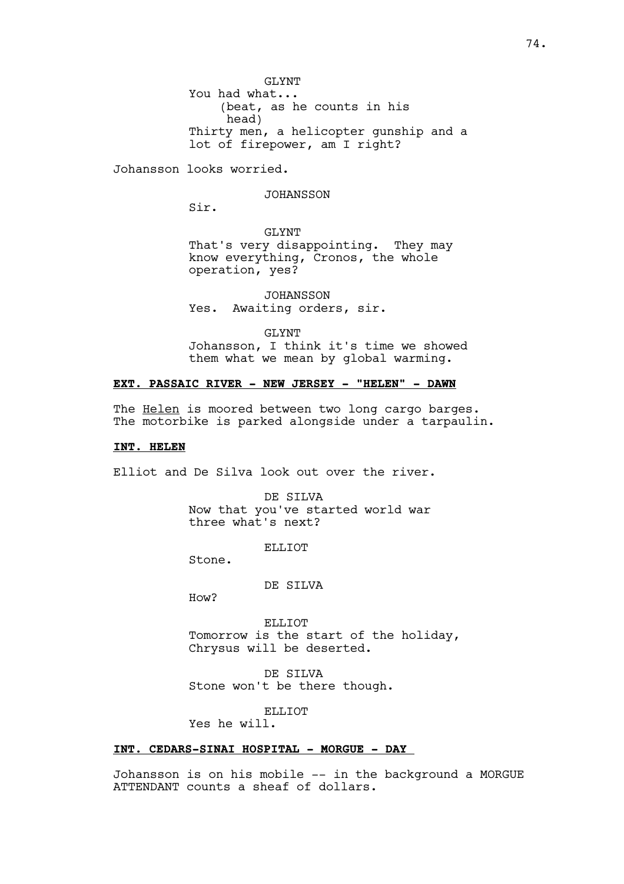GLYNT

You had what...

(beat, as he counts in his head)

Thirty men, a helicopter gunship and a lot of firepower, am I right?

Johansson looks worried.

JOHANSSON

Sir.

GLYNT

That's very disappointing. They may know everything, Cronos, the whole operation, yes?

JOHANSSON

Yes. Awaiting orders, sir.

GLYNT

Johansson, I think it's time we showed them what we mean by global warming.

**EXT. PASSAIC RIVER - NEW JERSEY - "HELEN" - DAWN**

The Helen is moored between two long cargo barges. The motorbike is parked alongside under a tarpaulin.

**INT. HELEN**

Elliot and De Silva look out over the river.

DE SILVA

Now that you've started world war three what's next?

ELLIOT

Stone.

DE SILVA

How?

ELLIOT

Tomorrow is the start of the holiday, Chrysus will be deserted.

DE SILVA

Stone won't be there though.

ELLIOT

Yes he will.

**INT. CEDARS-SINAI HOSPITAL - MORGUE - DAY**

Johansson is on his mobile -- in the background a MORGUE ATTENDANT counts a sheaf of dollars.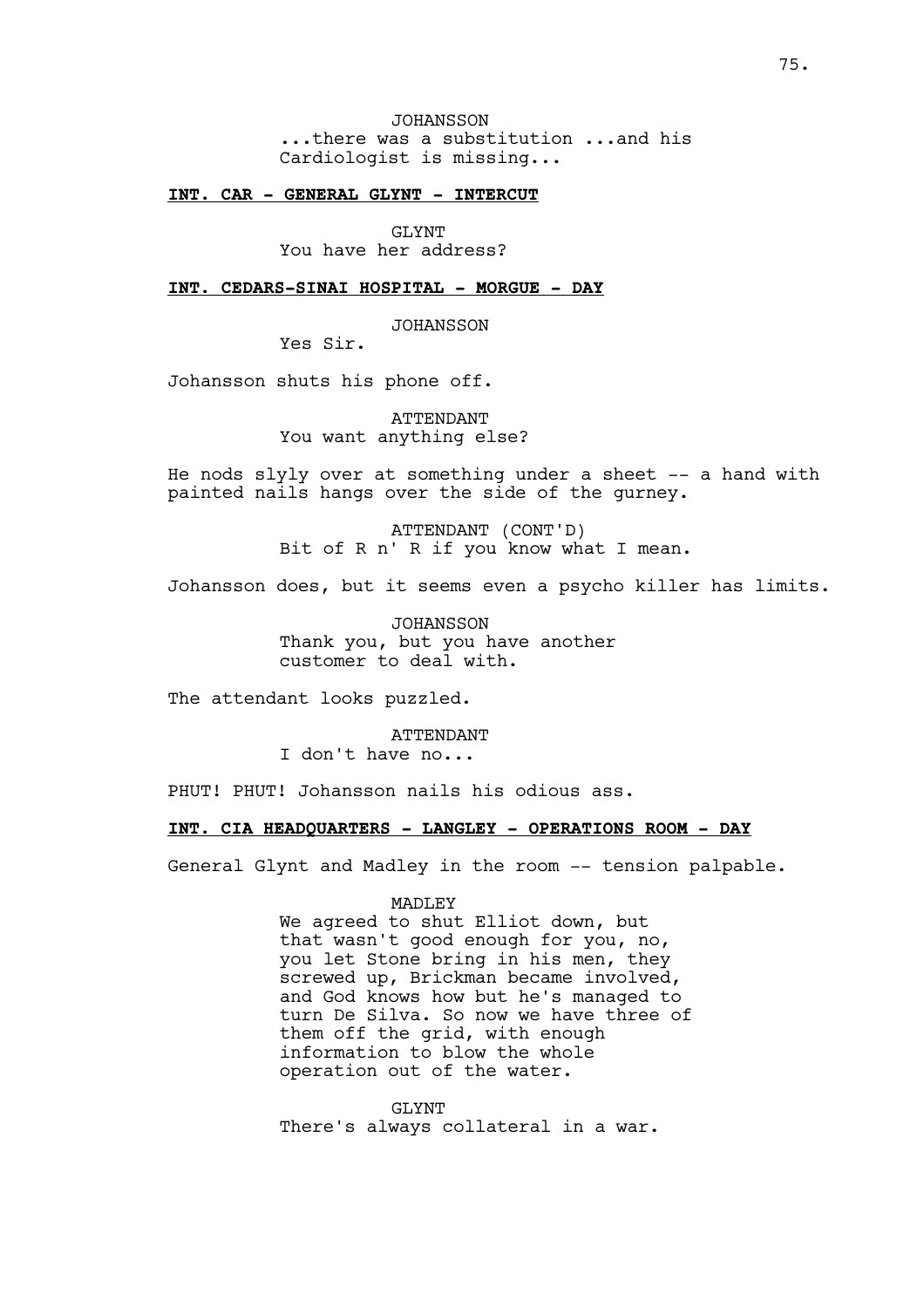JOHANSSON
...there was a substitution ...and his Cardiologist is missing...

**INT. CAR - GENERAL GLYNT - INTERCUT**

GLYNT
You have her address?

**INT. CEDARS-SINAI HOSPITAL - MORGUE - DAY**

JOHANSSON
Yes Sir.

Johansson shuts his phone off.

ATTENDANT
You want anything else?

He nods slyly over at something under a sheet -- a hand with painted nails hangs over the side of the gurney.

ATTENDANT (CONT'D)
Bit of R n' R if you know what I mean.

Johansson does, but it seems even a psycho killer has limits.

JOHANSSON
Thank you, but you have another customer to deal with.

The attendant looks puzzled.

ATTENDANT
I don't have no...

PHUT! PHUT! Johansson nails his odious ass.

**INT. CIA HEADQUARTERS - LANGLEY - OPERATIONS ROOM - DAY**

General Glynt and Madley in the room -- tension palpable.

MADLEY
We agreed to shut Elliot down, but that wasn't good enough for you, no, you let Stone bring in his men, they screwed up, Brickman became involved, and God knows how but he's managed to turn De Silva. So now we have three of them off the grid, with enough information to blow the whole operation out of the water.

GLYNT
There's always collateral in a war.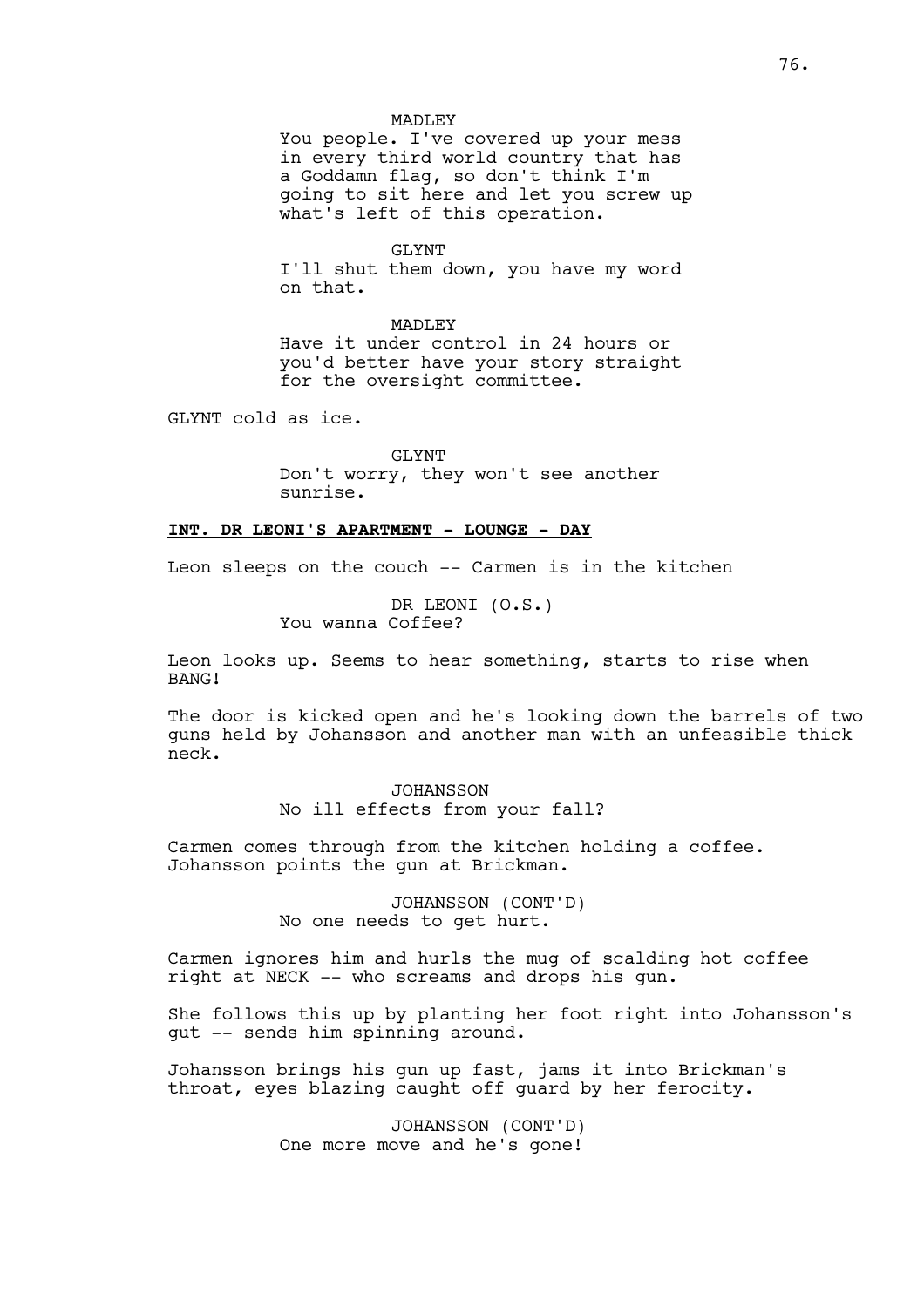MADLEY
You people. I've covered up your mess in every third world country that has a Goddamn flag, so don't think I'm going to sit here and let you screw up what's left of this operation.

GLYNT
I'll shut them down, you have my word on that.

MADLEY
Have it under control in 24 hours or you'd better have your story straight for the oversight committee.

GLYNT cold as ice.

GLYNT
Don't worry, they won't see another sunrise.

**INT. DR LEONI'S APARTMENT - LOUNGE - DAY**

Leon sleeps on the couch -- Carmen is in the kitchen

DR LEONI (O.S.)
You wanna Coffee?

Leon looks up. Seems to hear something, starts to rise when BANG!

The door is kicked open and he's looking down the barrels of two guns held by Johansson and another man with an unfeasible thick neck.

JOHANSSON
No ill effects from your fall?

Carmen comes through from the kitchen holding a coffee. Johansson points the gun at Brickman.

JOHANSSON (CONT'D)
No one needs to get hurt.

Carmen ignores him and hurls the mug of scalding hot coffee right at NECK -- who screams and drops his gun.

She follows this up by planting her foot right into Johansson's gut -- sends him spinning around.

Johansson brings his gun up fast, jams it into Brickman's throat, eyes blazing caught off guard by her ferocity.

JOHANSSON (CONT'D)
One more move and he's gone!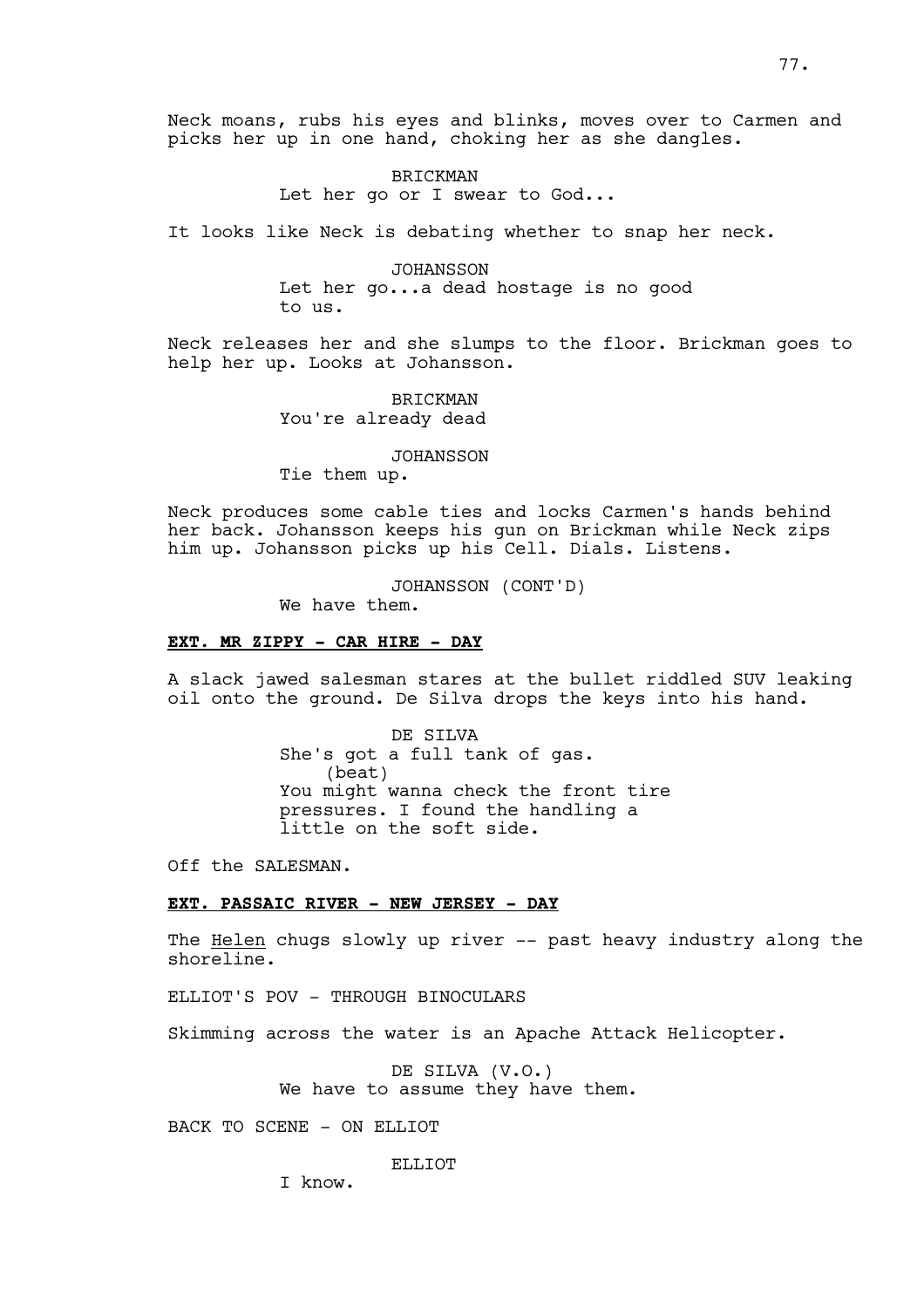Neck moans, rubs his eyes and blinks, moves over to Carmen and picks her up in one hand, choking her as she dangles.

BRICKMAN
Let her go or I swear to God...

It looks like Neck is debating whether to snap her neck.

JOHANSSON
Let her go...a dead hostage is no good to us.

Neck releases her and she slumps to the floor. Brickman goes to help her up. Looks at Johansson.

BRICKMAN
You're already dead

JOHANSSON
Tie them up.

Neck produces some cable ties and locks Carmen's hands behind her back. Johansson keeps his gun on Brickman while Neck zips him up. Johansson picks up his Cell. Dials. Listens.

JOHANSSON (CONT'D)
We have them.

**EXT. MR ZIPPY - CAR HIRE - DAY**

A slack jawed salesman stares at the bullet riddled SUV leaking oil onto the ground. De Silva drops the keys into his hand.

DE SILVA
She's got a full tank of gas.
(beat)
You might wanna check the front tire pressures. I found the handling a little on the soft side.

Off the SALESMAN.

**EXT. PASSAIC RIVER - NEW JERSEY - DAY**

The Helen chugs slowly up river -- past heavy industry along the shoreline.

ELLIOT'S POV - THROUGH BINOCULARS

Skimming across the water is an Apache Attack Helicopter.

DE SILVA (V.O.)
We have to assume they have them.

BACK TO SCENE - ON ELLIOT

ELLIOT
I know.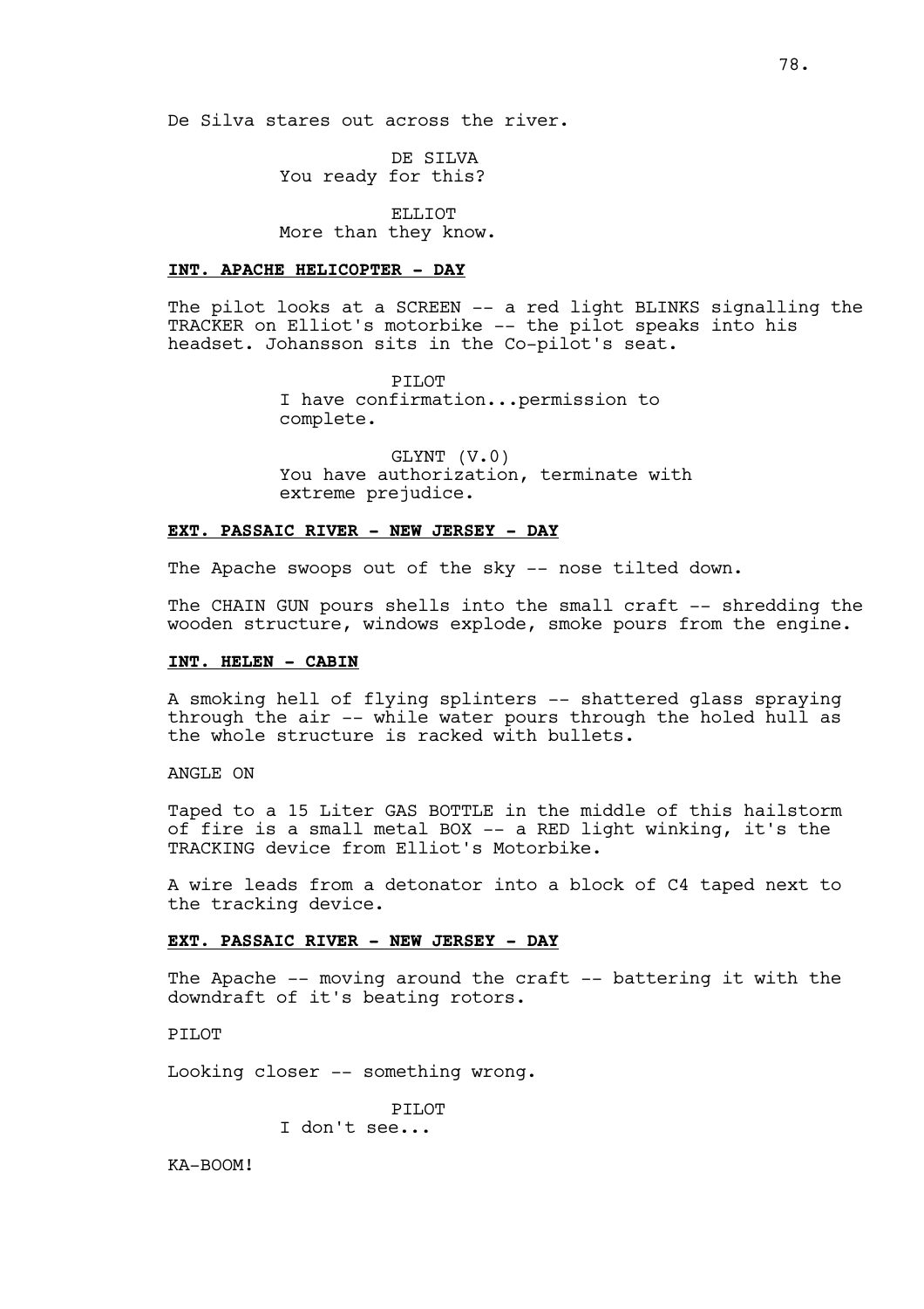De Silva stares out across the river.

DE SILVA
You ready for this?

ELLIOT
More than they know.

**INT. APACHE HELICOPTER - DAY**

The pilot looks at a SCREEN -- a red light BLINKS signalling the TRACKER on Elliot's motorbike -- the pilot speaks into his headset. Johansson sits in the Co-pilot's seat.

PILOT
I have confirmation...permission to complete.

GLYNT (V.0)
You have authorization, terminate with extreme prejudice.

**EXT. PASSAIC RIVER - NEW JERSEY - DAY**

The Apache swoops out of the sky -- nose tilted down.

The CHAIN GUN pours shells into the small craft -- shredding the wooden structure, windows explode, smoke pours from the engine.

**INT. HELEN - CABIN**

A smoking hell of flying splinters -- shattered glass spraying through the air -- while water pours through the holed hull as the whole structure is racked with bullets.

ANGLE ON

Taped to a 15 Liter GAS BOTTLE in the middle of this hailstorm of fire is a small metal BOX -- a RED light winking, it's the TRACKING device from Elliot's Motorbike.

A wire leads from a detonator into a block of C4 taped next to the tracking device.

**EXT. PASSAIC RIVER - NEW JERSEY - DAY**

The Apache -- moving around the craft -- battering it with the downdraft of it's beating rotors.

PILOT

Looking closer -- something wrong.

PILOT
I don't see...

KA-BOOM!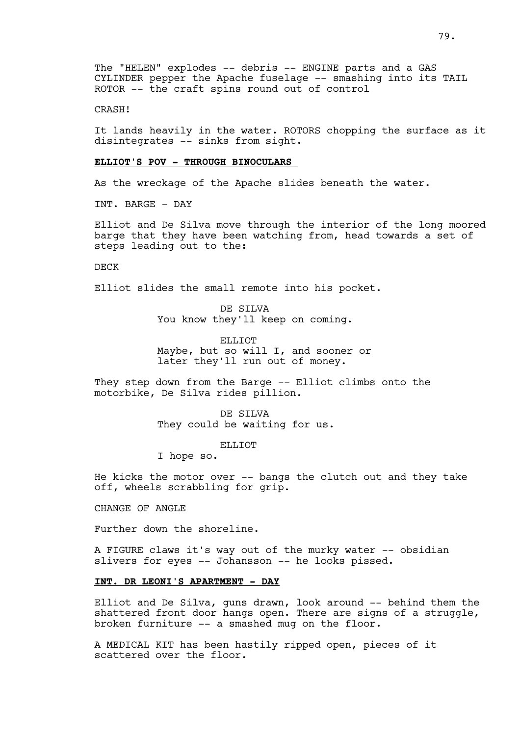The "HELEN" explodes -- debris -- ENGINE parts and a GAS CYLINDER pepper the Apache fuselage -- smashing into its TAIL ROTOR -- the craft spins round out of control

CRASH!

It lands heavily in the water. ROTORS chopping the surface as it disintegrates -- sinks from sight.

**ELLIOT'S POV - THROUGH BINOCULARS**

As the wreckage of the Apache slides beneath the water.

INT. BARGE - DAY

Elliot and De Silva move through the interior of the long moored barge that they have been watching from, head towards a set of steps leading out to the:

DECK

Elliot slides the small remote into his pocket.

DE SILVA
You know they'll keep on coming.

ELLIOT
Maybe, but so will I, and sooner or later they'll run out of money.

They step down from the Barge -- Elliot climbs onto the motorbike, De Silva rides pillion.

DE SILVA
They could be waiting for us.

ELLIOT
I hope so.

He kicks the motor over -- bangs the clutch out and they take off, wheels scrabbling for grip.

CHANGE OF ANGLE

Further down the shoreline.

A FIGURE claws it's way out of the murky water -- obsidian slivers for eyes -- Johansson -- he looks pissed.

**INT. DR LEONI'S APARTMENT - DAY**

Elliot and De Silva, guns drawn, look around -- behind them the shattered front door hangs open. There are signs of a struggle, broken furniture -- a smashed mug on the floor.

A MEDICAL KIT has been hastily ripped open, pieces of it scattered over the floor.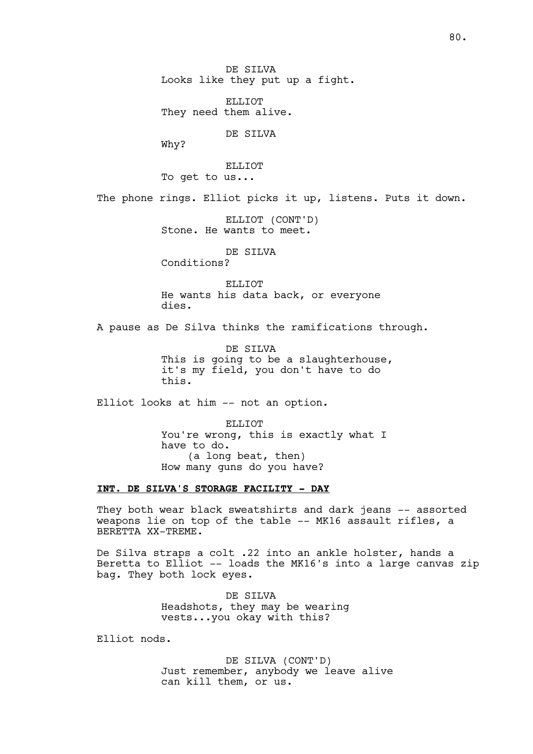DE SILVA
Looks like they put up a fight.

ELLIOT
They need them alive.

DE SILVA
Why?

ELLIOT
To get to us...

The phone rings. Elliot picks it up, listens. Puts it down.

ELLIOT (CONT'D)
Stone. He wants to meet.

DE SILVA
Conditions?

ELLIOT
He wants his data back, or everyone dies.

A pause as De Silva thinks the ramifications through.

DE SILVA
This is going to be a slaughterhouse, it's my field, you don't have to do this.

Elliot looks at him -- not an option.

ELLIOT
You're wrong, this is exactly what I have to do.
(a long beat, then)
How many guns do you have?

**INT. DE SILVA'S STORAGE FACILITY - DAY**

They both wear black sweatshirts and dark jeans -- assorted weapons lie on top of the table -- MK16 assault rifles, a BERETTA XX-TREME.

De Silva straps a colt .22 into an ankle holster, hands a Beretta to Elliot -- loads the MK16's into a large canvas zip bag. They both lock eyes.

DE SILVA
Headshots, they may be wearing vests...you okay with this?

Elliot nods.

DE SILVA (CONT'D)
Just remember, anybody we leave alive can kill them, or us.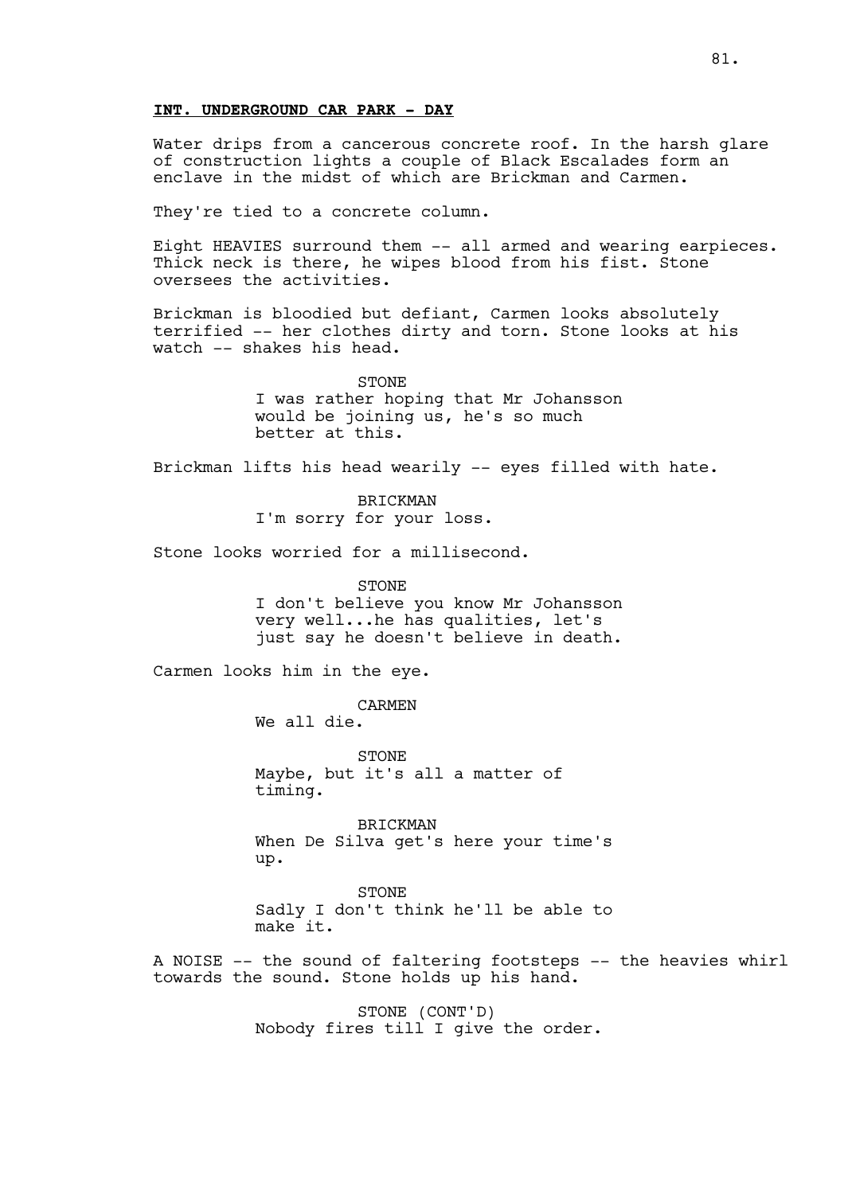**INT. UNDERGROUND CAR PARK - DAY**

Water drips from a cancerous concrete roof. In the harsh glare of construction lights a couple of Black Escalades form an enclave in the midst of which are Brickman and Carmen.

They're tied to a concrete column.

Eight HEAVIES surround them -- all armed and wearing earpieces. Thick neck is there, he wipes blood from his fist. Stone oversees the activities.

Brickman is bloodied but defiant, Carmen looks absolutely terrified -- her clothes dirty and torn. Stone looks at his watch -- shakes his head.

STONE
I was rather hoping that Mr Johansson would be joining us, he's so much better at this.

Brickman lifts his head wearily -- eyes filled with hate.

BRICKMAN
I'm sorry for your loss.

Stone looks worried for a millisecond.

STONE
I don't believe you know Mr Johansson very well...he has qualities, let's just say he doesn't believe in death.

Carmen looks him in the eye.

CARMEN
We all die.

STONE
Maybe, but it's all a matter of timing.

BRICKMAN
When De Silva get's here your time's up.

STONE
Sadly I don't think he'll be able to make it.

A NOISE -- the sound of faltering footsteps -- the heavies whirl towards the sound. Stone holds up his hand.

STONE (CONT'D)
Nobody fires till I give the order.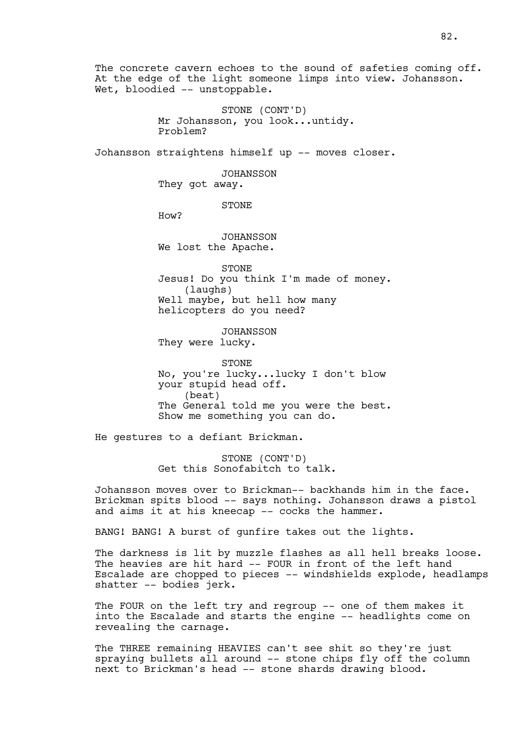The concrete cavern echoes to the sound of safeties coming off. At the edge of the light someone limps into view. Johansson. Wet, bloodied -- unstoppable.

STONE (CONT'D)
Mr Johansson, you look...untidy. Problem?

Johansson straightens himself up -- moves closer.

JOHANSSON
They got away.

STONE
How?

JOHANSSON
We lost the Apache.

STONE
Jesus! Do you think I'm made of money.
(laughs)
Well maybe, but hell how many helicopters do you need?

JOHANSSON
They were lucky.

STONE
No, you're lucky...lucky I don't blow your stupid head off.
(beat)
The General told me you were the best. Show me something you can do.

He gestures to a defiant Brickman.

STONE (CONT'D)
Get this Sonofabitch to talk.

Johansson moves over to Brickman-- backhands him in the face. Brickman spits blood -- says nothing. Johansson draws a pistol and aims it at his kneecap -- cocks the hammer.

BANG! BANG! A burst of gunfire takes out the lights.

The darkness is lit by muzzle flashes as all hell breaks loose. The heavies are hit hard -- FOUR in front of the left hand Escalade are chopped to pieces -- windshields explode, headlamps shatter -- bodies jerk.

The FOUR on the left try and regroup -- one of them makes it into the Escalade and starts the engine -- headlights come on revealing the carnage.

The THREE remaining HEAVIES can't see shit so they're just spraying bullets all around -- stone chips fly off the column next to Brickman's head -- stone shards drawing blood.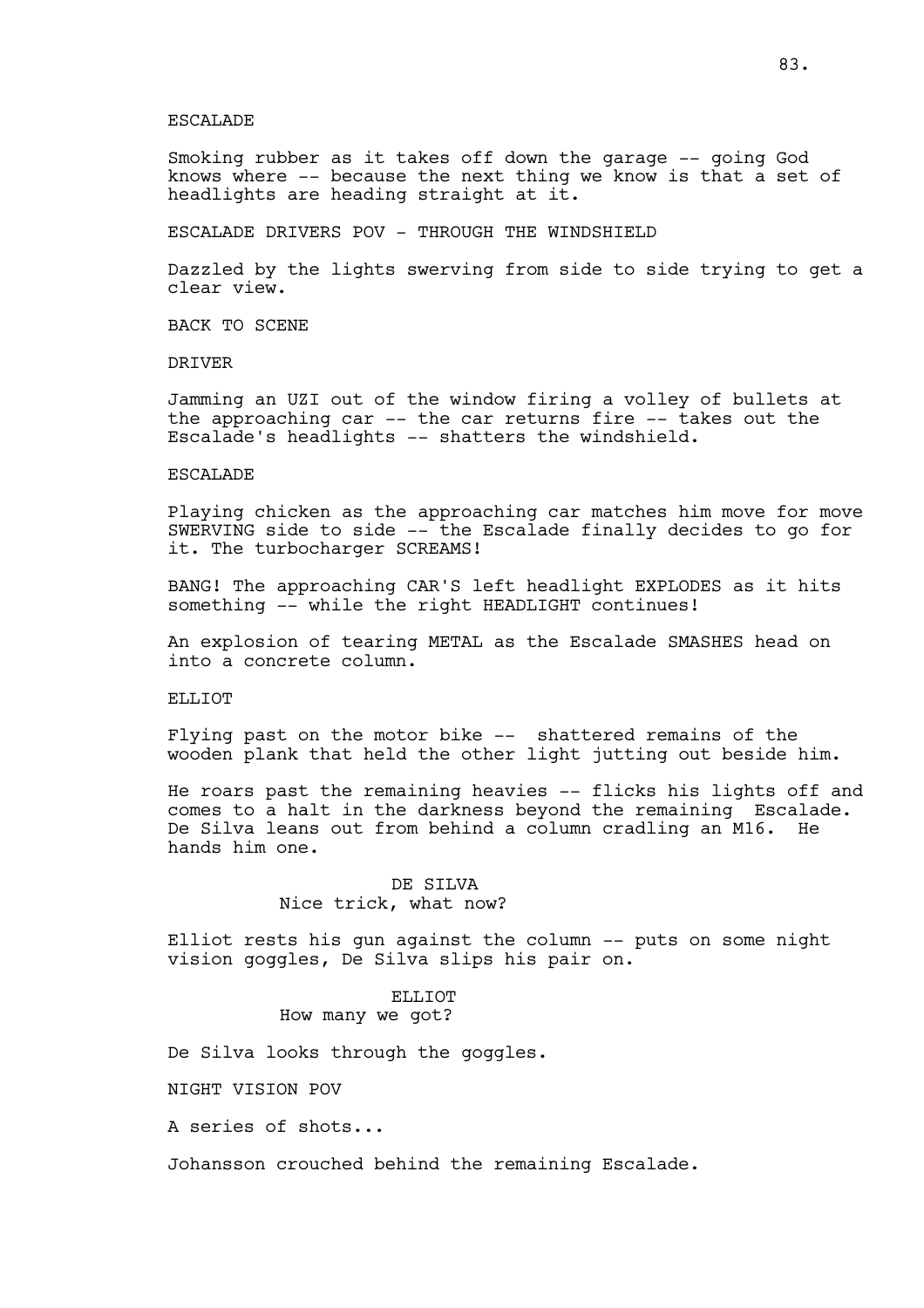ESCALADE

Smoking rubber as it takes off down the garage -- going God knows where -- because the next thing we know is that a set of headlights are heading straight at it.

ESCALADE DRIVERS POV - THROUGH THE WINDSHIELD

Dazzled by the lights swerving from side to side trying to get a clear view.

BACK TO SCENE

DRIVER

Jamming an UZI out of the window firing a volley of bullets at the approaching car -- the car returns fire -- takes out the Escalade's headlights -- shatters the windshield.

ESCALADE

Playing chicken as the approaching car matches him move for move SWERVING side to side -- the Escalade finally decides to go for it. The turbocharger SCREAMS!

BANG! The approaching CAR'S left headlight EXPLODES as it hits something -- while the right HEADLIGHT continues!

An explosion of tearing METAL as the Escalade SMASHES head on into a concrete column.

ELLIOT

Flying past on the motor bike -- shattered remains of the wooden plank that held the other light jutting out beside him.

He roars past the remaining heavies -- flicks his lights off and comes to a halt in the darkness beyond the remaining Escalade. De Silva leans out from behind a column cradling an M16. He hands him one.

DE SILVA
Nice trick, what now?

Elliot rests his gun against the column -- puts on some night vision goggles, De Silva slips his pair on.

ELLIOT
How many we got?

De Silva looks through the goggles.

NIGHT VISION POV

A series of shots...

Johansson crouched behind the remaining Escalade.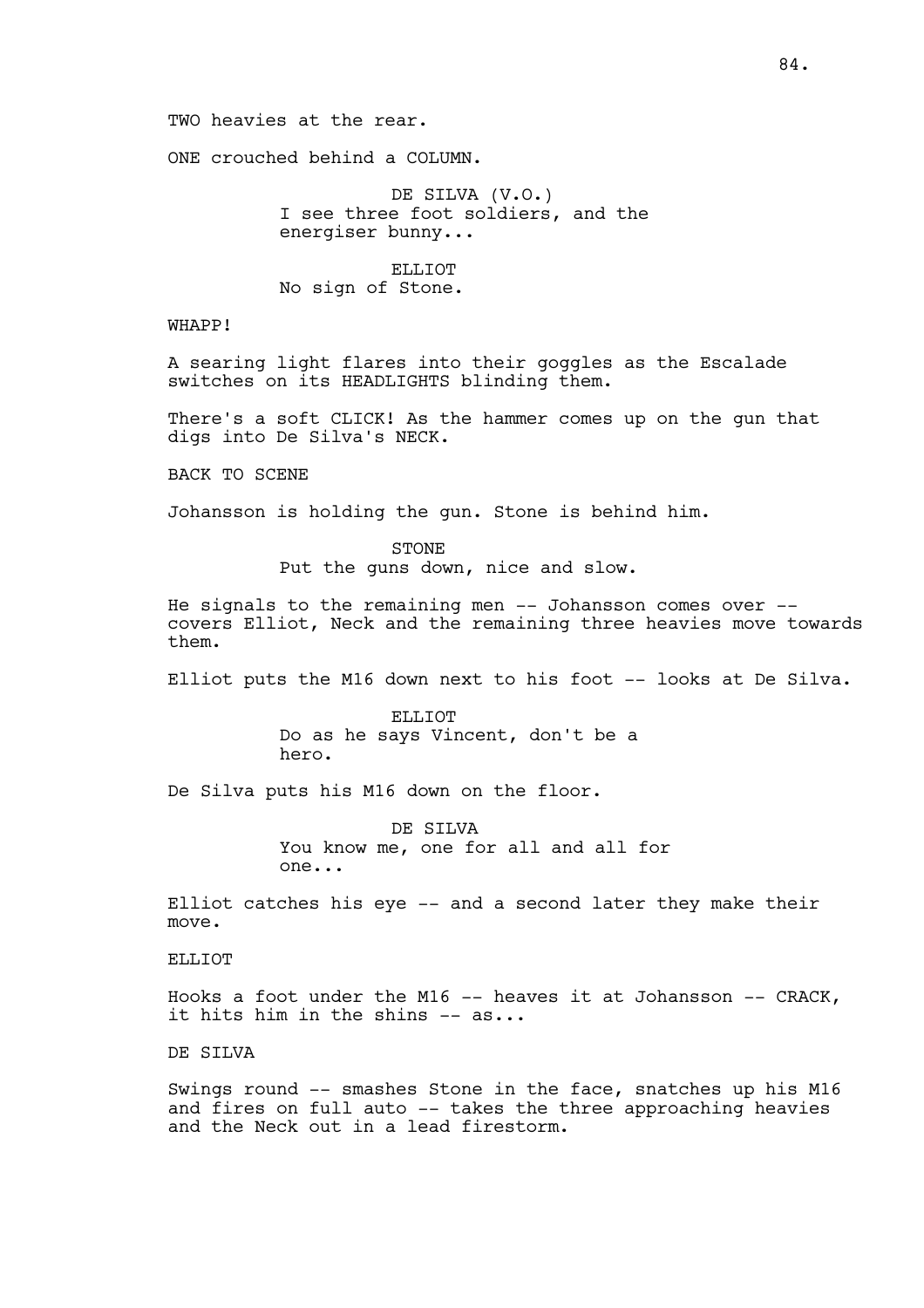TWO heavies at the rear.

ONE crouched behind a COLUMN.

DE SILVA (V.O.)
I see three foot soldiers, and the energiser bunny...

ELLIOT
No sign of Stone.

WHAPP!

A searing light flares into their goggles as the Escalade switches on its HEADLIGHTS blinding them.

There's a soft CLICK! As the hammer comes up on the gun that digs into De Silva's NECK.

BACK TO SCENE

Johansson is holding the gun. Stone is behind him.

STONE
Put the guns down, nice and slow.

He signals to the remaining men -- Johansson comes over -- covers Elliot, Neck and the remaining three heavies move towards them.

Elliot puts the M16 down next to his foot -- looks at De Silva.

ELLIOT
Do as he says Vincent, don't be a hero.

De Silva puts his M16 down on the floor.

DE SILVA
You know me, one for all and all for one...

Elliot catches his eye -- and a second later they make their move.

ELLIOT

Hooks a foot under the M16 -- heaves it at Johansson -- CRACK, it hits him in the shins -- as...

DE SILVA

Swings round -- smashes Stone in the face, snatches up his M16 and fires on full auto -- takes the three approaching heavies and the Neck out in a lead firestorm.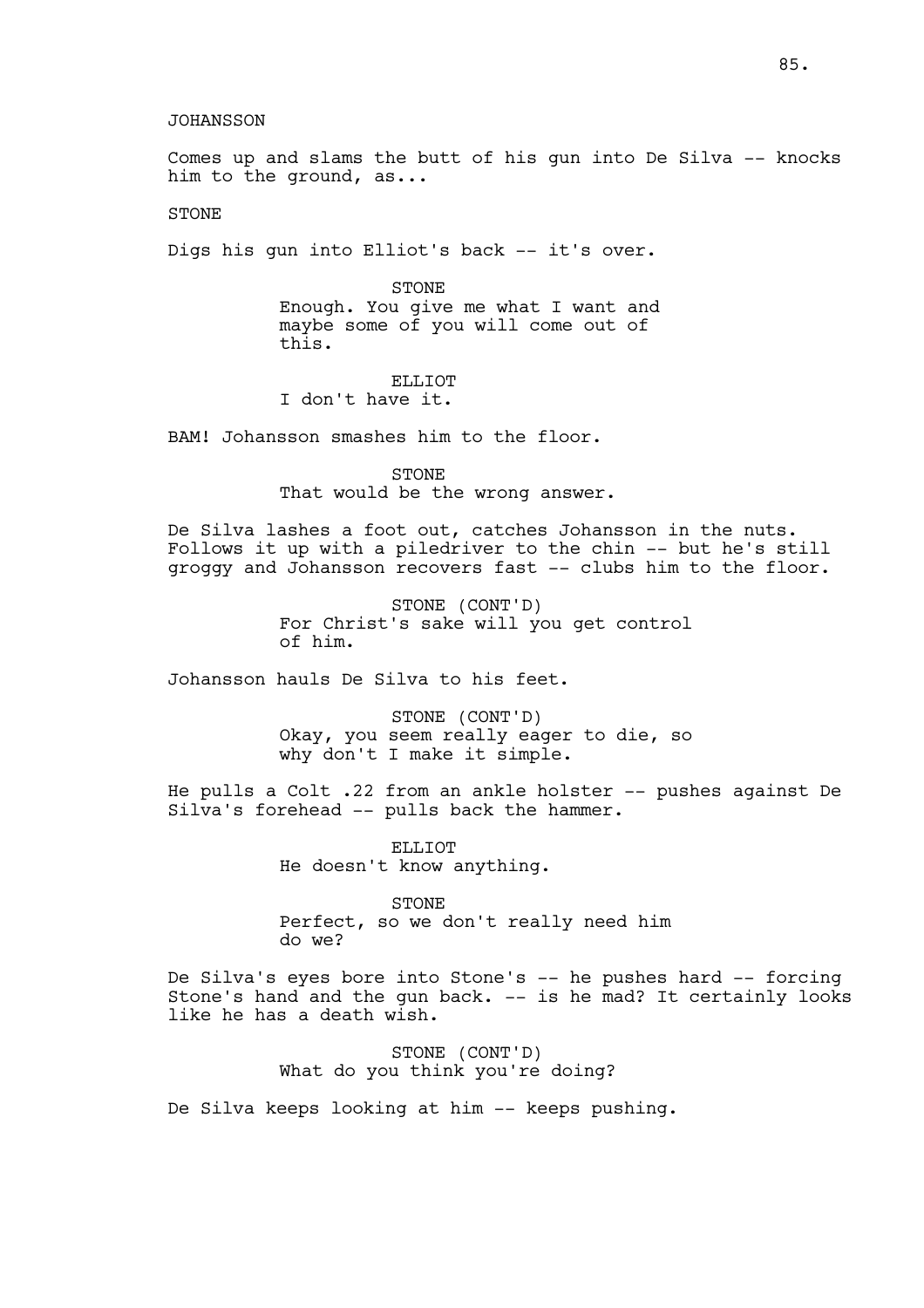JOHANSSON

Comes up and slams the butt of his gun into De Silva -- knocks him to the ground, as...

STONE

Digs his gun into Elliot's back -- it's over.

STONE
Enough. You give me what I want and maybe some of you will come out of this.

ELLIOT
I don't have it.

BAM! Johansson smashes him to the floor.

STONE
That would be the wrong answer.

De Silva lashes a foot out, catches Johansson in the nuts. Follows it up with a piledriver to the chin -- but he's still groggy and Johansson recovers fast -- clubs him to the floor.

STONE (CONT'D)
For Christ's sake will you get control of him.

Johansson hauls De Silva to his feet.

STONE (CONT'D)
Okay, you seem really eager to die, so why don't I make it simple.

He pulls a Colt .22 from an ankle holster -- pushes against De Silva's forehead -- pulls back the hammer.

ELLIOT
He doesn't know anything.

STONE
Perfect, so we don't really need him do we?

De Silva's eyes bore into Stone's -- he pushes hard -- forcing Stone's hand and the gun back. -- is he mad? It certainly looks like he has a death wish.

STONE (CONT'D)
What do you think you're doing?

De Silva keeps looking at him -- keeps pushing.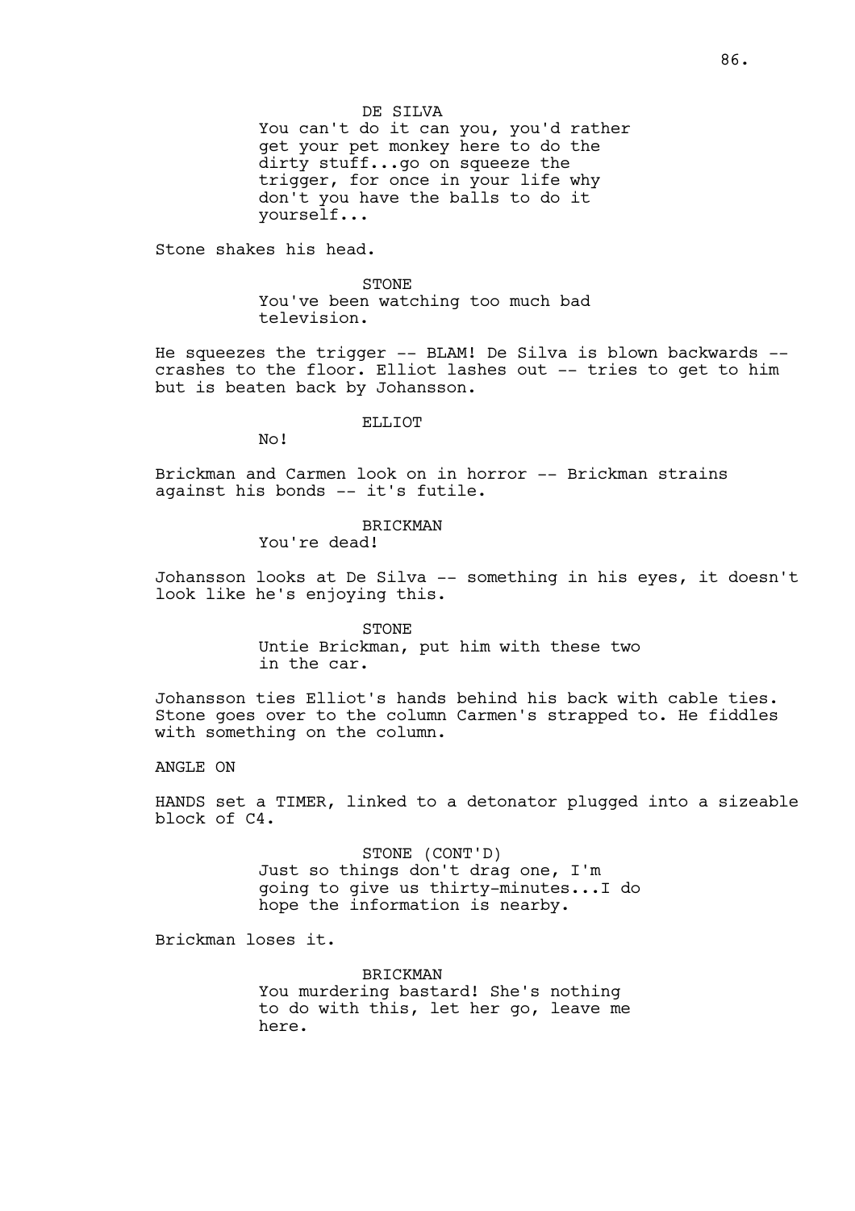DE SILVA
You can't do it can you, you'd rather get your pet monkey here to do the dirty stuff...go on squeeze the trigger, for once in your life why don't you have the balls to do it yourself...

Stone shakes his head.

STONE
You've been watching too much bad television.

He squeezes the trigger -- BLAM! De Silva is blown backwards -- crashes to the floor. Elliot lashes out -- tries to get to him but is beaten back by Johansson.

ELLIOT
No!

Brickman and Carmen look on in horror -- Brickman strains against his bonds -- it's futile.

BRICKMAN
You're dead!

Johansson looks at De Silva -- something in his eyes, it doesn't look like he's enjoying this.

STONE
Untie Brickman, put him with these two in the car.

Johansson ties Elliot's hands behind his back with cable ties. Stone goes over to the column Carmen's strapped to. He fiddles with something on the column.

ANGLE ON

HANDS set a TIMER, linked to a detonator plugged into a sizeable block of C4.

STONE (CONT'D)
Just so things don't drag one, I'm going to give us thirty-minutes...I do hope the information is nearby.

Brickman loses it.

BRICKMAN
You murdering bastard! She's nothing to do with this, let her go, leave me here.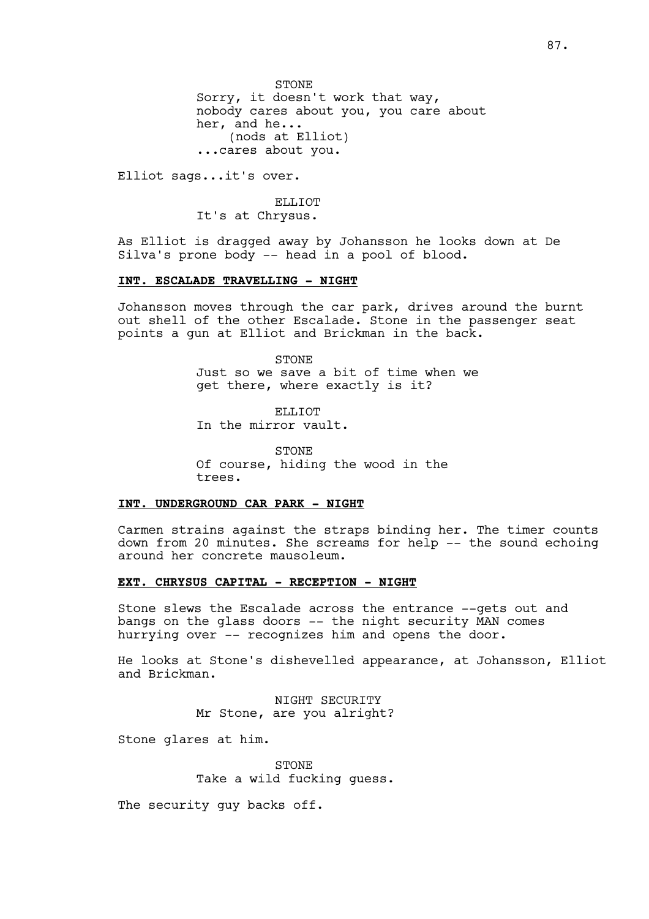STONE
Sorry, it doesn't work that way, nobody cares about you, you care about her, and he...
(nods at Elliot)
...cares about you.

Elliot sags...it's over.

ELLIOT
It's at Chrysus.

As Elliot is dragged away by Johansson he looks down at De Silva's prone body -- head in a pool of blood.

**INT. ESCALADE TRAVELLING - NIGHT**

Johansson moves through the car park, drives around the burnt out shell of the other Escalade. Stone in the passenger seat points a gun at Elliot and Brickman in the back.

STONE
Just so we save a bit of time when we get there, where exactly is it?

ELLIOT
In the mirror vault.

STONE
Of course, hiding the wood in the trees.

**INT. UNDERGROUND CAR PARK - NIGHT**

Carmen strains against the straps binding her. The timer counts down from 20 minutes. She screams for help -- the sound echoing around her concrete mausoleum.

**EXT. CHRYSUS CAPITAL - RECEPTION - NIGHT**

Stone slews the Escalade across the entrance --gets out and bangs on the glass doors -- the night security MAN comes hurrying over -- recognizes him and opens the door.

He looks at Stone's dishevelled appearance, at Johansson, Elliot and Brickman.

NIGHT SECURITY
Mr Stone, are you alright?

Stone glares at him.

STONE
Take a wild fucking guess.

The security guy backs off.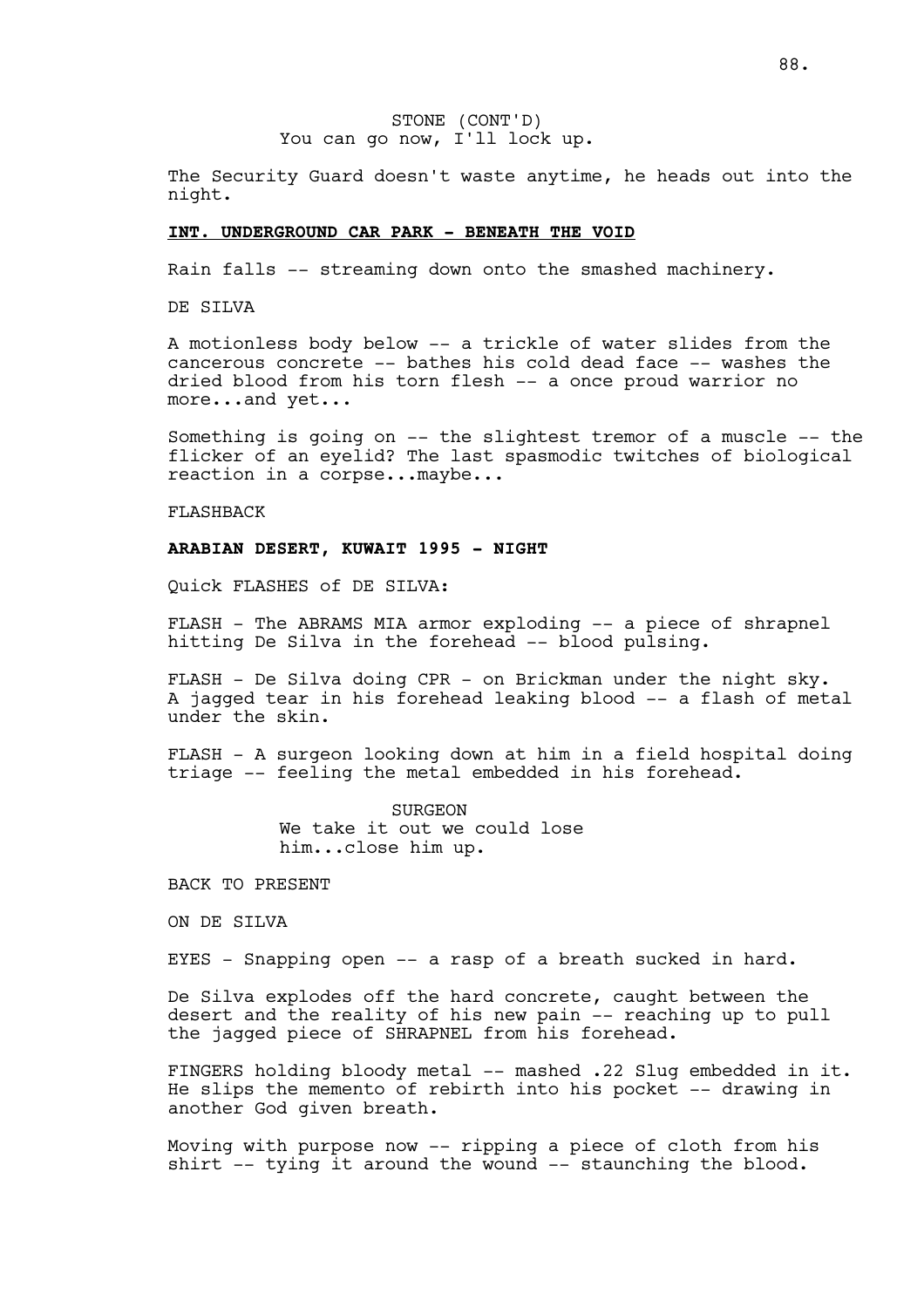STONE (CONT'D)
You can go now, I'll lock up.

The Security Guard doesn't waste anytime, he heads out into the night.

**INT. UNDERGROUND CAR PARK - BENEATH THE VOID**

Rain falls -- streaming down onto the smashed machinery.

DE SILVA

A motionless body below -- a trickle of water slides from the cancerous concrete -- bathes his cold dead face -- washes the dried blood from his torn flesh -- a once proud warrior no more...and yet...

Something is going on -- the slightest tremor of a muscle -- the flicker of an eyelid? The last spasmodic twitches of biological reaction in a corpse...maybe...

FLASHBACK

**ARABIAN DESERT, KUWAIT 1995 - NIGHT**

Quick FLASHES of DE SILVA:

FLASH - The ABRAMS MIA armor exploding -- a piece of shrapnel hitting De Silva in the forehead -- blood pulsing.

FLASH - De Silva doing CPR - on Brickman under the night sky. A jagged tear in his forehead leaking blood -- a flash of metal under the skin.

FLASH - A surgeon looking down at him in a field hospital doing triage -- feeling the metal embedded in his forehead.

SURGEON
We take it out we could lose him...close him up.

BACK TO PRESENT

ON DE SILVA

EYES - Snapping open -- a rasp of a breath sucked in hard.

De Silva explodes off the hard concrete, caught between the desert and the reality of his new pain -- reaching up to pull the jagged piece of SHRAPNEL from his forehead.

FINGERS holding bloody metal -- mashed .22 Slug embedded in it. He slips the memento of rebirth into his pocket -- drawing in another God given breath.

Moving with purpose now -- ripping a piece of cloth from his shirt -- tying it around the wound -- staunching the blood.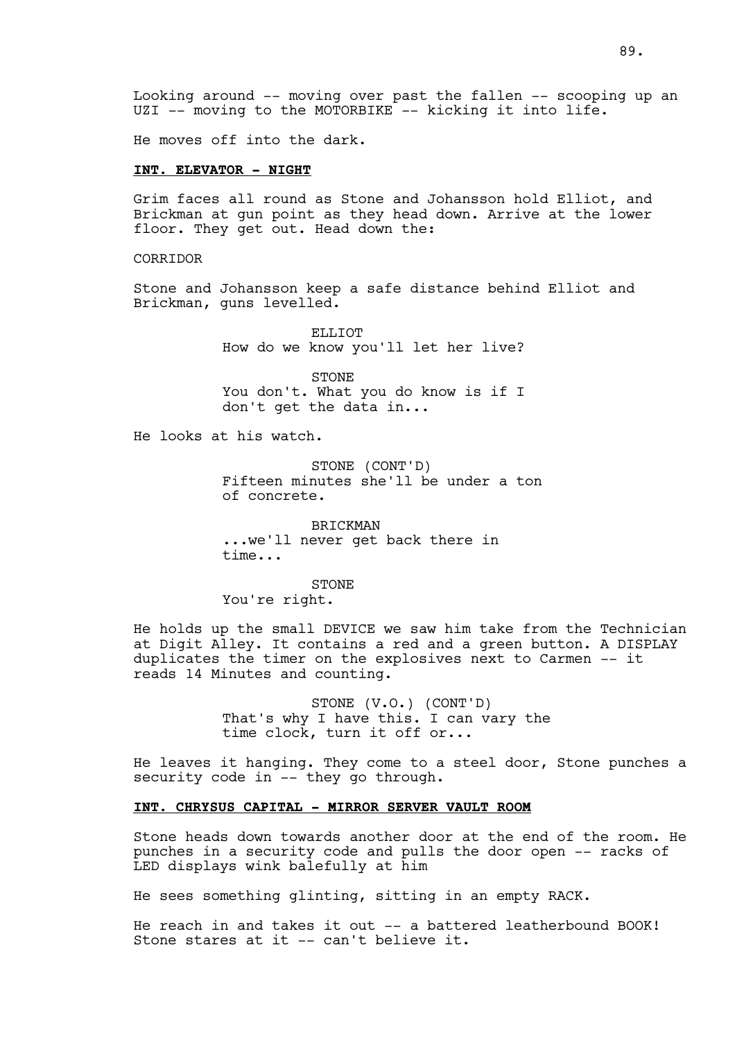Looking around -- moving over past the fallen -- scooping up an UZI -- moving to the MOTORBIKE -- kicking it into life.

He moves off into the dark.

**INT. ELEVATOR - NIGHT**

Grim faces all round as Stone and Johansson hold Elliot, and Brickman at gun point as they head down. Arrive at the lower floor. They get out. Head down the:

CORRIDOR

Stone and Johansson keep a safe distance behind Elliot and Brickman, guns levelled.

ELLIOT
How do we know you'll let her live?

STONE
You don't. What you do know is if I don't get the data in...

He looks at his watch.

STONE (CONT'D)
Fifteen minutes she'll be under a ton of concrete.

BRICKMAN
...we'll never get back there in time...

STONE
You're right.

He holds up the small DEVICE we saw him take from the Technician at Digit Alley. It contains a red and a green button. A DISPLAY duplicates the timer on the explosives next to Carmen -- it reads 14 Minutes and counting.

STONE (V.O.) (CONT'D)
That's why I have this. I can vary the time clock, turn it off or...

He leaves it hanging. They come to a steel door, Stone punches a security code in -- they go through.

**INT. CHRYSUS CAPITAL - MIRROR SERVER VAULT ROOM**

Stone heads down towards another door at the end of the room. He punches in a security code and pulls the door open -- racks of LED displays wink balefully at him

He sees something glinting, sitting in an empty RACK.

He reach in and takes it out -- a battered leatherbound BOOK! Stone stares at it -- can't believe it.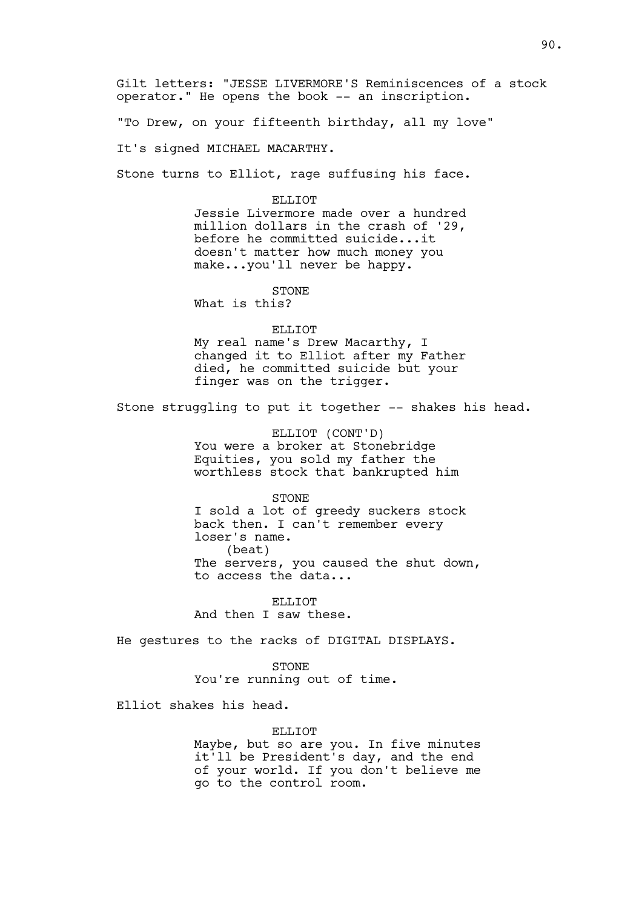Gilt letters: "JESSE LIVERMORE'S Reminiscences of a stock operator." He opens the book -- an inscription.

"To Drew, on your fifteenth birthday, all my love"

It's signed MICHAEL MACARTHY.

Stone turns to Elliot, rage suffusing his face.

ELLIOT

Jessie Livermore made over a hundred million dollars in the crash of '29, before he committed suicide...it doesn't matter how much money you make...you'll never be happy.

STONE

What is this?

ELLIOT

My real name's Drew Macarthy, I changed it to Elliot after my Father died, he committed suicide but your finger was on the trigger.

Stone struggling to put it together -- shakes his head.

ELLIOT (CONT'D)

You were a broker at Stonebridge Equities, you sold my father the worthless stock that bankrupted him

STONE

I sold a lot of greedy suckers stock back then. I can't remember every loser's name.

(beat)

The servers, you caused the shut down, to access the data...

ELLIOT

And then I saw these.

He gestures to the racks of DIGITAL DISPLAYS.

STONE

You're running out of time.

Elliot shakes his head.

ELLIOT

Maybe, but so are you. In five minutes it'll be President's day, and the end of your world. If you don't believe me go to the control room.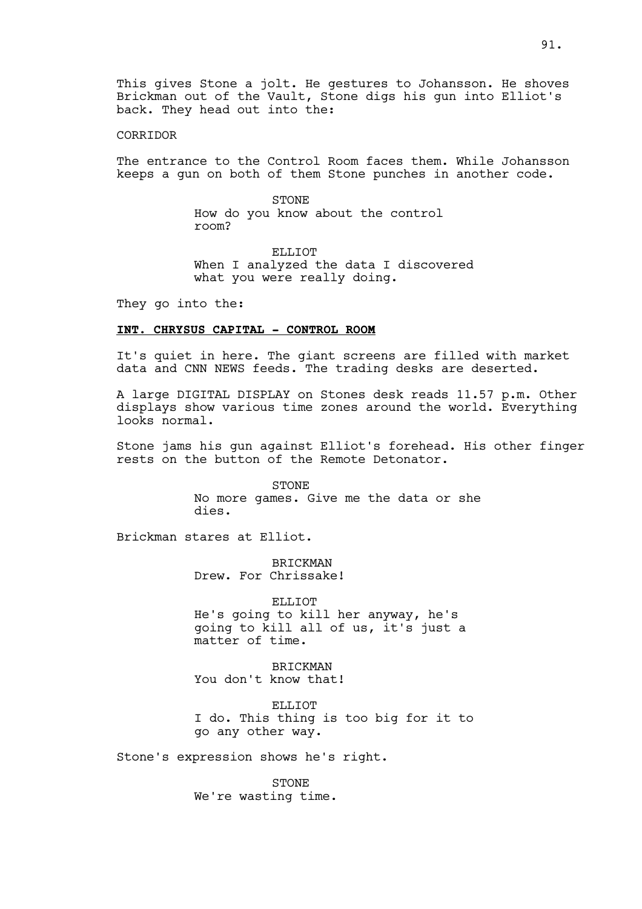This gives Stone a jolt. He gestures to Johansson. He shoves Brickman out of the Vault, Stone digs his gun into Elliot's back. They head out into the:

CORRIDOR

The entrance to the Control Room faces them. While Johansson keeps a gun on both of them Stone punches in another code.

STONE
How do you know about the control room?

ELLIOT
When I analyzed the data I discovered what you were really doing.

They go into the:

**INT. CHRYSUS CAPITAL - CONTROL ROOM**

It's quiet in here. The giant screens are filled with market data and CNN NEWS feeds. The trading desks are deserted.

A large DIGITAL DISPLAY on Stones desk reads 11.57 p.m. Other displays show various time zones around the world. Everything looks normal.

Stone jams his gun against Elliot's forehead. His other finger rests on the button of the Remote Detonator.

STONE
No more games. Give me the data or she dies.

Brickman stares at Elliot.

BRICKMAN
Drew. For Chrissake!

ELLIOT
He's going to kill her anyway, he's going to kill all of us, it's just a matter of time.

BRICKMAN
You don't know that!

ELLIOT
I do. This thing is too big for it to go any other way.

Stone's expression shows he's right.

STONE
We're wasting time.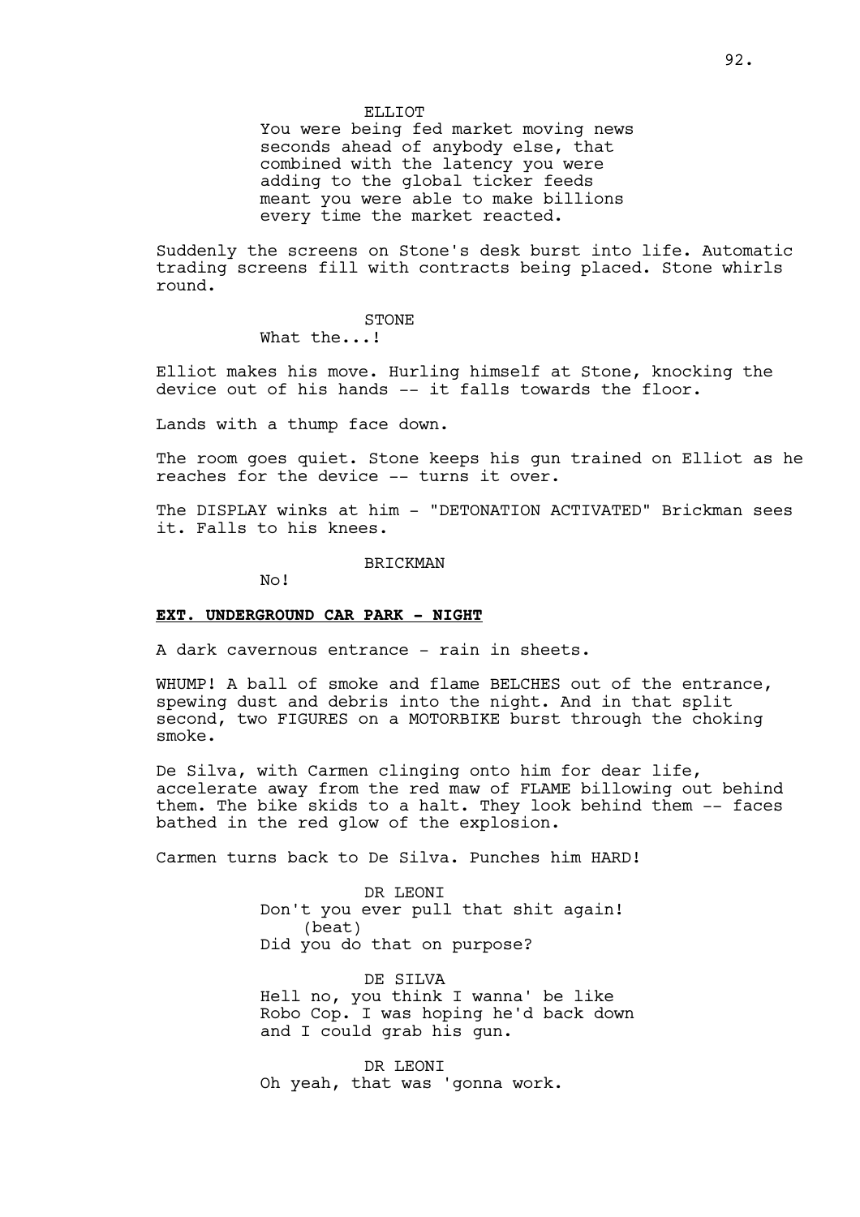ELLIOT

You were being fed market moving news seconds ahead of anybody else, that combined with the latency you were adding to the global ticker feeds meant you were able to make billions every time the market reacted.

Suddenly the screens on Stone's desk burst into life. Automatic trading screens fill with contracts being placed. Stone whirls round.

STONE

What the...!

Elliot makes his move. Hurling himself at Stone, knocking the device out of his hands -- it falls towards the floor.

Lands with a thump face down.

The room goes quiet. Stone keeps his gun trained on Elliot as he reaches for the device -- turns it over.

The DISPLAY winks at him - "DETONATION ACTIVATED" Brickman sees it. Falls to his knees.

BRICKMAN

No!

**EXT. UNDERGROUND CAR PARK - NIGHT**

A dark cavernous entrance - rain in sheets.

WHUMP! A ball of smoke and flame BELCHES out of the entrance, spewing dust and debris into the night. And in that split second, two FIGURES on a MOTORBIKE burst through the choking smoke.

De Silva, with Carmen clinging onto him for dear life, accelerate away from the red maw of FLAME billowing out behind them. The bike skids to a halt. They look behind them -- faces bathed in the red glow of the explosion.

Carmen turns back to De Silva. Punches him HARD!

DR LEONI

Don't you ever pull that shit again!
(beat)
Did you do that on purpose?

DE SILVA

Hell no, you think I wanna' be like Robo Cop. I was hoping he'd back down and I could grab his gun.

DR LEONI

Oh yeah, that was 'gonna work.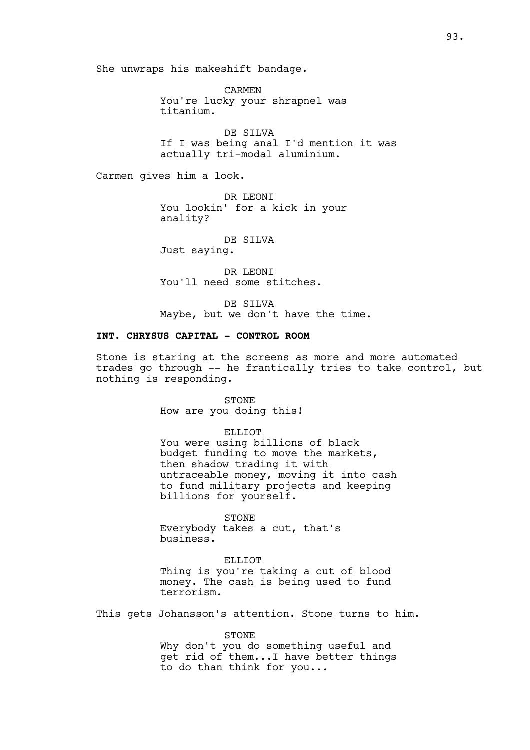She unwraps his makeshift bandage.

CARMEN
You're lucky your shrapnel was titanium.

DE SILVA
If I was being anal I'd mention it was actually tri-modal aluminium.

Carmen gives him a look.

DR LEONI
You lookin' for a kick in your anality?

DE SILVA
Just saying.

DR LEONI
You'll need some stitches.

DE SILVA
Maybe, but we don't have the time.

**INT. CHRYSUS CAPITAL - CONTROL ROOM**

Stone is staring at the screens as more and more automated trades go through -- he frantically tries to take control, but nothing is responding.

STONE
How are you doing this!

ELLIOT
You were using billions of black budget funding to move the markets, then shadow trading it with untraceable money, moving it into cash to fund military projects and keeping billions for yourself.

STONE
Everybody takes a cut, that's business.

ELLIOT
Thing is you're taking a cut of blood money. The cash is being used to fund terrorism.

This gets Johansson's attention. Stone turns to him.

STONE
Why don't you do something useful and get rid of them...I have better things to do than think for you...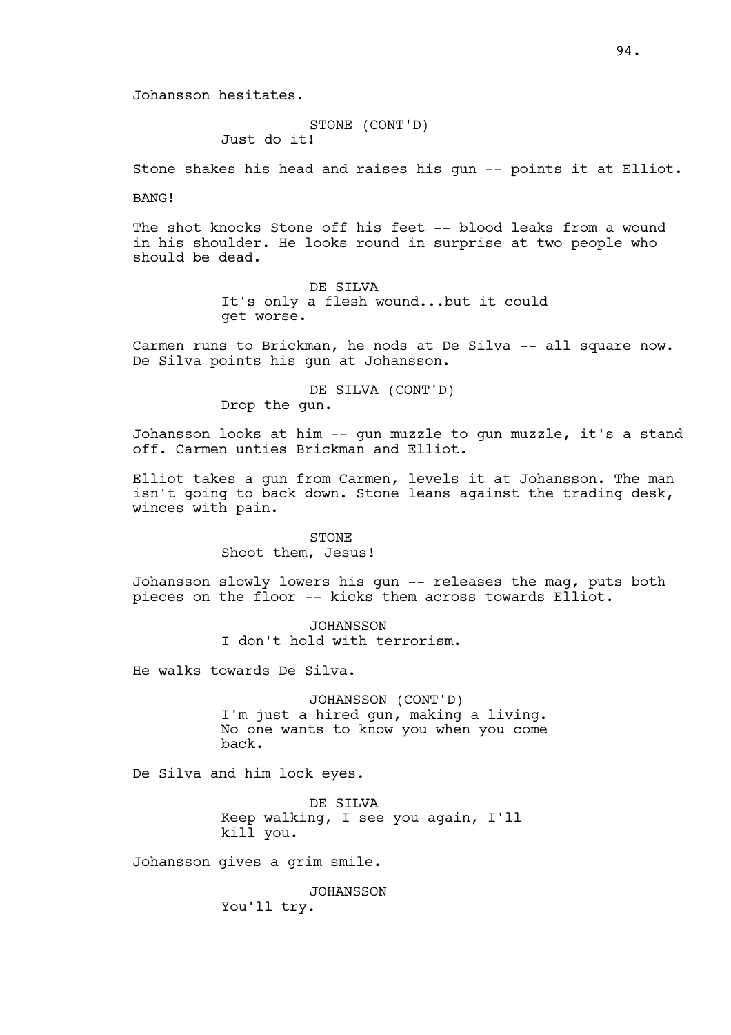Johansson hesitates.

STONE (CONT'D)
Just do it!

Stone shakes his head and raises his gun -- points it at Elliot.

BANG!

The shot knocks Stone off his feet -- blood leaks from a wound in his shoulder. He looks round in surprise at two people who should be dead.

DE SILVA
It's only a flesh wound...but it could get worse.

Carmen runs to Brickman, he nods at De Silva -- all square now. De Silva points his gun at Johansson.

DE SILVA (CONT'D)
Drop the gun.

Johansson looks at him -- gun muzzle to gun muzzle, it's a stand off. Carmen unties Brickman and Elliot.

Elliot takes a gun from Carmen, levels it at Johansson. The man isn't going to back down. Stone leans against the trading desk, winces with pain.

STONE
Shoot them, Jesus!

Johansson slowly lowers his gun -- releases the mag, puts both pieces on the floor -- kicks them across towards Elliot.

JOHANSSON
I don't hold with terrorism.

He walks towards De Silva.

JOHANSSON (CONT'D)
I'm just a hired gun, making a living. No one wants to know you when you come back.

De Silva and him lock eyes.

DE SILVA
Keep walking, I see you again, I'll kill you.

Johansson gives a grim smile.

JOHANSSON
You'll try.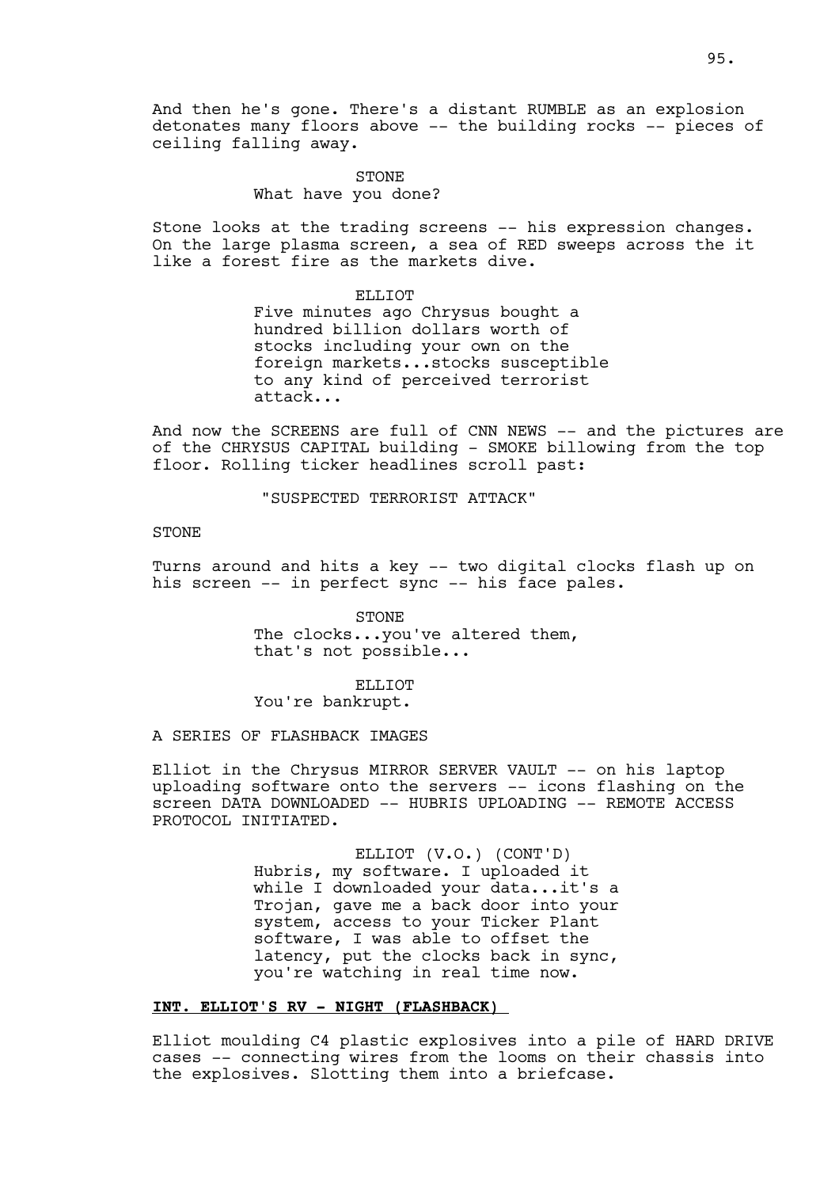And then he's gone. There's a distant RUMBLE as an explosion detonates many floors above -- the building rocks -- pieces of ceiling falling away.

STONE
What have you done?

Stone looks at the trading screens -- his expression changes. On the large plasma screen, a sea of RED sweeps across the it like a forest fire as the markets dive.

ELLIOT
Five minutes ago Chrysus bought a hundred billion dollars worth of stocks including your own on the foreign markets...stocks susceptible to any kind of perceived terrorist attack...

And now the SCREENS are full of CNN NEWS -- and the pictures are of the CHRYSUS CAPITAL building - SMOKE billowing from the top floor. Rolling ticker headlines scroll past:

"SUSPECTED TERRORIST ATTACK"

STONE

Turns around and hits a key -- two digital clocks flash up on his screen -- in perfect sync -- his face pales.

STONE
The clocks...you've altered them, that's not possible...

ELLIOT
You're bankrupt.

A SERIES OF FLASHBACK IMAGES

Elliot in the Chrysus MIRROR SERVER VAULT -- on his laptop uploading software onto the servers -- icons flashing on the screen DATA DOWNLOADED -- HUBRIS UPLOADING -- REMOTE ACCESS PROTOCOL INITIATED.

ELLIOT (V.O.) (CONT'D)
Hubris, my software. I uploaded it while I downloaded your data...it's a Trojan, gave me a back door into your system, access to your Ticker Plant software, I was able to offset the latency, put the clocks back in sync, you're watching in real time now.

**INT. ELLIOT'S RV - NIGHT (FLASHBACK)**

Elliot moulding C4 plastic explosives into a pile of HARD DRIVE cases -- connecting wires from the looms on their chassis into the explosives. Slotting them into a briefcase.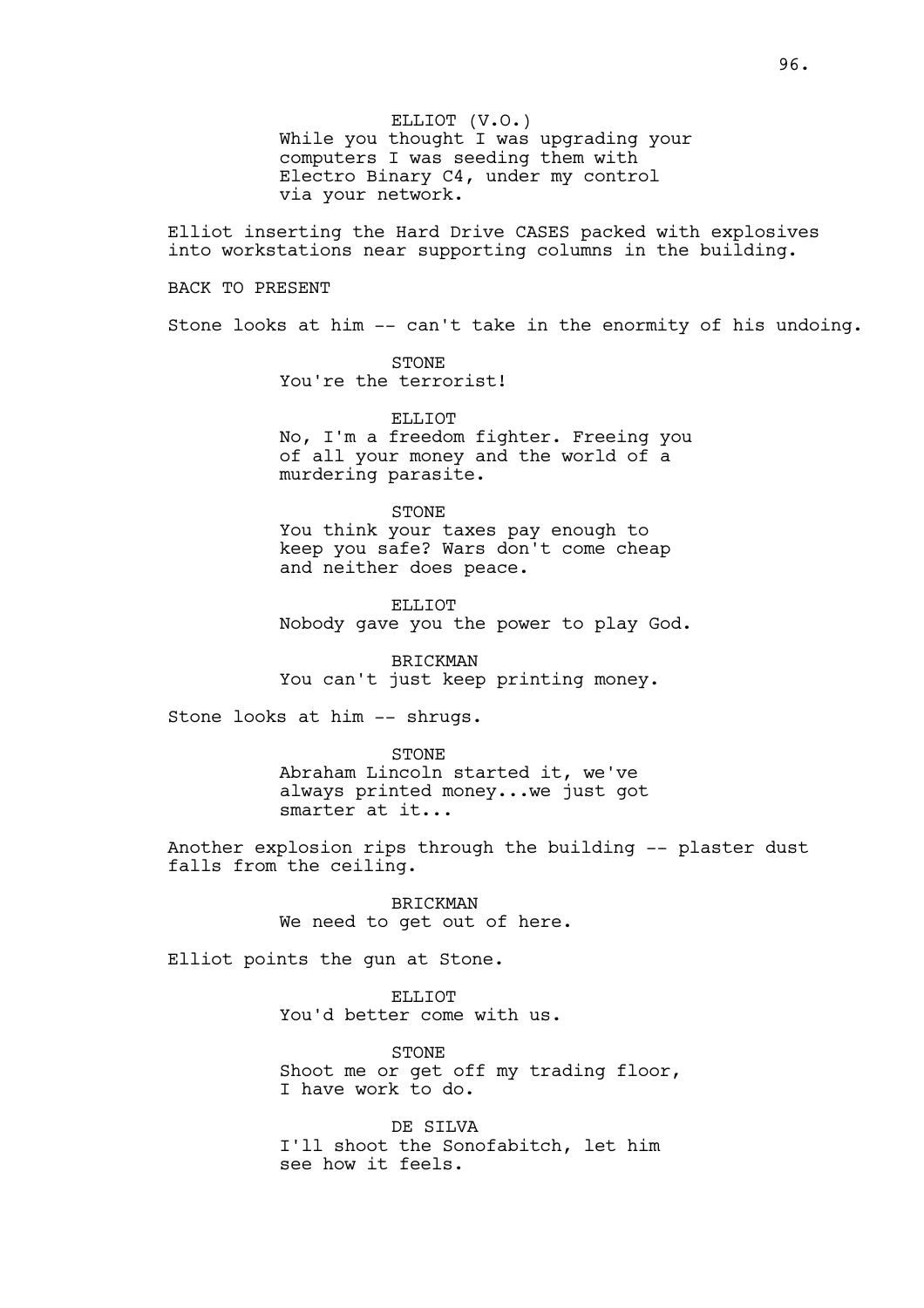ELLIOT (V.O.)
While you thought I was upgrading your computers I was seeding them with Electro Binary C4, under my control via your network.

Elliot inserting the Hard Drive CASES packed with explosives into workstations near supporting columns in the building.

BACK TO PRESENT

Stone looks at him -- can't take in the enormity of his undoing.

STONE
You're the terrorist!

ELLIOT
No, I'm a freedom fighter. Freeing you of all your money and the world of a murdering parasite.

STONE
You think your taxes pay enough to keep you safe? Wars don't come cheap and neither does peace.

ELLIOT
Nobody gave you the power to play God.

BRICKMAN
You can't just keep printing money.

Stone looks at him -- shrugs.

STONE
Abraham Lincoln started it, we've always printed money...we just got smarter at it...

Another explosion rips through the building -- plaster dust falls from the ceiling.

BRICKMAN
We need to get out of here.

Elliot points the gun at Stone.

ELLIOT
You'd better come with us.

STONE
Shoot me or get off my trading floor, I have work to do.

DE SILVA
I'll shoot the Sonofabitch, let him see how it feels.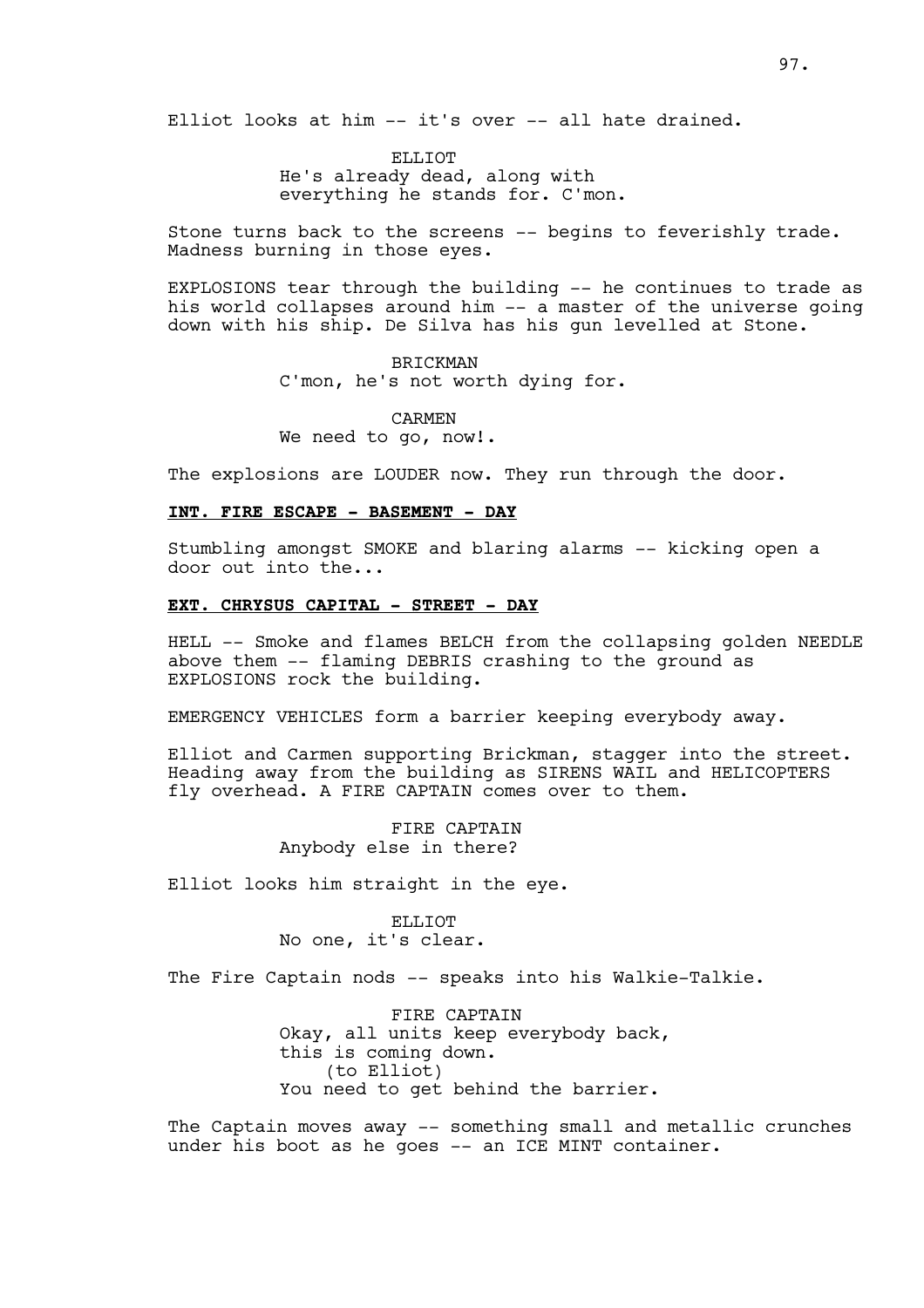Elliot looks at him -- it's over -- all hate drained.

ELLIOT
He's already dead, along with everything he stands for. C'mon.

Stone turns back to the screens -- begins to feverishly trade. Madness burning in those eyes.

EXPLOSIONS tear through the building -- he continues to trade as his world collapses around him -- a master of the universe going down with his ship. De Silva has his gun levelled at Stone.

BRICKMAN
C'mon, he's not worth dying for.

CARMEN
We need to go, now!.

The explosions are LOUDER now. They run through the door.

**INT. FIRE ESCAPE - BASEMENT - DAY**

Stumbling amongst SMOKE and blaring alarms -- kicking open a door out into the...

**EXT. CHRYSUS CAPITAL - STREET - DAY**

HELL -- Smoke and flames BELCH from the collapsing golden NEEDLE above them -- flaming DEBRIS crashing to the ground as EXPLOSIONS rock the building.

EMERGENCY VEHICLES form a barrier keeping everybody away.

Elliot and Carmen supporting Brickman, stagger into the street. Heading away from the building as SIRENS WAIL and HELICOPTERS fly overhead. A FIRE CAPTAIN comes over to them.

FIRE CAPTAIN
Anybody else in there?

Elliot looks him straight in the eye.

ELLIOT
No one, it's clear.

The Fire Captain nods -- speaks into his Walkie-Talkie.

FIRE CAPTAIN
Okay, all units keep everybody back, this is coming down.
(to Elliot)
You need to get behind the barrier.

The Captain moves away -- something small and metallic crunches under his boot as he goes -- an ICE MINT container.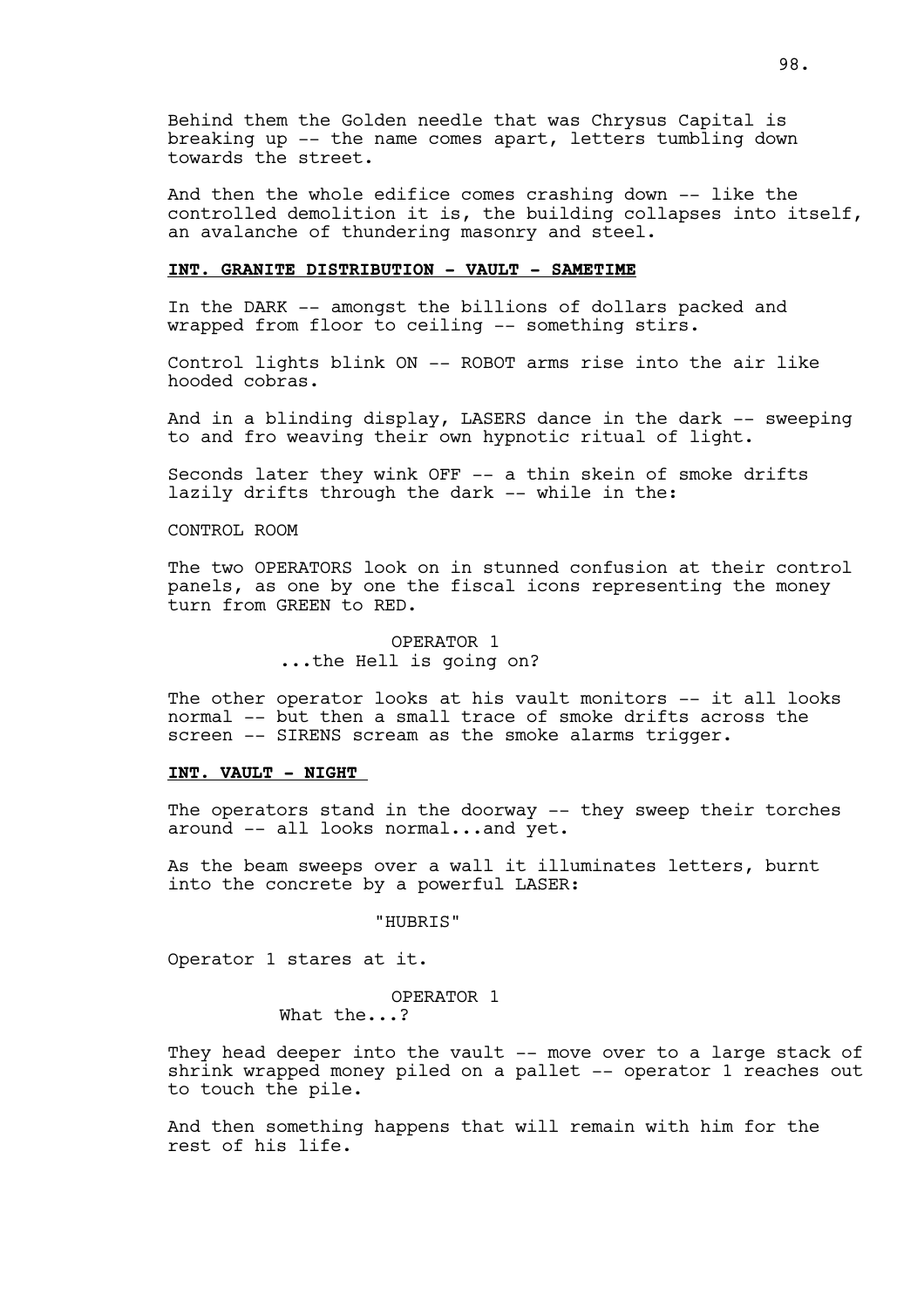Behind them the Golden needle that was Chrysus Capital is breaking up -- the name comes apart, letters tumbling down towards the street.

And then the whole edifice comes crashing down -- like the controlled demolition it is, the building collapses into itself, an avalanche of thundering masonry and steel.

**INT. GRANITE DISTRIBUTION - VAULT - SAMETIME**

In the DARK -- amongst the billions of dollars packed and wrapped from floor to ceiling -- something stirs.

Control lights blink ON -- ROBOT arms rise into the air like hooded cobras.

And in a blinding display, LASERS dance in the dark -- sweeping to and fro weaving their own hypnotic ritual of light.

Seconds later they wink OFF -- a thin skein of smoke drifts lazily drifts through the dark -- while in the:

CONTROL ROOM

The two OPERATORS look on in stunned confusion at their control panels, as one by one the fiscal icons representing the money turn from GREEN to RED.

OPERATOR 1
...the Hell is going on?

The other operator looks at his vault monitors -- it all looks normal -- but then a small trace of smoke drifts across the screen -- SIRENS scream as the smoke alarms trigger.

**INT. VAULT - NIGHT**

The operators stand in the doorway -- they sweep their torches around -- all looks normal...and yet.

As the beam sweeps over a wall it illuminates letters, burnt into the concrete by a powerful LASER:

"HUBRIS"

Operator 1 stares at it.

OPERATOR 1
What the...?

They head deeper into the vault -- move over to a large stack of shrink wrapped money piled on a pallet -- operator 1 reaches out to touch the pile.

And then something happens that will remain with him for the rest of his life.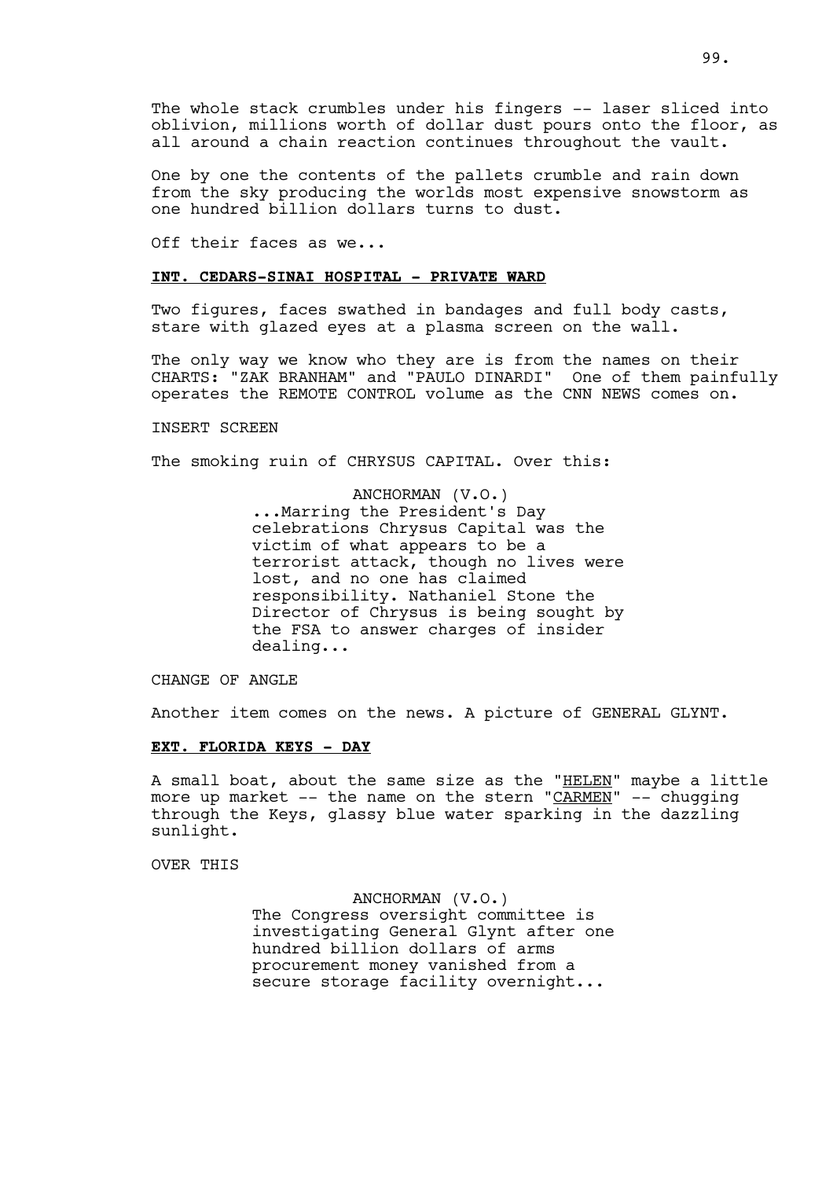The whole stack crumbles under his fingers -- laser sliced into oblivion, millions worth of dollar dust pours onto the floor, as all around a chain reaction continues throughout the vault.

One by one the contents of the pallets crumble and rain down from the sky producing the worlds most expensive snowstorm as one hundred billion dollars turns to dust.

Off their faces as we...

**INT. CEDARS-SINAI HOSPITAL - PRIVATE WARD**

Two figures, faces swathed in bandages and full body casts, stare with glazed eyes at a plasma screen on the wall.

The only way we know who they are is from the names on their CHARTS: "ZAK BRANHAM" and "PAULO DINARDI" One of them painfully operates the REMOTE CONTROL volume as the CNN NEWS comes on.

INSERT SCREEN

The smoking ruin of CHRYSUS CAPITAL. Over this:

ANCHORMAN (V.O.)
...Marring the President's Day celebrations Chrysus Capital was the victim of what appears to be a terrorist attack, though no lives were lost, and no one has claimed responsibility. Nathaniel Stone the Director of Chrysus is being sought by the FSA to answer charges of insider dealing...

CHANGE OF ANGLE

Another item comes on the news. A picture of GENERAL GLYNT.

**EXT. FLORIDA KEYS - DAY**

A small boat, about the same size as the "HELEN" maybe a little more up market -- the name on the stern "CARMEN" -- chugging through the Keys, glassy blue water sparking in the dazzling sunlight.

OVER THIS

ANCHORMAN (V.O.)
The Congress oversight committee is investigating General Glynt after one hundred billion dollars of arms procurement money vanished from a secure storage facility overnight...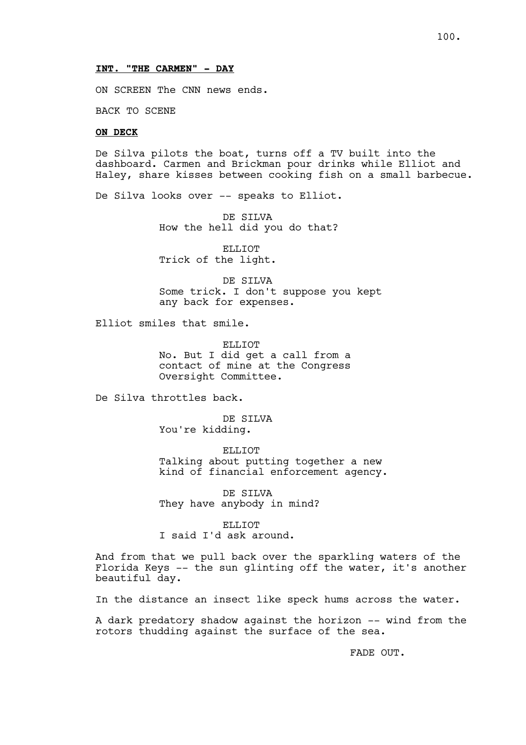**INT. "THE CARMEN" - DAY**

ON SCREEN The CNN news ends.

BACK TO SCENE

**ON DECK**

De Silva pilots the boat, turns off a TV built into the dashboard. Carmen and Brickman pour drinks while Elliot and Haley, share kisses between cooking fish on a small barbecue.

De Silva looks over -- speaks to Elliot.

DE SILVA
How the hell did you do that?

ELLIOT
Trick of the light.

DE SILVA
Some trick. I don't suppose you kept any back for expenses.

Elliot smiles that smile.

ELLIOT
No. But I did get a call from a contact of mine at the Congress Oversight Committee.

De Silva throttles back.

DE SILVA
You're kidding.

ELLIOT
Talking about putting together a new kind of financial enforcement agency.

DE SILVA
They have anybody in mind?

ELLIOT
I said I'd ask around.

And from that we pull back over the sparkling waters of the Florida Keys -- the sun glinting off the water, it's another beautiful day.

In the distance an insect like speck hums across the water.

A dark predatory shadow against the horizon -- wind from the rotors thudding against the surface of the sea.

FADE OUT.